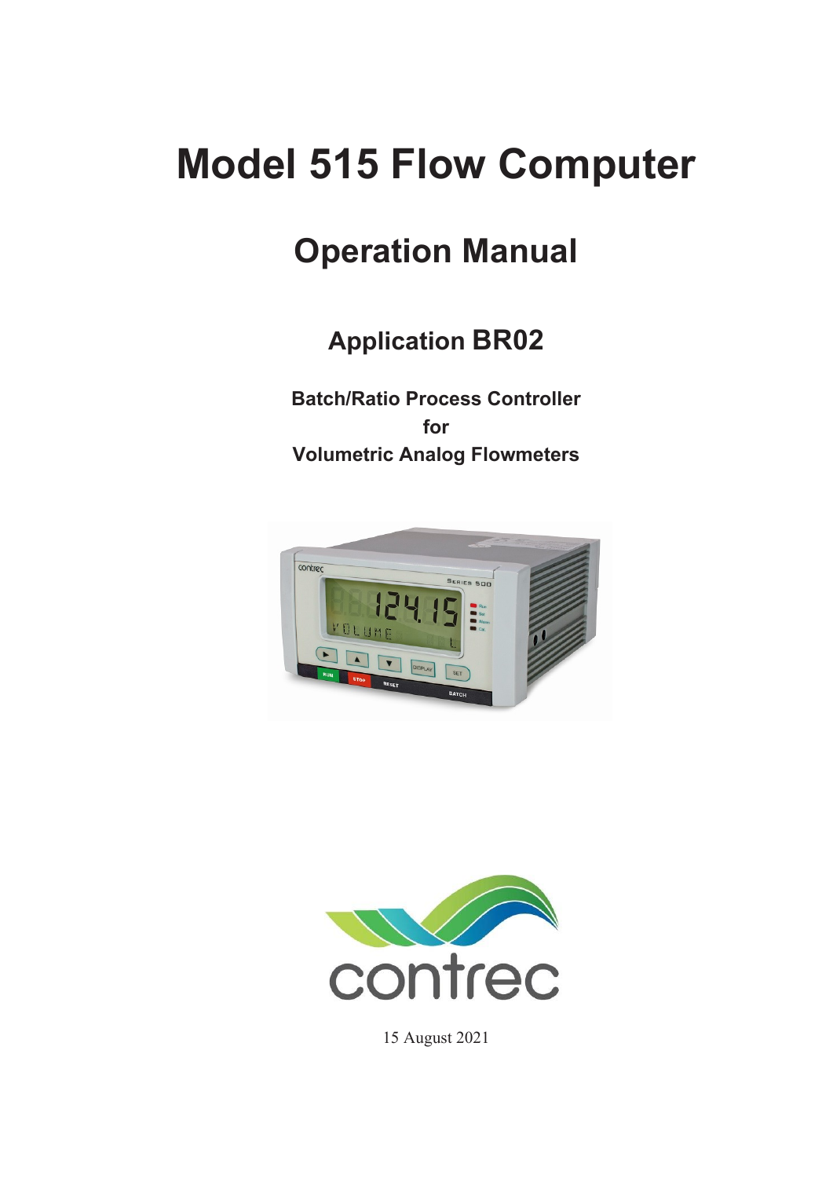# Model 515 Flow Computer

## Operation Manual

### Application BR02

**Batch/Ratio Process Controller**
**for**
**Volumetric Analog Flowmeters**

15 August 2021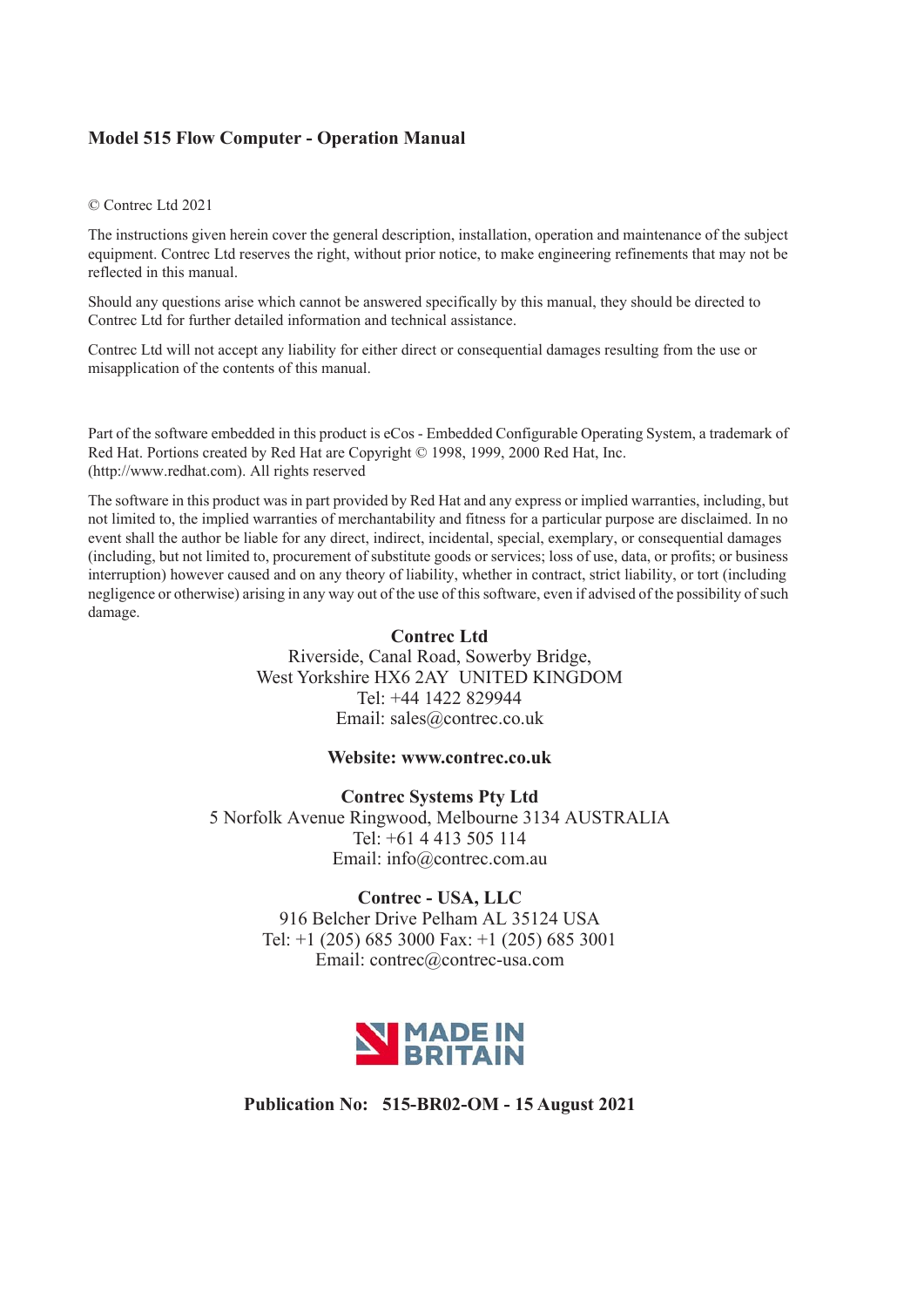**Model 515 Flow Computer - Operation Manual**

© Contrec Ltd 2021

The instructions given herein cover the general description, installation, operation and maintenance of the subject equipment. Contrec Ltd reserves the right, without prior notice, to make engineering refinements that may not be reflected in this manual.

Should any questions arise which cannot be answered specifically by this manual, they should be directed to Contrec Ltd for further detailed information and technical assistance.

Contrec Ltd will not accept any liability for either direct or consequential damages resulting from the use or misapplication of the contents of this manual.

Part of the software embedded in this product is eCos - Embedded Configurable Operating System, a trademark of Red Hat. Portions created by Red Hat are Copyright © 1998, 1999, 2000 Red Hat, Inc. (http://www.redhat.com). All rights reserved

The software in this product was in part provided by Red Hat and any express or implied warranties, including, but not limited to, the implied warranties of merchantability and fitness for a particular purpose are disclaimed. In no event shall the author be liable for any direct, indirect, incidental, special, exemplary, or consequential damages (including, but not limited to, procurement of substitute goods or services; loss of use, data, or profits; or business interruption) however caused and on any theory of liability, whether in contract, strict liability, or tort (including negligence or otherwise) arising in any way out of the use of this software, even if advised of the possibility of such damage.

**Contrec Ltd**
Riverside, Canal Road, Sowerby Bridge,
West Yorkshire HX6 2AY UNITED KINGDOM
Tel: +44 1422 829944
Email: sales@contrec.co.uk

**Website: www.contrec.co.uk**

**Contrec Systems Pty Ltd**
5 Norfolk Avenue Ringwood, Melbourne 3134 AUSTRALIA
Tel: +61 4 413 505 114
Email: info@contrec.com.au

**Contrec - USA, LLC**
916 Belcher Drive Pelham AL 35124 USA
Tel: +1 (205) 685 3000 Fax: +1 (205) 685 3001
Email: contrec@contrec-usa.com

MADE IN BRITAIN

**Publication No: 515-BR02-OM - 15 August 2021**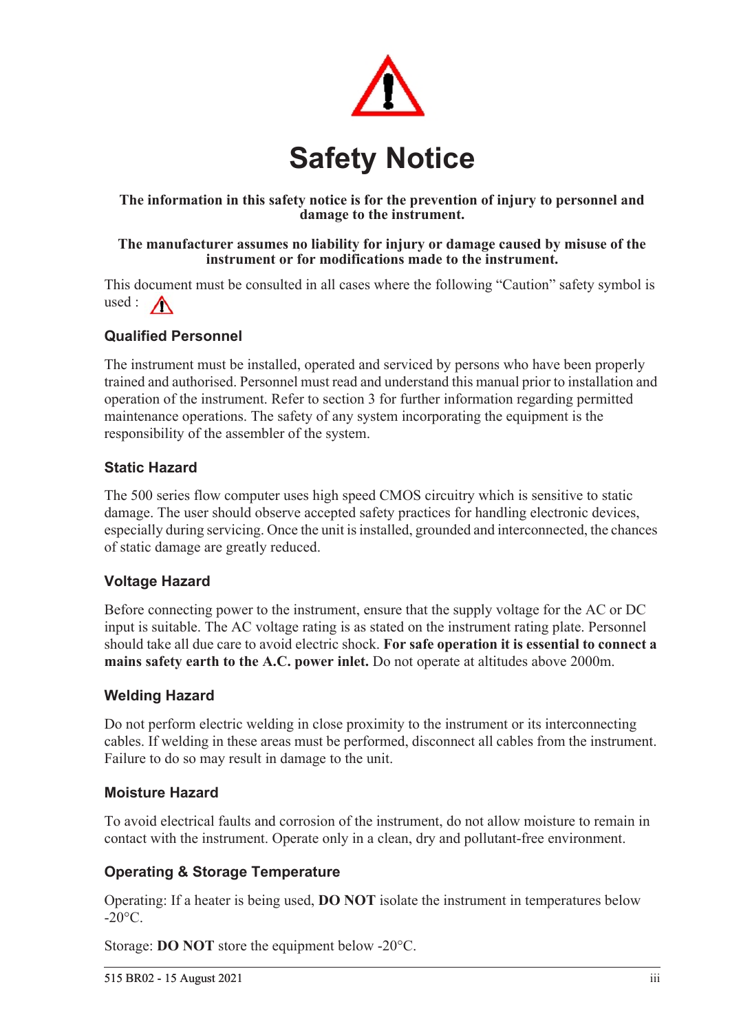# Safety Notice

**The information in this safety notice is for the prevention of injury to personnel and damage to the instrument.**

**The manufacturer assumes no liability for injury or damage caused by misuse of the instrument or for modifications made to the instrument.**

This document must be consulted in all cases where the following “Caution” safety symbol is used :

### Qualified Personnel

The instrument must be installed, operated and serviced by persons who have been properly trained and authorised. Personnel must read and understand this manual prior to installation and operation of the instrument. Refer to section 3 for further information regarding permitted maintenance operations. The safety of any system incorporating the equipment is the responsibility of the assembler of the system.

### Static Hazard

The 500 series flow computer uses high speed CMOS circuitry which is sensitive to static damage. The user should observe accepted safety practices for handling electronic devices, especially during servicing. Once the unit is installed, grounded and interconnected, the chances of static damage are greatly reduced.

### Voltage Hazard

Before connecting power to the instrument, ensure that the supply voltage for the AC or DC input is suitable. The AC voltage rating is as stated on the instrument rating plate. Personnel should take all due care to avoid electric shock. **For safe operation it is essential to connect a mains safety earth to the A.C. power inlet.** Do not operate at altitudes above 2000m.

### Welding Hazard

Do not perform electric welding in close proximity to the instrument or its interconnecting cables. If welding in these areas must be performed, disconnect all cables from the instrument. Failure to do so may result in damage to the unit.

### Moisture Hazard

To avoid electrical faults and corrosion of the instrument, do not allow moisture to remain in contact with the instrument. Operate only in a clean, dry and pollutant-free environment.

### Operating & Storage Temperature

Operating: If a heater is being used, **DO NOT** isolate the instrument in temperatures below -20°C.

Storage: **DO NOT** store the equipment below -20°C.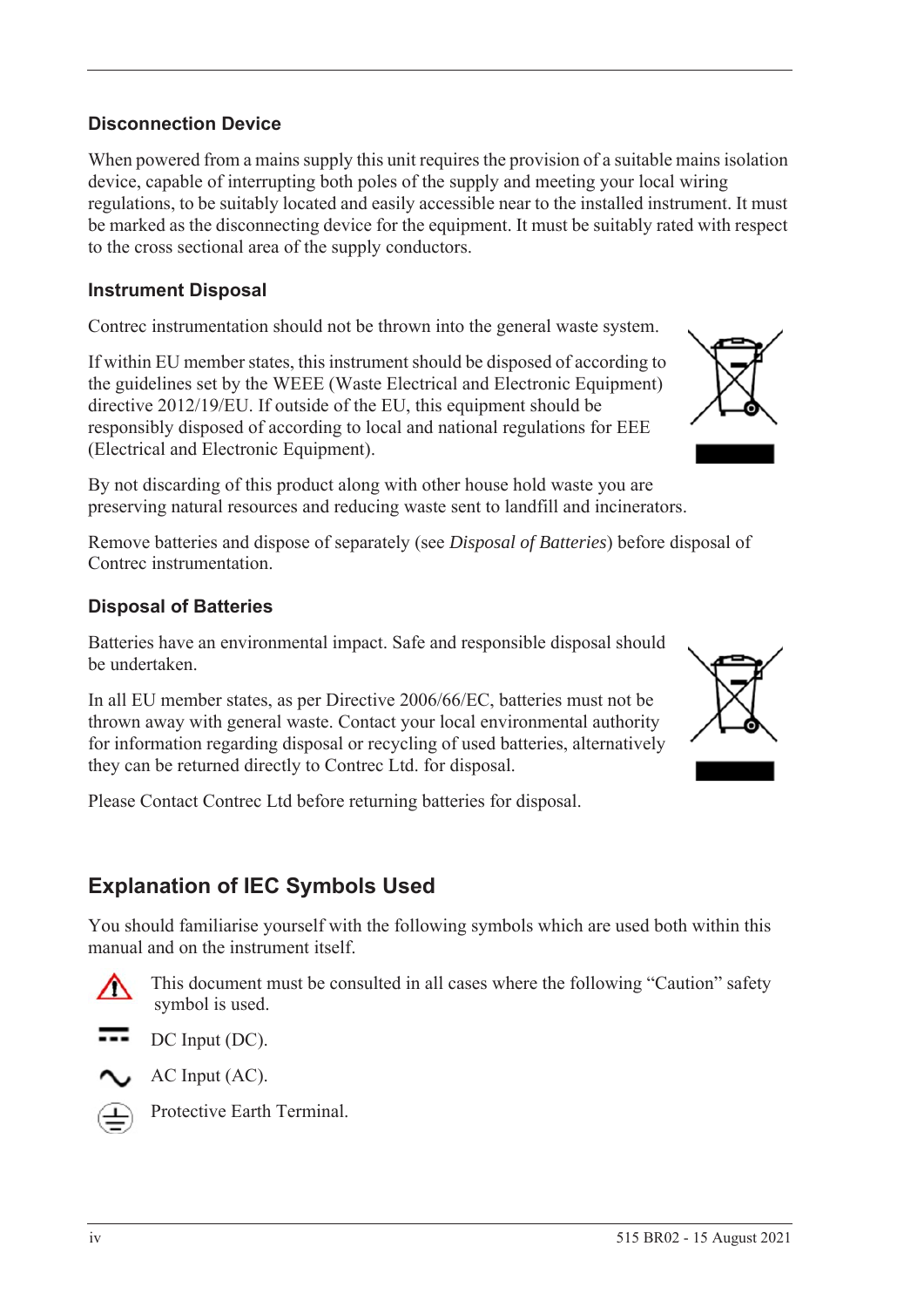### Disconnection Device

When powered from a mains supply this unit requires the provision of a suitable mains isolation device, capable of interrupting both poles of the supply and meeting your local wiring regulations, to be suitably located and easily accessible near to the installed instrument. It must be marked as the disconnecting device for the equipment. It must be suitably rated with respect to the cross sectional area of the supply conductors.

### Instrument Disposal

Contrec instrumentation should not be thrown into the general waste system.

If within EU member states, this instrument should be disposed of according to the guidelines set by the WEEE (Waste Electrical and Electronic Equipment) directive 2012/19/EU. If outside of the EU, this equipment should be responsibly disposed of according to local and national regulations for EEE (Electrical and Electronic Equipment).

By not discarding of this product along with other house hold waste you are preserving natural resources and reducing waste sent to landfill and incinerators.

Remove batteries and dispose of separately (see *Disposal of Batteries*) before disposal of Contrec instrumentation.

### Disposal of Batteries

Batteries have an environmental impact. Safe and responsible disposal should be undertaken.

In all EU member states, as per Directive 2006/66/EC, batteries must not be thrown away with general waste. Contact your local environmental authority for information regarding disposal or recycling of used batteries, alternatively they can be returned directly to Contrec Ltd. for disposal.

Please Contact Contrec Ltd before returning batteries for disposal.

## Explanation of IEC Symbols Used

You should familiarise yourself with the following symbols which are used both within this manual and on the instrument itself.

This document must be consulted in all cases where the following "Caution" safety symbol is used.

DC Input (DC).

AC Input (AC).

Protective Earth Terminal.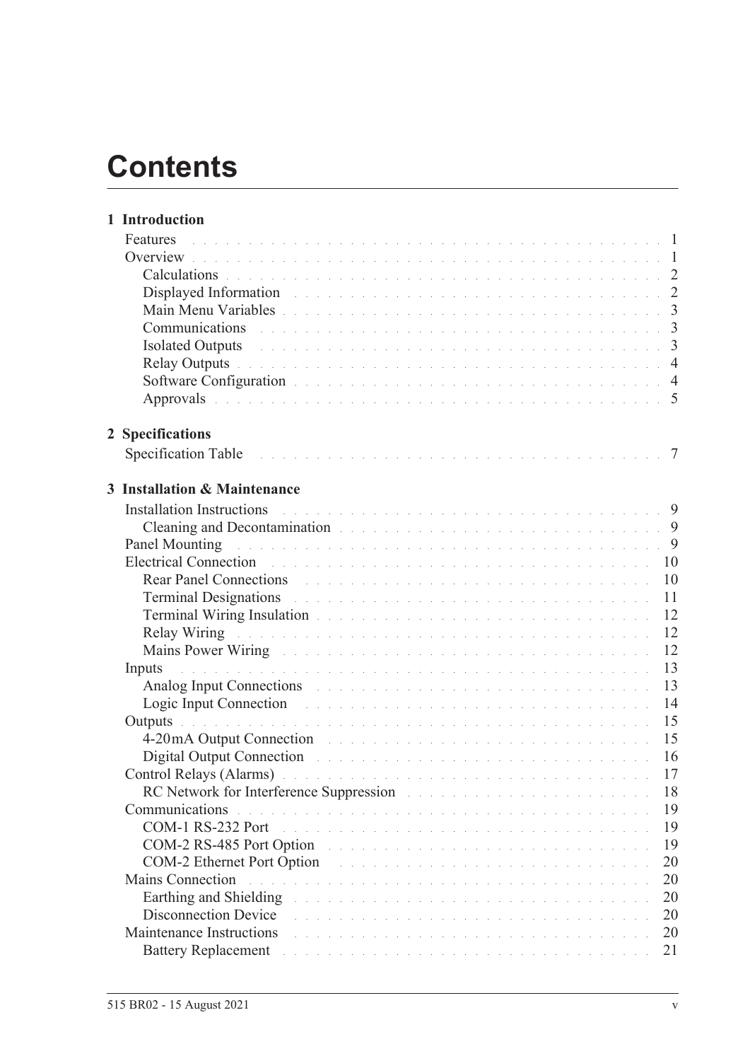# Contents

**1 Introduction**

- Features . . . 1
- Overview . . . 1
  - Calculations . . . 2
  - Displayed Information . . . 2
  - Main Menu Variables . . . 3
  - Communications . . . 3
  - Isolated Outputs . . . 3
  - Relay Outputs . . . 4
  - Software Configuration . . . 4
  - Approvals . . . 5

**2 Specifications**

- Specification Table . . . 7

**3 Installation & Maintenance**

- Installation Instructions . . . 9
  - Cleaning and Decontamination . . . 9
- Panel Mounting . . . 9
- Electrical Connection . . . 10
  - Rear Panel Connections . . . 10
  - Terminal Designations . . . 11
  - Terminal Wiring Insulation . . . 12
  - Relay Wiring . . . 12
  - Mains Power Wiring . . . 12
- Inputs . . . 13
  - Analog Input Connections . . . 13
  - Logic Input Connection . . . 14
- Outputs . . . 15
  - 4-20mA Output Connection . . . 15
  - Digital Output Connection . . . 16
- Control Relays (Alarms) . . . 17
  - RC Network for Interference Suppression . . . 18
- Communications . . . 19
  - COM-1 RS-232 Port . . . 19
  - COM-2 RS-485 Port Option . . . 19
  - COM-2 Ethernet Port Option . . . 20
- Mains Connection . . . 20
  - Earthing and Shielding . . . 20
  - Disconnection Device . . . 20
- Maintenance Instructions . . . 20
  - Battery Replacement . . . 21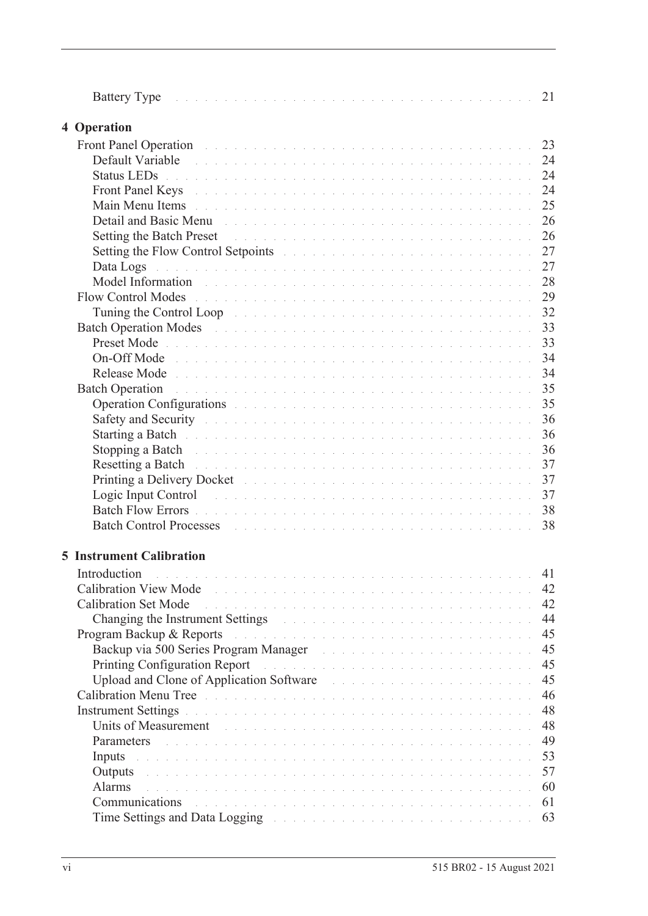Battery Type . . . . . . . . . . . . . . . . . . . . . . . . . . . . . . . . . . . . 21

**4 Operation**

Front Panel Operation . . . . . . . . . . . . . . . . . . . . . . . . . . . . . . . . 23
 Default Variable . . . . . . . . . . . . . . . . . . . . . . . . . . . . . . . . . 24
 Status LEDs . . . . . . . . . . . . . . . . . . . . . . . . . . . . . . . . . . . 24
 Front Panel Keys . . . . . . . . . . . . . . . . . . . . . . . . . . . . . . . . 24
 Main Menu Items . . . . . . . . . . . . . . . . . . . . . . . . . . . . . . . . 25
 Detail and Basic Menu . . . . . . . . . . . . . . . . . . . . . . . . . . . . . 26
 Setting the Batch Preset . . . . . . . . . . . . . . . . . . . . . . . . . . . . 26
 Setting the Flow Control Setpoints . . . . . . . . . . . . . . . . . . . . . . 27
 Data Logs . . . . . . . . . . . . . . . . . . . . . . . . . . . . . . . . . . . . 27
 Model Information . . . . . . . . . . . . . . . . . . . . . . . . . . . . . . . 28
Flow Control Modes . . . . . . . . . . . . . . . . . . . . . . . . . . . . . . . . 29
 Tuning the Control Loop . . . . . . . . . . . . . . . . . . . . . . . . . . . . 32
Batch Operation Modes . . . . . . . . . . . . . . . . . . . . . . . . . . . . . . 33
 Preset Mode . . . . . . . . . . . . . . . . . . . . . . . . . . . . . . . . . . . 33
 On-Off Mode . . . . . . . . . . . . . . . . . . . . . . . . . . . . . . . . . . 34
 Release Mode . . . . . . . . . . . . . . . . . . . . . . . . . . . . . . . . . . 34
Batch Operation . . . . . . . . . . . . . . . . . . . . . . . . . . . . . . . . . . 35
 Operation Configurations . . . . . . . . . . . . . . . . . . . . . . . . . . . 35
 Safety and Security . . . . . . . . . . . . . . . . . . . . . . . . . . . . . . . 36
 Starting a Batch . . . . . . . . . . . . . . . . . . . . . . . . . . . . . . . . . 36
 Stopping a Batch . . . . . . . . . . . . . . . . . . . . . . . . . . . . . . . . 36
 Resetting a Batch . . . . . . . . . . . . . . . . . . . . . . . . . . . . . . . . 37
 Printing a Delivery Docket . . . . . . . . . . . . . . . . . . . . . . . . . . . 37
 Logic Input Control . . . . . . . . . . . . . . . . . . . . . . . . . . . . . . . 37
 Batch Flow Errors . . . . . . . . . . . . . . . . . . . . . . . . . . . . . . . . 38
 Batch Control Processes . . . . . . . . . . . . . . . . . . . . . . . . . . . . 38

**5 Instrument Calibration**

Introduction . . . . . . . . . . . . . . . . . . . . . . . . . . . . . . . . . . . . 41
Calibration View Mode . . . . . . . . . . . . . . . . . . . . . . . . . . . . . . 42
Calibration Set Mode . . . . . . . . . . . . . . . . . . . . . . . . . . . . . . . 42
 Changing the Instrument Settings . . . . . . . . . . . . . . . . . . . . . . . 44
Program Backup & Reports . . . . . . . . . . . . . . . . . . . . . . . . . . . . 45
 Backup via 500 Series Program Manager . . . . . . . . . . . . . . . . . . . 45
 Printing Configuration Report . . . . . . . . . . . . . . . . . . . . . . . . . 45
 Upload and Clone of Application Software . . . . . . . . . . . . . . . . . . 45
Calibration Menu Tree . . . . . . . . . . . . . . . . . . . . . . . . . . . . . . 46
Instrument Settings . . . . . . . . . . . . . . . . . . . . . . . . . . . . . . . . 48
 Units of Measurement . . . . . . . . . . . . . . . . . . . . . . . . . . . . . 48
 Parameters . . . . . . . . . . . . . . . . . . . . . . . . . . . . . . . . . . . . 49
 Inputs . . . . . . . . . . . . . . . . . . . . . . . . . . . . . . . . . . . . . . 53
 Outputs . . . . . . . . . . . . . . . . . . . . . . . . . . . . . . . . . . . . . 57
 Alarms . . . . . . . . . . . . . . . . . . . . . . . . . . . . . . . . . . . . . . 60
 Communications . . . . . . . . . . . . . . . . . . . . . . . . . . . . . . . . 61
 Time Settings and Data Logging . . . . . . . . . . . . . . . . . . . . . . . . 63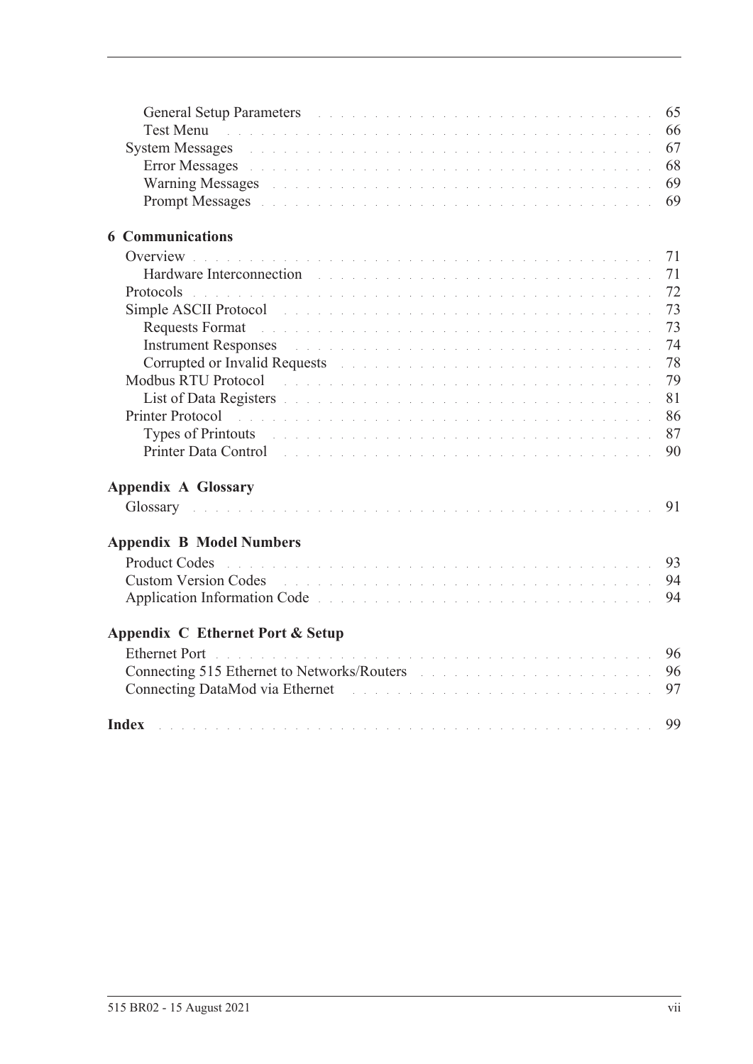General Setup Parameters . . . . . . . . . . 65
Test Menu . . . . . . . . . . 66
System Messages . . . . . . . . . . 67
Error Messages . . . . . . . . . . 68
Warning Messages . . . . . . . . . . 69
Prompt Messages . . . . . . . . . . 69

**6 Communications**

Overview . . . . . . . . . . 71
Hardware Interconnection . . . . . . . . . . 71
Protocols . . . . . . . . . . 72
Simple ASCII Protocol . . . . . . . . . . 73
Requests Format . . . . . . . . . . 73
Instrument Responses . . . . . . . . . . 74
Corrupted or Invalid Requests . . . . . . . . . . 78
Modbus RTU Protocol . . . . . . . . . . 79
List of Data Registers . . . . . . . . . . 81
Printer Protocol . . . . . . . . . . 86
Types of Printouts . . . . . . . . . . 87
Printer Data Control . . . . . . . . . . 90

**Appendix A Glossary**

Glossary . . . . . . . . . . 91

**Appendix B Model Numbers**

Product Codes . . . . . . . . . . 93
Custom Version Codes . . . . . . . . . . 94
Application Information Code . . . . . . . . . . 94

**Appendix C Ethernet Port & Setup**

Ethernet Port . . . . . . . . . . 96
Connecting 515 Ethernet to Networks/Routers . . . . . . . . . . 96
Connecting DataMod via Ethernet . . . . . . . . . . 97

**Index** . . . . . . . . . . 99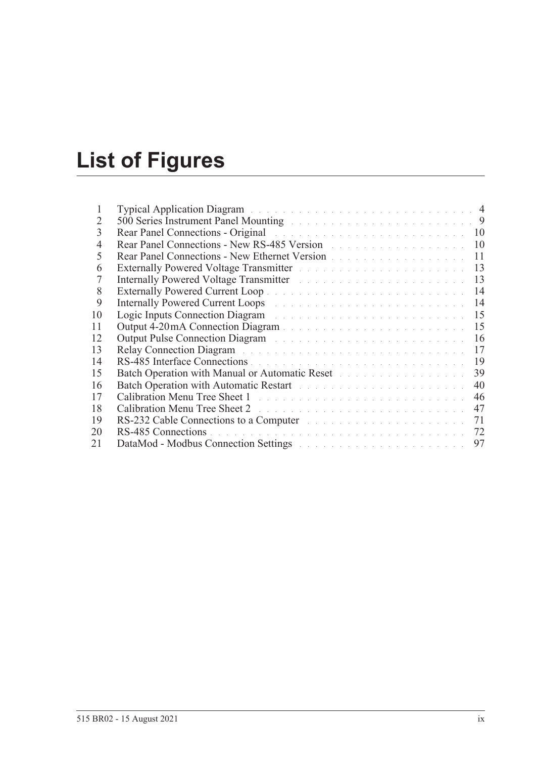# List of Figures

| | | |
|---|---|---|
| 1 | Typical Application Diagram | 4 |
| 2 | 500 Series Instrument Panel Mounting | 9 |
| 3 | Rear Panel Connections - Original | 10 |
| 4 | Rear Panel Connections - New RS-485 Version | 10 |
| 5 | Rear Panel Connections - New Ethernet Version | 11 |
| 6 | Externally Powered Voltage Transmitter | 13 |
| 7 | Internally Powered Voltage Transmitter | 13 |
| 8 | Externally Powered Current Loop | 14 |
| 9 | Internally Powered Current Loops | 14 |
| 10 | Logic Inputs Connection Diagram | 15 |
| 11 | Output 4-20 mA Connection Diagram | 15 |
| 12 | Output Pulse Connection Diagram | 16 |
| 13 | Relay Connection Diagram | 17 |
| 14 | RS-485 Interface Connections | 19 |
| 15 | Batch Operation with Manual or Automatic Reset | 39 |
| 16 | Batch Operation with Automatic Restart | 40 |
| 17 | Calibration Menu Tree Sheet 1 | 46 |
| 18 | Calibration Menu Tree Sheet 2 | 47 |
| 19 | RS-232 Cable Connections to a Computer | 71 |
| 20 | RS-485 Connections | 72 |
| 21 | DataMod - Modbus Connection Settings | 97 |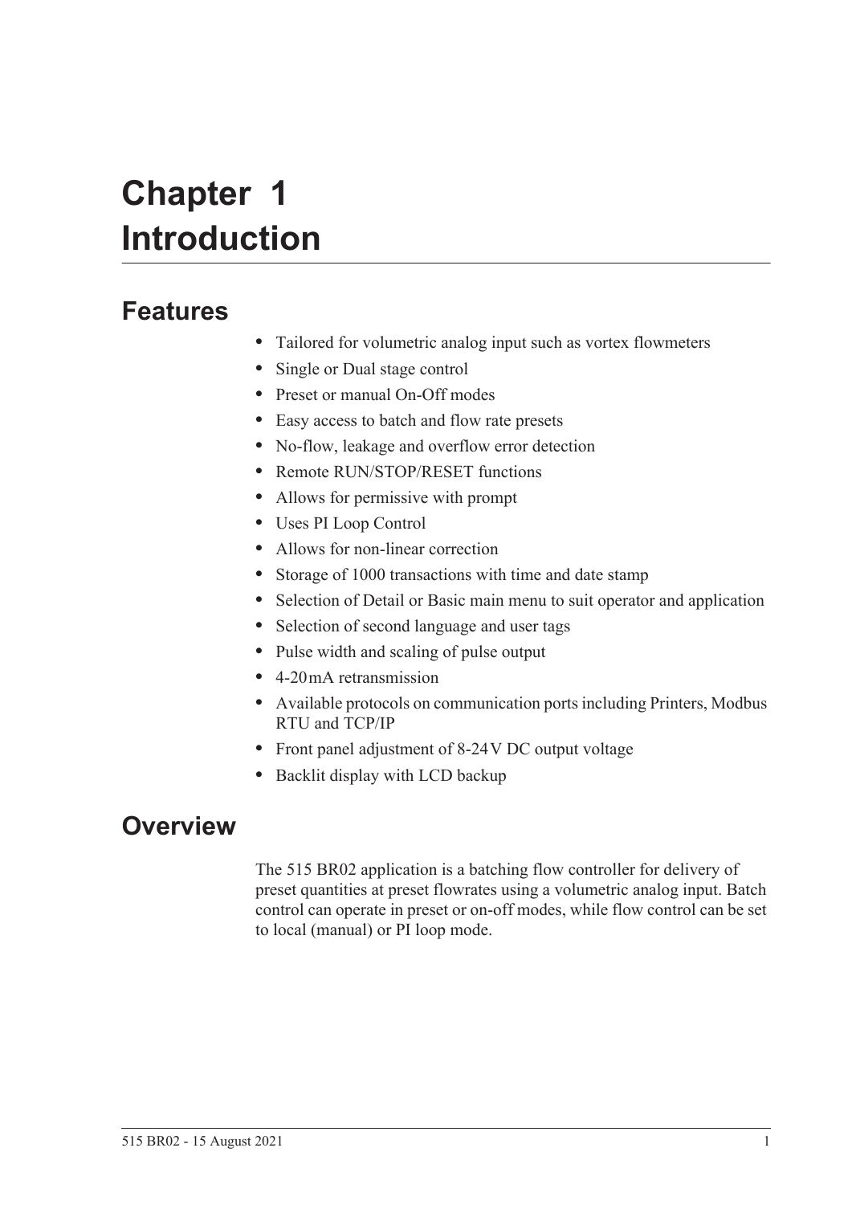# Chapter 1 Introduction

## Features

- Tailored for volumetric analog input such as vortex flowmeters
- Single or Dual stage control
- Preset or manual On-Off modes
- Easy access to batch and flow rate presets
- No-flow, leakage and overflow error detection
- Remote RUN/STOP/RESET functions
- Allows for permissive with prompt
- Uses PI Loop Control
- Allows for non-linear correction
- Storage of 1000 transactions with time and date stamp
- Selection of Detail or Basic main menu to suit operator and application
- Selection of second language and user tags
- Pulse width and scaling of pulse output
- 4-20 mA retransmission
- Available protocols on communication ports including Printers, Modbus RTU and TCP/IP
- Front panel adjustment of 8-24 V DC output voltage
- Backlit display with LCD backup

## Overview

The 515 BR02 application is a batching flow controller for delivery of preset quantities at preset flowrates using a volumetric analog input. Batch control can operate in preset or on-off modes, while flow control can be set to local (manual) or PI loop mode.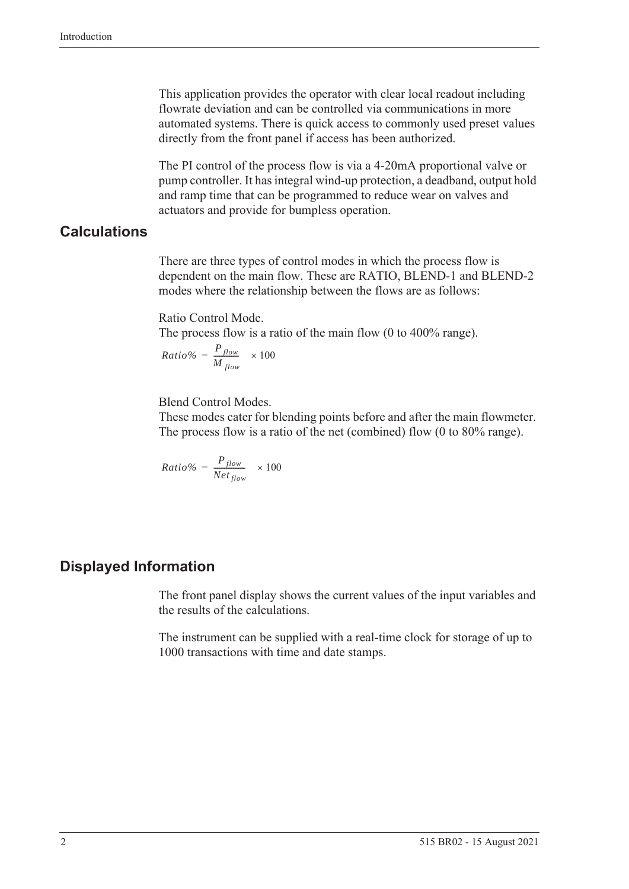This application provides the operator with clear local readout including flowrate deviation and can be controlled via communications in more automated systems. There is quick access to commonly used preset values directly from the front panel if access has been authorized.

The PI control of the process flow is via a 4-20mA proportional valve or pump controller. It has integral wind-up protection, a deadband, output hold and ramp time that can be programmed to reduce wear on valves and actuators and provide for bumpless operation.

## Calculations

There are three types of control modes in which the process flow is dependent on the main flow. These are RATIO, BLEND-1 and BLEND-2 modes where the relationship between the flows are as follows:

Ratio Control Mode.
The process flow is a ratio of the main flow (0 to 400% range).

$$Ratio\% = \frac{P_{flow}}{M_{flow}} \times 100$$

Blend Control Modes.
These modes cater for blending points before and after the main flowmeter. The process flow is a ratio of the net (combined) flow (0 to 80% range).

$$Ratio\% = \frac{P_{flow}}{Net_{flow}} \times 100$$

## Displayed Information

The front panel display shows the current values of the input variables and the results of the calculations.

The instrument can be supplied with a real-time clock for storage of up to 1000 transactions with time and date stamps.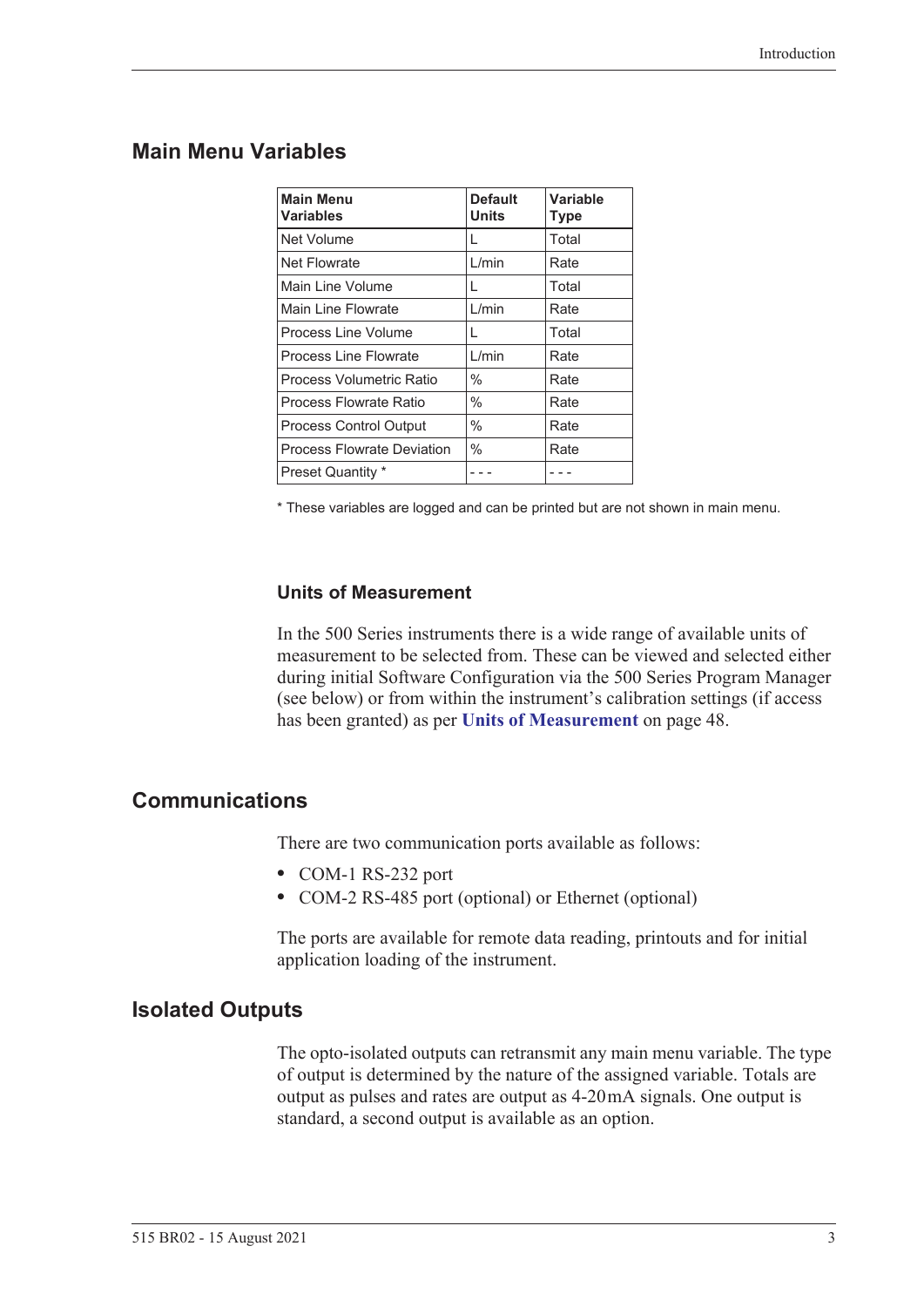## Main Menu Variables

| Main Menu Variables | Default Units | Variable Type |
|---|---|---|
| Net Volume | L | Total |
| Net Flowrate | L/min | Rate |
| Main Line Volume | L | Total |
| Main Line Flowrate | L/min | Rate |
| Process Line Volume | L | Total |
| Process Line Flowrate | L/min | Rate |
| Process Volumetric Ratio | % | Rate |
| Process Flowrate Ratio | % | Rate |
| Process Control Output | % | Rate |
| Process Flowrate Deviation | % | Rate |
| Preset Quantity * | - - - | - - - |

* These variables are logged and can be printed but are not shown in main menu.

### Units of Measurement

In the 500 Series instruments there is a wide range of available units of measurement to be selected from. These can be viewed and selected either during initial Software Configuration via the 500 Series Program Manager (see below) or from within the instrument's calibration settings (if access has been granted) as per **Units of Measurement** on page 48.

## Communications

There are two communication ports available as follows:

- COM-1 RS-232 port
- COM-2 RS-485 port (optional) or Ethernet (optional)

The ports are available for remote data reading, printouts and for initial application loading of the instrument.

## Isolated Outputs

The opto-isolated outputs can retransmit any main menu variable. The type of output is determined by the nature of the assigned variable. Totals are output as pulses and rates are output as 4-20mA signals. One output is standard, a second output is available as an option.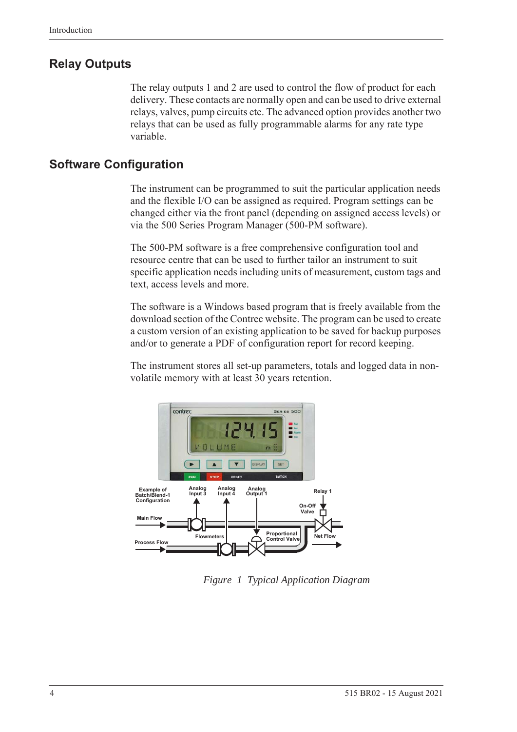## Relay Outputs

The relay outputs 1 and 2 are used to control the flow of product for each delivery. These contacts are normally open and can be used to drive external relays, valves, pump circuits etc. The advanced option provides another two relays that can be used as fully programmable alarms for any rate type variable.

## Software Configuration

The instrument can be programmed to suit the particular application needs and the flexible I/O can be assigned as required. Program settings can be changed either via the front panel (depending on assigned access levels) or via the 500 Series Program Manager (500-PM software).

The 500-PM software is a free comprehensive configuration tool and resource centre that can be used to further tailor an instrument to suit specific application needs including units of measurement, custom tags and text, access levels and more.

The software is a Windows based program that is freely available from the download section of the Contrec website. The program can be used to create a custom version of an existing application to be saved for backup purposes and/or to generate a PDF of configuration report for record keeping.

The instrument stores all set-up parameters, totals and logged data in non-volatile memory with at least 30 years retention.

*Figure 1 Typical Application Diagram*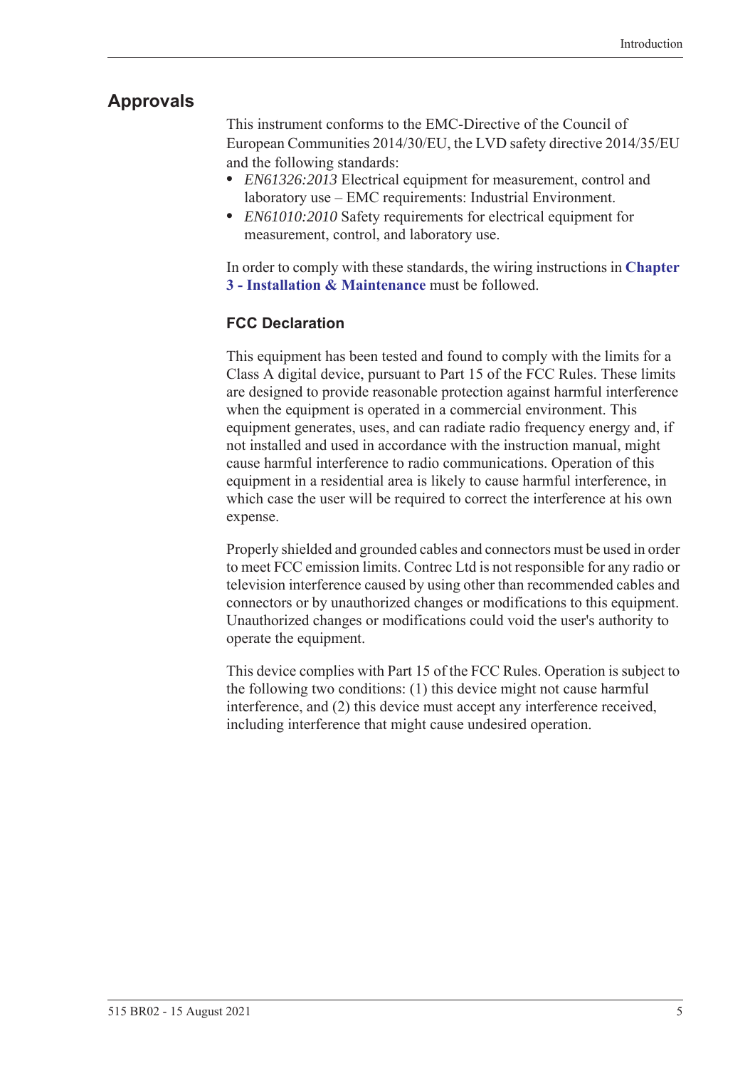## Approvals

This instrument conforms to the EMC-Directive of the Council of European Communities 2014/30/EU, the LVD safety directive 2014/35/EU and the following standards:

- *EN61326:2013* Electrical equipment for measurement, control and laboratory use – EMC requirements: Industrial Environment.
- *EN61010:2010* Safety requirements for electrical equipment for measurement, control, and laboratory use.

In order to comply with these standards, the wiring instructions in **Chapter 3 - Installation & Maintenance** must be followed.

### FCC Declaration

This equipment has been tested and found to comply with the limits for a Class A digital device, pursuant to Part 15 of the FCC Rules. These limits are designed to provide reasonable protection against harmful interference when the equipment is operated in a commercial environment. This equipment generates, uses, and can radiate radio frequency energy and, if not installed and used in accordance with the instruction manual, might cause harmful interference to radio communications. Operation of this equipment in a residential area is likely to cause harmful interference, in which case the user will be required to correct the interference at his own expense.

Properly shielded and grounded cables and connectors must be used in order to meet FCC emission limits. Contrec Ltd is not responsible for any radio or television interference caused by using other than recommended cables and connectors or by unauthorized changes or modifications to this equipment. Unauthorized changes or modifications could void the user's authority to operate the equipment.

This device complies with Part 15 of the FCC Rules. Operation is subject to the following two conditions: (1) this device might not cause harmful interference, and (2) this device must accept any interference received, including interference that might cause undesired operation.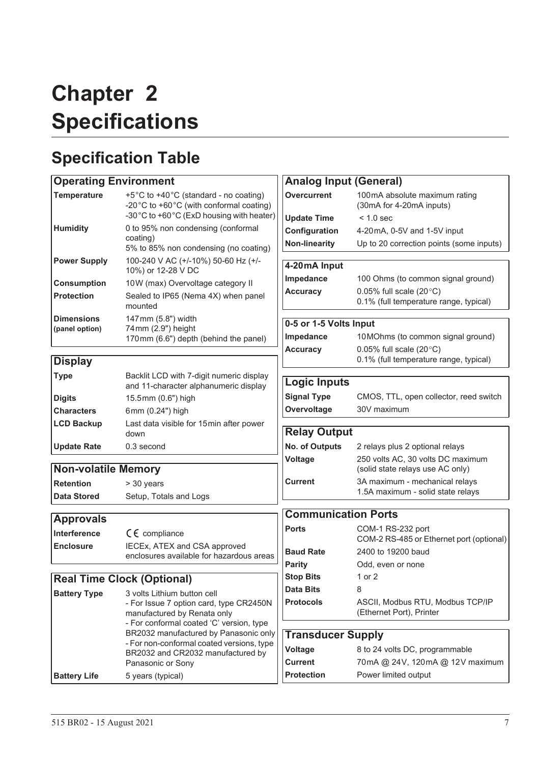# Chapter 2 Specifications

## Specification Table

| Operating Environment | |
|---|---|
| **Temperature** | +5°C to +40°C (standard - no coating)<br>-20°C to +60°C (with conformal coating)<br>-30°C to +60°C (ExD housing with heater) |
| **Humidity** | 0 to 95% non condensing (conformal coating)<br>5% to 85% non condensing (no coating) |
| **Power Supply** | 100-240 V AC (+/-10%) 50-60 Hz (+/-10%) or 12-28 V DC |
| **Consumption** | 10W (max) Overvoltage category II |
| **Protection** | Sealed to IP65 (Nema 4X) when panel mounted |
| **Dimensions (panel option)** | 147mm (5.8") width<br>74mm (2.9") height<br>170mm (6.6") depth (behind the panel) |

| Display | |
|---|---|
| **Type** | Backlit LCD with 7-digit numeric display and 11-character alphanumeric display |
| **Digits** | 15.5mm (0.6") high |
| **Characters** | 6mm (0.24") high |
| **LCD Backup** | Last data visible for 15min after power down |
| **Update Rate** | 0.3 second |

| Non-volatile Memory | |
|---|---|
| **Retention** | > 30 years |
| **Data Stored** | Setup, Totals and Logs |

| Approvals | |
|---|---|
| **Interference** | CE compliance |
| **Enclosure** | IECEx, ATEX and CSA approved enclosures available for hazardous areas |

| Real Time Clock (Optional) | |
|---|---|
| **Battery Type** | 3 volts Lithium button cell<br>- For Issue 7 option card, type CR2450N manufactured by Renata only<br>- For conformal coated 'C' version, type BR2032 manufactured by Panasonic only<br>- For non-conformal coated versions, type BR2032 and CR2032 manufactured by Panasonic or Sony |
| **Battery Life** | 5 years (typical) |

| Analog Input (General) | |
|---|---|
| **Overcurrent** | 100mA absolute maximum rating (30mA for 4-20mA inputs) |
| **Update Time** | < 1.0 sec |
| **Configuration** | 4-20mA, 0-5V and 1-5V input |
| **Non-linearity** | Up to 20 correction points (some inputs) |

| 4-20mA Input | |
|---|---|
| **Impedance** | 100 Ohms (to common signal ground) |
| **Accuracy** | 0.05% full scale (20°C)<br>0.1% (full temperature range, typical) |

| 0-5 or 1-5 Volts Input | |
|---|---|
| **Impedance** | 10MOhms (to common signal ground) |
| **Accuracy** | 0.05% full scale (20°C)<br>0.1% (full temperature range, typical) |

| Logic Inputs | |
|---|---|
| **Signal Type** | CMOS, TTL, open collector, reed switch |
| **Overvoltage** | 30V maximum |

| Relay Output | |
|---|---|
| **No. of Outputs** | 2 relays plus 2 optional relays |
| **Voltage** | 250 volts AC, 30 volts DC maximum (solid state relays use AC only) |
| **Current** | 3A maximum - mechanical relays<br>1.5A maximum - solid state relays |

| Communication Ports | |
|---|---|
| **Ports** | COM-1 RS-232 port<br>COM-2 RS-485 or Ethernet port (optional) |
| **Baud Rate** | 2400 to 19200 baud |
| **Parity** | Odd, even or none |
| **Stop Bits** | 1 or 2 |
| **Data Bits** | 8 |
| **Protocols** | ASCII, Modbus RTU, Modbus TCP/IP (Ethernet Port), Printer |

| Transducer Supply | |
|---|---|
| **Voltage** | 8 to 24 volts DC, programmable |
| **Current** | 70mA @ 24V, 120mA @ 12V maximum |
| **Protection** | Power limited output |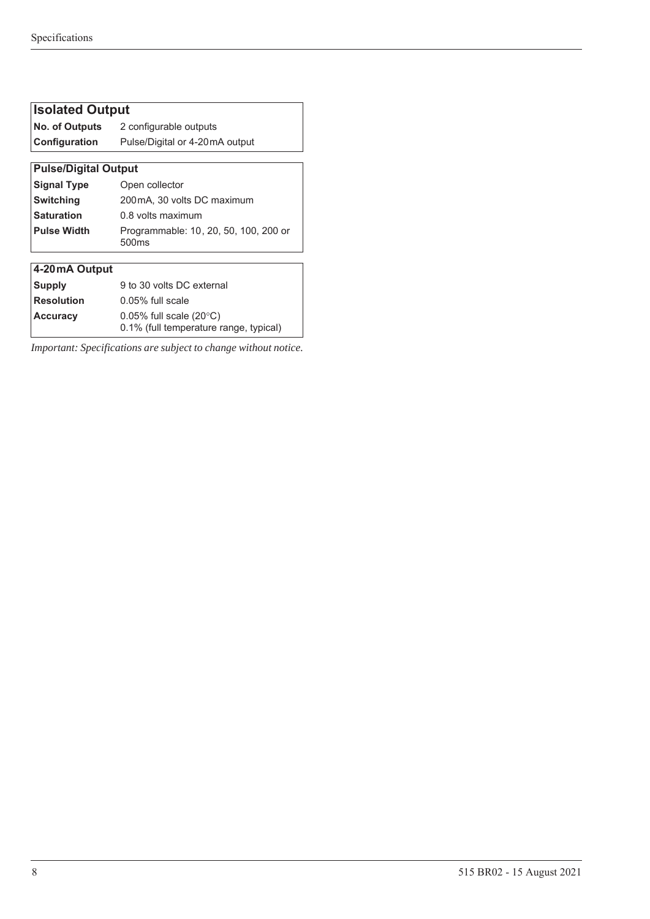| Isolated Output | |
|---|---|
| **No. of Outputs** | 2 configurable outputs |
| **Configuration** | Pulse/Digital or 4-20 mA output |

| Pulse/Digital Output | |
|---|---|
| **Signal Type** | Open collector |
| **Switching** | 200 mA, 30 volts DC maximum |
| **Saturation** | 0.8 volts maximum |
| **Pulse Width** | Programmable: 10, 20, 50, 100, 200 or 500ms |

| 4-20 mA Output | |
|---|---|
| **Supply** | 9 to 30 volts DC external |
| **Resolution** | 0.05% full scale |
| **Accuracy** | 0.05% full scale (20°C)<br>0.1% (full temperature range, typical) |

*Important: Specifications are subject to change without notice.*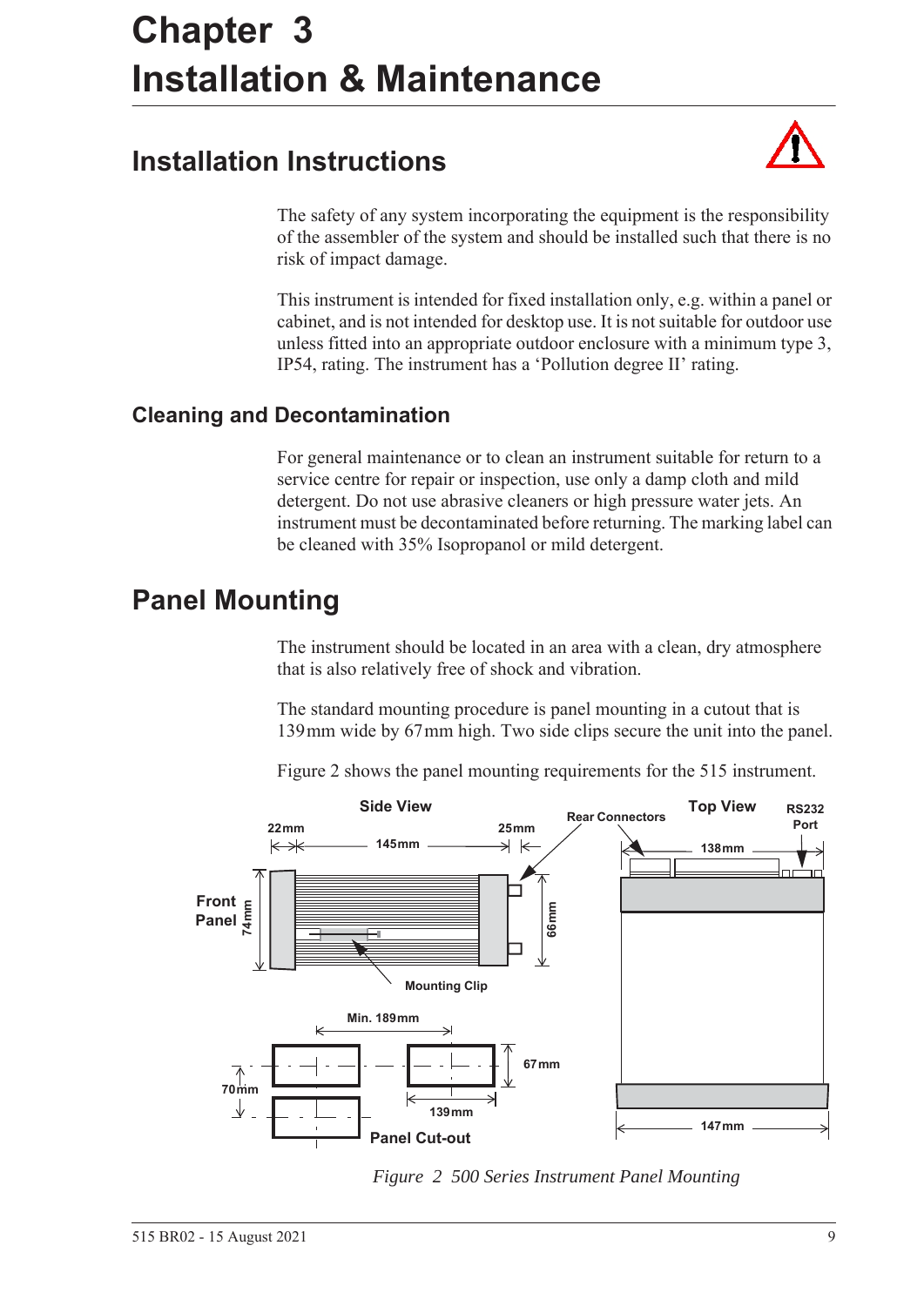# Chapter 3 Installation & Maintenance

## Installation Instructions

The safety of any system incorporating the equipment is the responsibility of the assembler of the system and should be installed such that there is no risk of impact damage.

This instrument is intended for fixed installation only, e.g. within a panel or cabinet, and is not intended for desktop use. It is not suitable for outdoor use unless fitted into an appropriate outdoor enclosure with a minimum type 3, IP54, rating. The instrument has a 'Pollution degree II' rating.

### Cleaning and Decontamination

For general maintenance or to clean an instrument suitable for return to a service centre for repair or inspection, use only a damp cloth and mild detergent. Do not use abrasive cleaners or high pressure water jets. An instrument must be decontaminated before returning. The marking label can be cleaned with 35% Isopropanol or mild detergent.

## Panel Mounting

The instrument should be located in an area with a clean, dry atmosphere that is also relatively free of shock and vibration.

The standard mounting procedure is panel mounting in a cutout that is 139 mm wide by 67 mm high. Two side clips secure the unit into the panel.

Figure 2 shows the panel mounting requirements for the 515 instrument.

Side View | Top View | Front Panel | Rear Connectors | RS232 Port | Mounting Clip | Panel Cut-out | 22mm | 145mm | 25mm | 74mm | 66mm | 138mm | 147mm | Min. 189mm | 67mm | 70mm | 139mm

*Figure 2 500 Series Instrument Panel Mounting*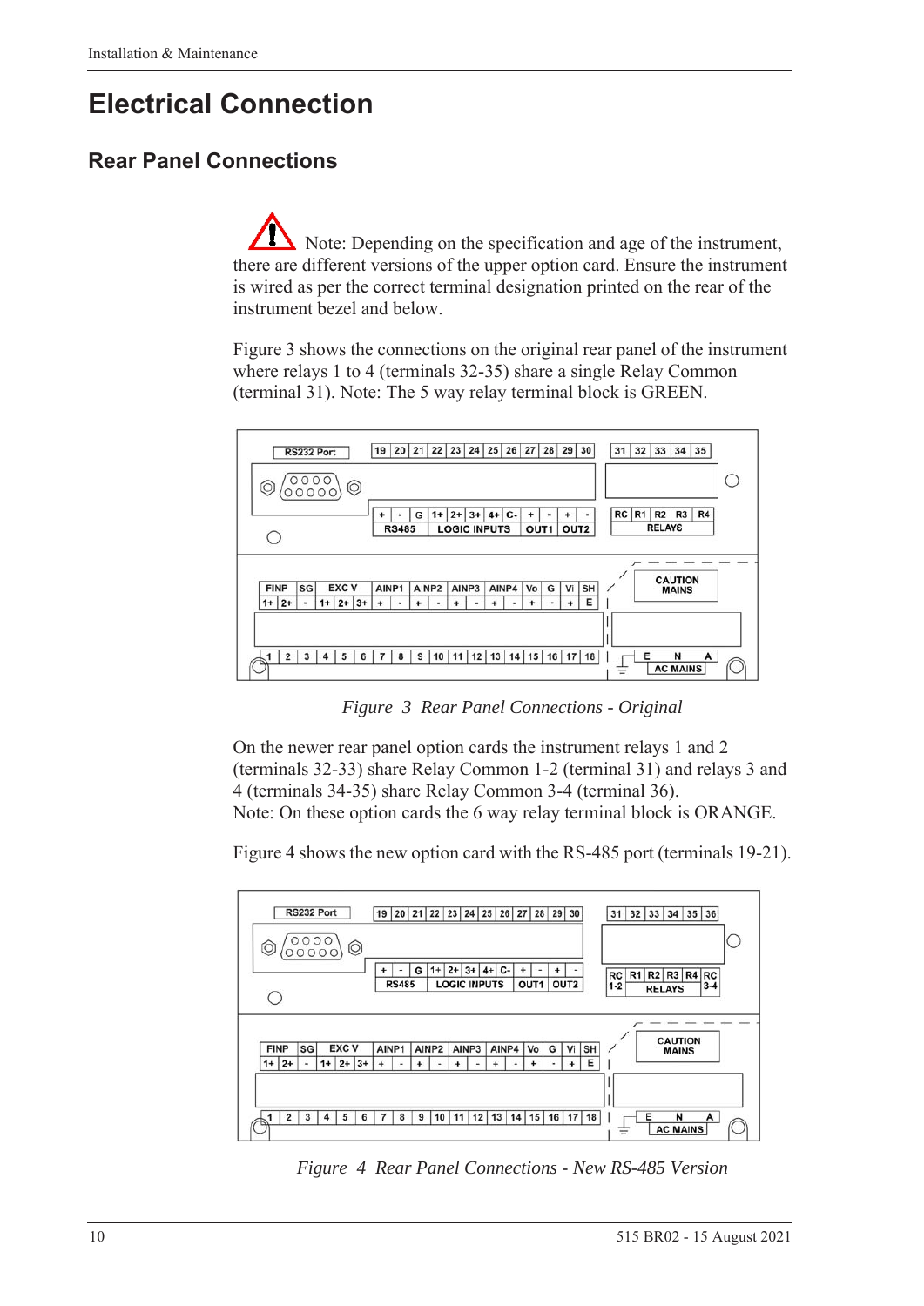# Electrical Connection

## Rear Panel Connections

Note: Depending on the specification and age of the instrument, there are different versions of the upper option card. Ensure the instrument is wired as per the correct terminal designation printed on the rear of the instrument bezel and below.

Figure 3 shows the connections on the original rear panel of the instrument where relays 1 to 4 (terminals 32-35) share a single Relay Common (terminal 31). Note: The 5 way relay terminal block is GREEN.

*Figure 3 Rear Panel Connections - Original*

On the newer rear panel option cards the instrument relays 1 and 2 (terminals 32-33) share Relay Common 1-2 (terminal 31) and relays 3 and 4 (terminals 34-35) share Relay Common 3-4 (terminal 36).
Note: On these option cards the 6 way relay terminal block is ORANGE.

Figure 4 shows the new option card with the RS-485 port (terminals 19-21).

*Figure 4 Rear Panel Connections - New RS-485 Version*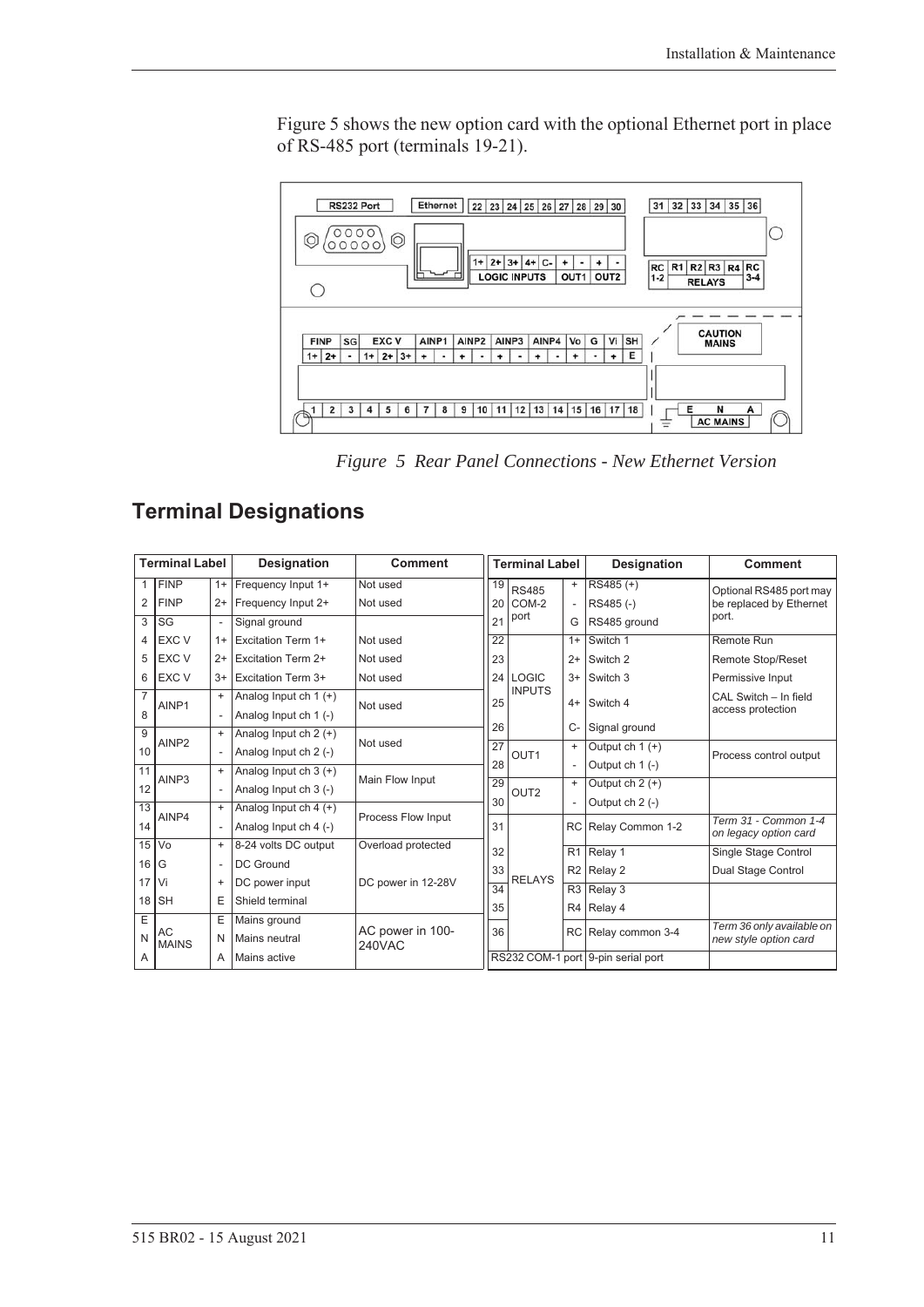Figure 5 shows the new option card with the optional Ethernet port in place of RS-485 port (terminals 19-21).

*Figure 5 Rear Panel Connections - New Ethernet Version*

## Terminal Designations

| Terminal Label | | | Designation | Comment |
|---|---|---|---|---|
| 1 | FINP | 1+ | Frequency Input 1+ | Not used |
| 2 | FINP | 2+ | Frequency Input 2+ | Not used |
| 3 | SG | - | Signal ground | |
| 4 | EXC V | 1+ | Excitation Term 1+ | Not used |
| 5 | EXC V | 2+ | Excitation Term 2+ | Not used |
| 6 | EXC V | 3+ | Excitation Term 3+ | Not used |
| 7 | AINP1 | + | Analog Input ch 1 (+) | Not used |
| 8 | | - | Analog Input ch 1 (-) | |
| 9 | AINP2 | + | Analog Input ch 2 (+) | Not used |
| 10 | | - | Analog Input ch 2 (-) | |
| 11 | AINP3 | + | Analog Input ch 3 (+) | Main Flow Input |
| 12 | | - | Analog Input ch 3 (-) | |
| 13 | AINP4 | + | Analog Input ch 4 (+) | Process Flow Input |
| 14 | | - | Analog Input ch 4 (-) | |
| 15 | Vo | + | 8-24 volts DC output | Overload protected |
| 16 | G | - | DC Ground | |
| 17 | Vi | + | DC power input | DC power in 12-28V |
| 18 | SH | E | Shield terminal | |
| E | AC MAINS | E | Mains ground | AC power in 100-240VAC |
| N | | N | Mains neutral | |
| A | | A | Mains active | |

| Terminal Label | | | Designation | Comment |
|---|---|---|---|---|
| 19 | RS485 COM-2 port | + | RS485 (+) | Optional RS485 port may be replaced by Ethernet port. |
| 20 | | - | RS485 (-) | |
| 21 | | G | RS485 ground | |
| 22 | LOGIC INPUTS | 1+ | Switch 1 | Remote Run |
| 23 | | 2+ | Switch 2 | Remote Stop/Reset |
| 24 | | 3+ | Switch 3 | Permissive Input |
| 25 | | 4+ | Switch 4 | CAL Switch – In field access protection |
| 26 | | C- | Signal ground | |
| 27 | OUT1 | + | Output ch 1 (+) | Process control output |
| 28 | | - | Output ch 1 (-) | |
| 29 | OUT2 | + | Output ch 2 (+) | |
| 30 | | - | Output ch 2 (-) | |
| 31 | RELAYS | RC | Relay Common 1-2 | *Term 31 - Common 1-4 on legacy option card* |
| 32 | | R1 | Relay 1 | Single Stage Control |
| 33 | | R2 | Relay 2 | Dual Stage Control |
| 34 | | R3 | Relay 3 | |
| 35 | | R4 | Relay 4 | |
| 36 | | RC | Relay common 3-4 | *Term 36 only available on new style option card* |
| RS232 COM-1 port | | | 9-pin serial port | |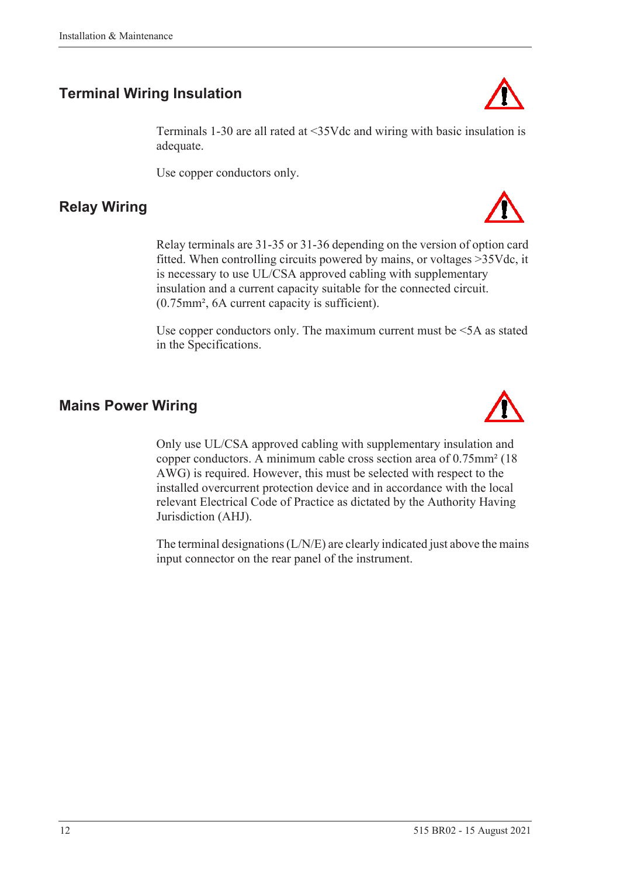## Terminal Wiring Insulation

Terminals 1-30 are all rated at <35Vdc and wiring with basic insulation is adequate.

Use copper conductors only.

## Relay Wiring

Relay terminals are 31-35 or 31-36 depending on the version of option card fitted. When controlling circuits powered by mains, or voltages >35Vdc, it is necessary to use UL/CSA approved cabling with supplementary insulation and a current capacity suitable for the connected circuit. (0.75mm², 6A current capacity is sufficient).

Use copper conductors only. The maximum current must be <5A as stated in the Specifications.

## Mains Power Wiring

Only use UL/CSA approved cabling with supplementary insulation and copper conductors. A minimum cable cross section area of 0.75mm² (18 AWG) is required. However, this must be selected with respect to the installed overcurrent protection device and in accordance with the local relevant Electrical Code of Practice as dictated by the Authority Having Jurisdiction (AHJ).

The terminal designations (L/N/E) are clearly indicated just above the mains input connector on the rear panel of the instrument.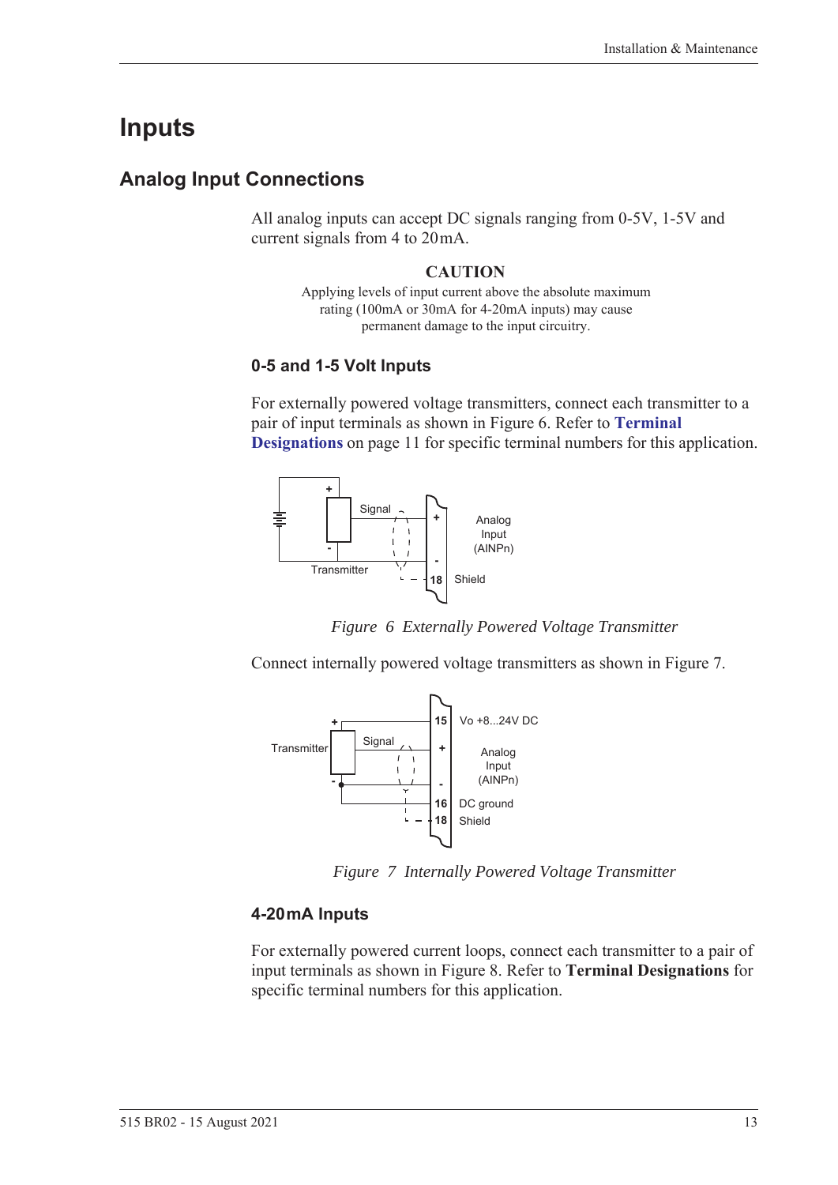# Inputs

## Analog Input Connections

All analog inputs can accept DC signals ranging from 0-5V, 1-5V and current signals from 4 to 20 mA.

**CAUTION**

Applying levels of input current above the absolute maximum rating (100mA or 30mA for 4-20mA inputs) may cause permanent damage to the input circuitry.

### 0-5 and 1-5 Volt Inputs

For externally powered voltage transmitters, connect each transmitter to a pair of input terminals as shown in Figure 6. Refer to **Terminal Designations** on page 11 for specific terminal numbers for this application.

*Figure 6 Externally Powered Voltage Transmitter*

Connect internally powered voltage transmitters as shown in Figure 7.

*Figure 7 Internally Powered Voltage Transmitter*

### 4-20 mA Inputs

For externally powered current loops, connect each transmitter to a pair of input terminals as shown in Figure 8. Refer to **Terminal Designations** for specific terminal numbers for this application.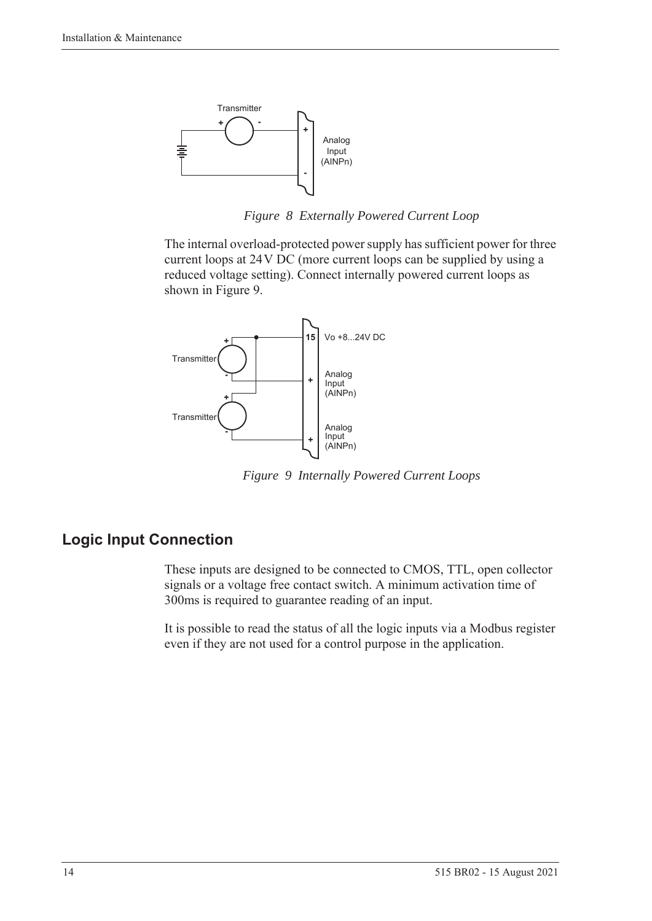*Figure 8 Externally Powered Current Loop*

The internal overload-protected power supply has sufficient power for three current loops at 24 V DC (more current loops can be supplied by using a reduced voltage setting). Connect internally powered current loops as shown in Figure 9.

*Figure 9 Internally Powered Current Loops*

## Logic Input Connection

These inputs are designed to be connected to CMOS, TTL, open collector signals or a voltage free contact switch. A minimum activation time of 300ms is required to guarantee reading of an input.

It is possible to read the status of all the logic inputs via a Modbus register even if they are not used for a control purpose in the application.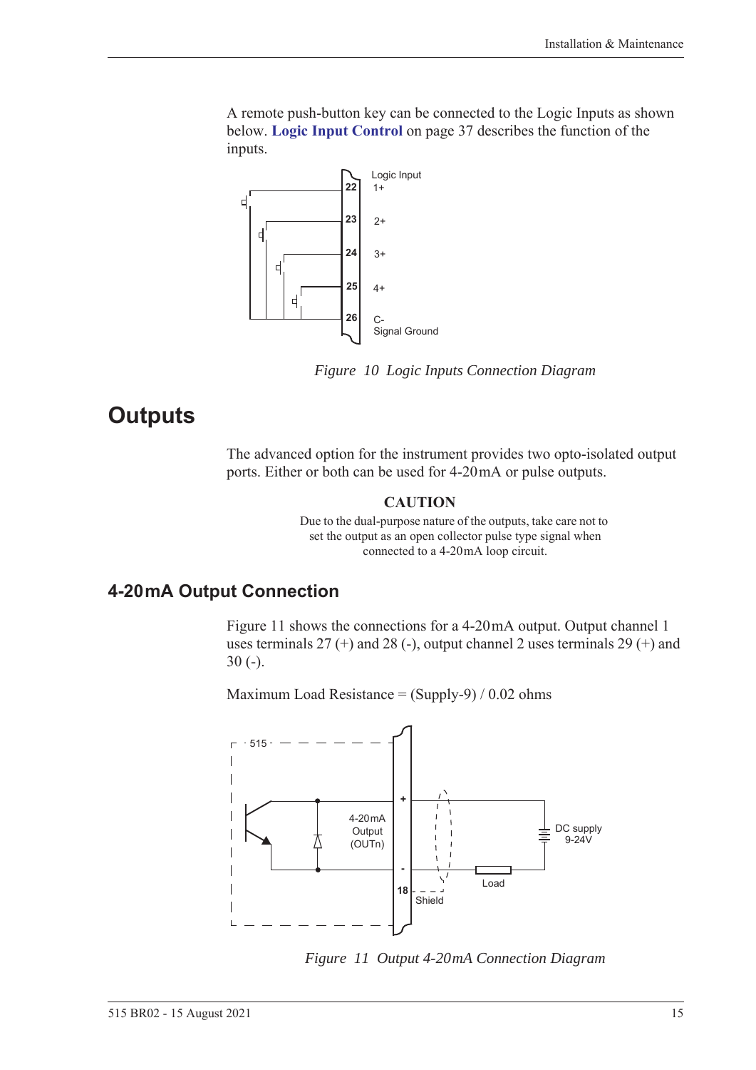A remote push-button key can be connected to the Logic Inputs as shown below. **Logic Input Control** on page 37 describes the function of the inputs.

*Figure 10 Logic Inputs Connection Diagram*

# Outputs

The advanced option for the instrument provides two opto-isolated output ports. Either or both can be used for 4-20 mA or pulse outputs.

**CAUTION**

Due to the dual-purpose nature of the outputs, take care not to set the output as an open collector pulse type signal when connected to a 4-20 mA loop circuit.

## 4-20 mA Output Connection

Figure 11 shows the connections for a 4-20 mA output. Output channel 1 uses terminals 27 (+) and 28 (-), output channel 2 uses terminals 29 (+) and 30 (-).

Maximum Load Resistance = (Supply-9) / 0.02 ohms

*Figure 11 Output 4-20mA Connection Diagram*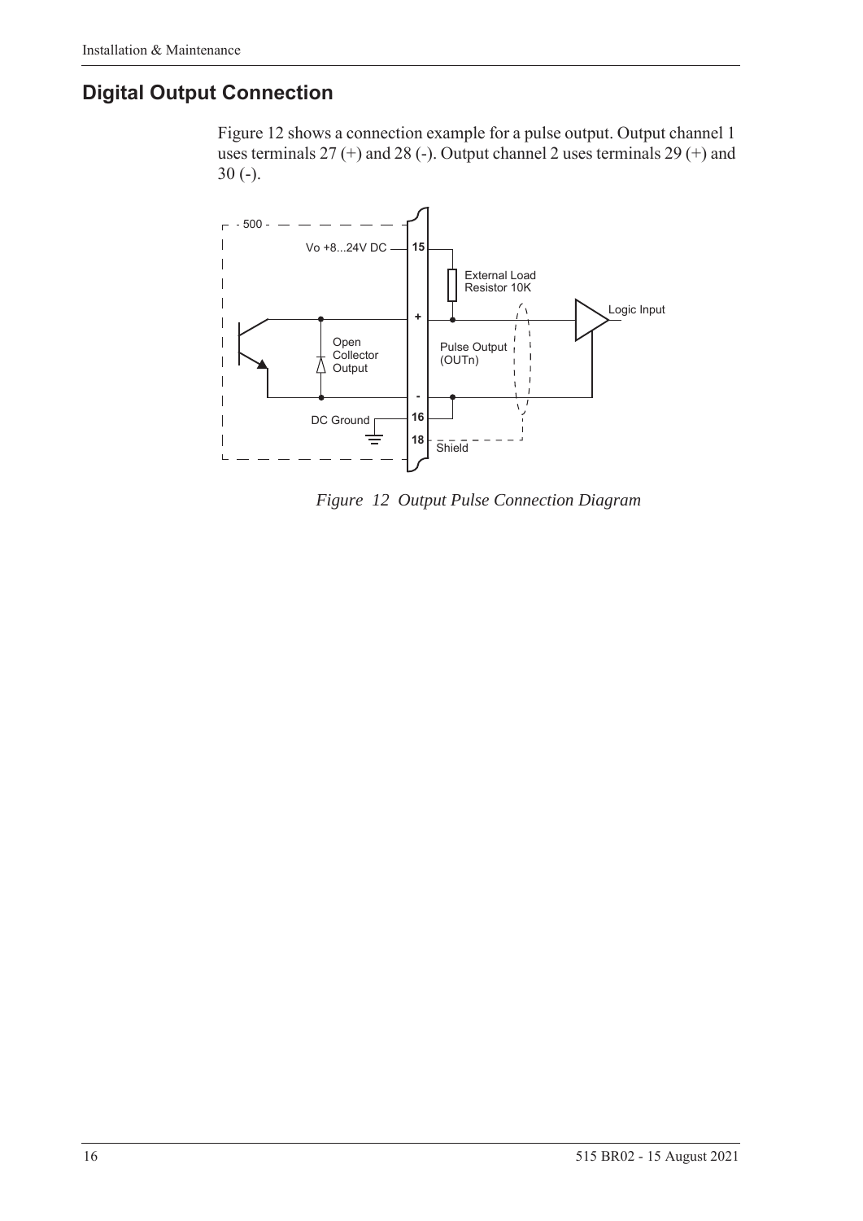## Digital Output Connection

Figure 12 shows a connection example for a pulse output. Output channel 1 uses terminals 27 (+) and 28 (-). Output channel 2 uses terminals 29 (+) and 30 (-).

*Figure 12 Output Pulse Connection Diagram*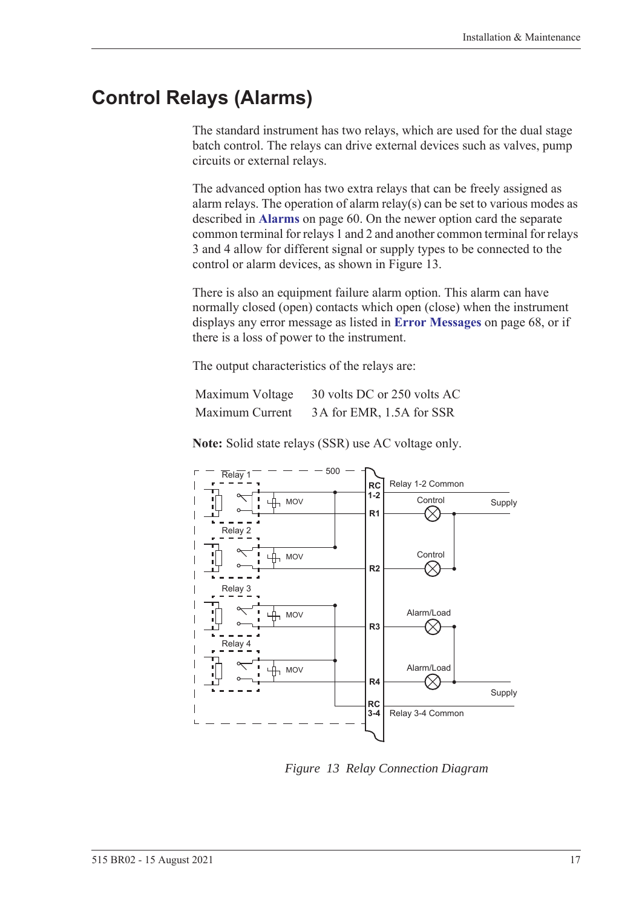# Control Relays (Alarms)

The standard instrument has two relays, which are used for the dual stage batch control. The relays can drive external devices such as valves, pump circuits or external relays.

The advanced option has two extra relays that can be freely assigned as alarm relays. The operation of alarm relay(s) can be set to various modes as described in **Alarms** on page 60. On the newer option card the separate common terminal for relays 1 and 2 and another common terminal for relays 3 and 4 allow for different signal or supply types to be connected to the control or alarm devices, as shown in Figure 13.

There is also an equipment failure alarm option. This alarm can have normally closed (open) contacts which open (close) when the instrument displays any error message as listed in **Error Messages** on page 68, or if there is a loss of power to the instrument.

The output characteristics of the relays are:

| | |
|---|---|
| Maximum Voltage | 30 volts DC or 250 volts AC |
| Maximum Current | 3A for EMR, 1.5A for SSR |

**Note:** Solid state relays (SSR) use AC voltage only.

*Figure 13 Relay Connection Diagram*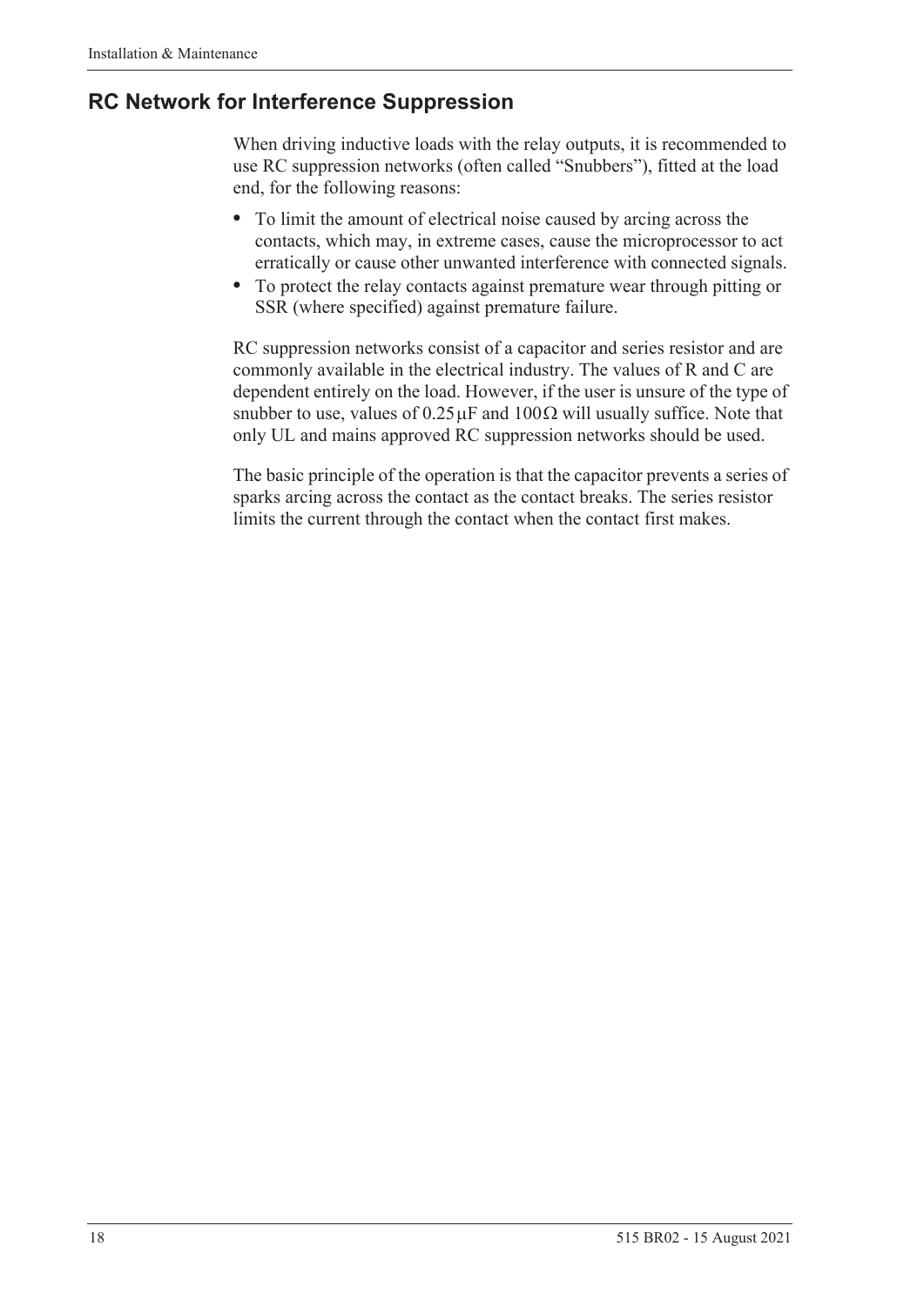## RC Network for Interference Suppression

When driving inductive loads with the relay outputs, it is recommended to use RC suppression networks (often called "Snubbers"), fitted at the load end, for the following reasons:

- To limit the amount of electrical noise caused by arcing across the contacts, which may, in extreme cases, cause the microprocessor to act erratically or cause other unwanted interference with connected signals.
- To protect the relay contacts against premature wear through pitting or SSR (where specified) against premature failure.

RC suppression networks consist of a capacitor and series resistor and are commonly available in the electrical industry. The values of R and C are dependent entirely on the load. However, if the user is unsure of the type of snubber to use, values of $0.25\,\mu F$ and $100\,\Omega$ will usually suffice. Note that only UL and mains approved RC suppression networks should be used.

The basic principle of the operation is that the capacitor prevents a series of sparks arcing across the contact as the contact breaks. The series resistor limits the current through the contact when the contact first makes.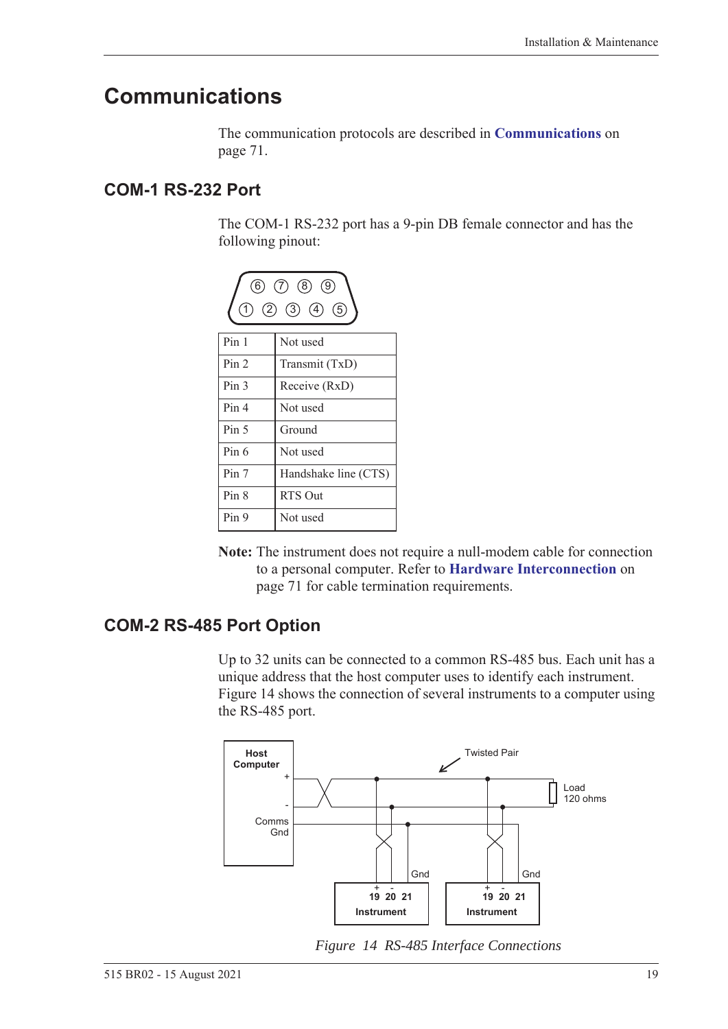# Communications

The communication protocols are described in **Communications** on page 71.

## COM-1 RS-232 Port

The COM-1 RS-232 port has a 9-pin DB female connector and has the following pinout:

| Pin | Function |
|---|---|
| Pin 1 | Not used |
| Pin 2 | Transmit (TxD) |
| Pin 3 | Receive (RxD) |
| Pin 4 | Not used |
| Pin 5 | Ground |
| Pin 6 | Not used |
| Pin 7 | Handshake line (CTS) |
| Pin 8 | RTS Out |
| Pin 9 | Not used |

**Note:** The instrument does not require a null-modem cable for connection to a personal computer. Refer to **Hardware Interconnection** on page 71 for cable termination requirements.

## COM-2 RS-485 Port Option

Up to 32 units can be connected to a common RS-485 bus. Each unit has a unique address that the host computer uses to identify each instrument. Figure 14 shows the connection of several instruments to a computer using the RS-485 port.

*Figure 14 RS-485 Interface Connections*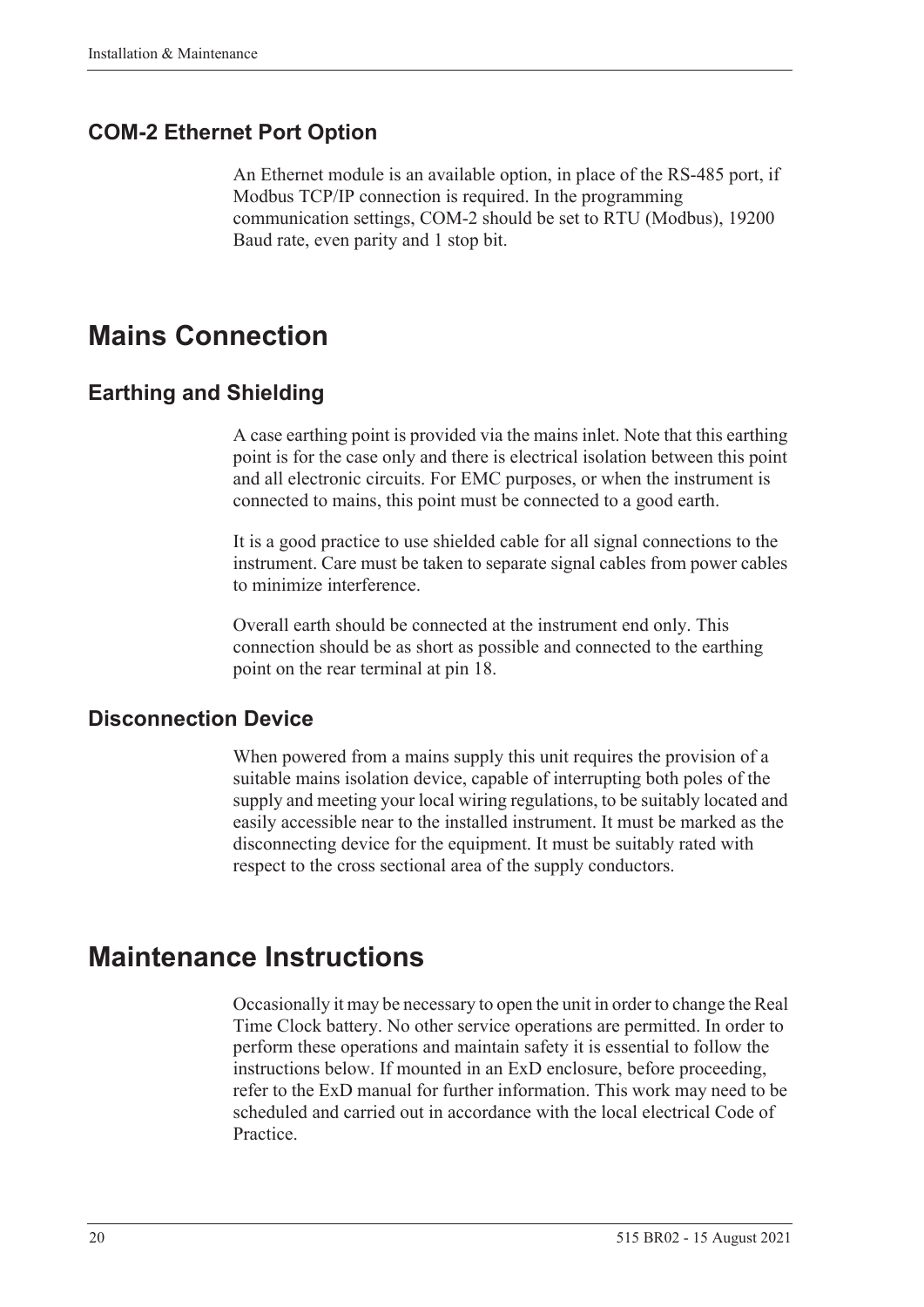### COM-2 Ethernet Port Option

An Ethernet module is an available option, in place of the RS-485 port, if Modbus TCP/IP connection is required. In the programming communication settings, COM-2 should be set to RTU (Modbus), 19200 Baud rate, even parity and 1 stop bit.

## Mains Connection

### Earthing and Shielding

A case earthing point is provided via the mains inlet. Note that this earthing point is for the case only and there is electrical isolation between this point and all electronic circuits. For EMC purposes, or when the instrument is connected to mains, this point must be connected to a good earth.

It is a good practice to use shielded cable for all signal connections to the instrument. Care must be taken to separate signal cables from power cables to minimize interference.

Overall earth should be connected at the instrument end only. This connection should be as short as possible and connected to the earthing point on the rear terminal at pin 18.

### Disconnection Device

When powered from a mains supply this unit requires the provision of a suitable mains isolation device, capable of interrupting both poles of the supply and meeting your local wiring regulations, to be suitably located and easily accessible near to the installed instrument. It must be marked as the disconnecting device for the equipment. It must be suitably rated with respect to the cross sectional area of the supply conductors.

## Maintenance Instructions

Occasionally it may be necessary to open the unit in order to change the Real Time Clock battery. No other service operations are permitted. In order to perform these operations and maintain safety it is essential to follow the instructions below. If mounted in an ExD enclosure, before proceeding, refer to the ExD manual for further information. This work may need to be scheduled and carried out in accordance with the local electrical Code of Practice.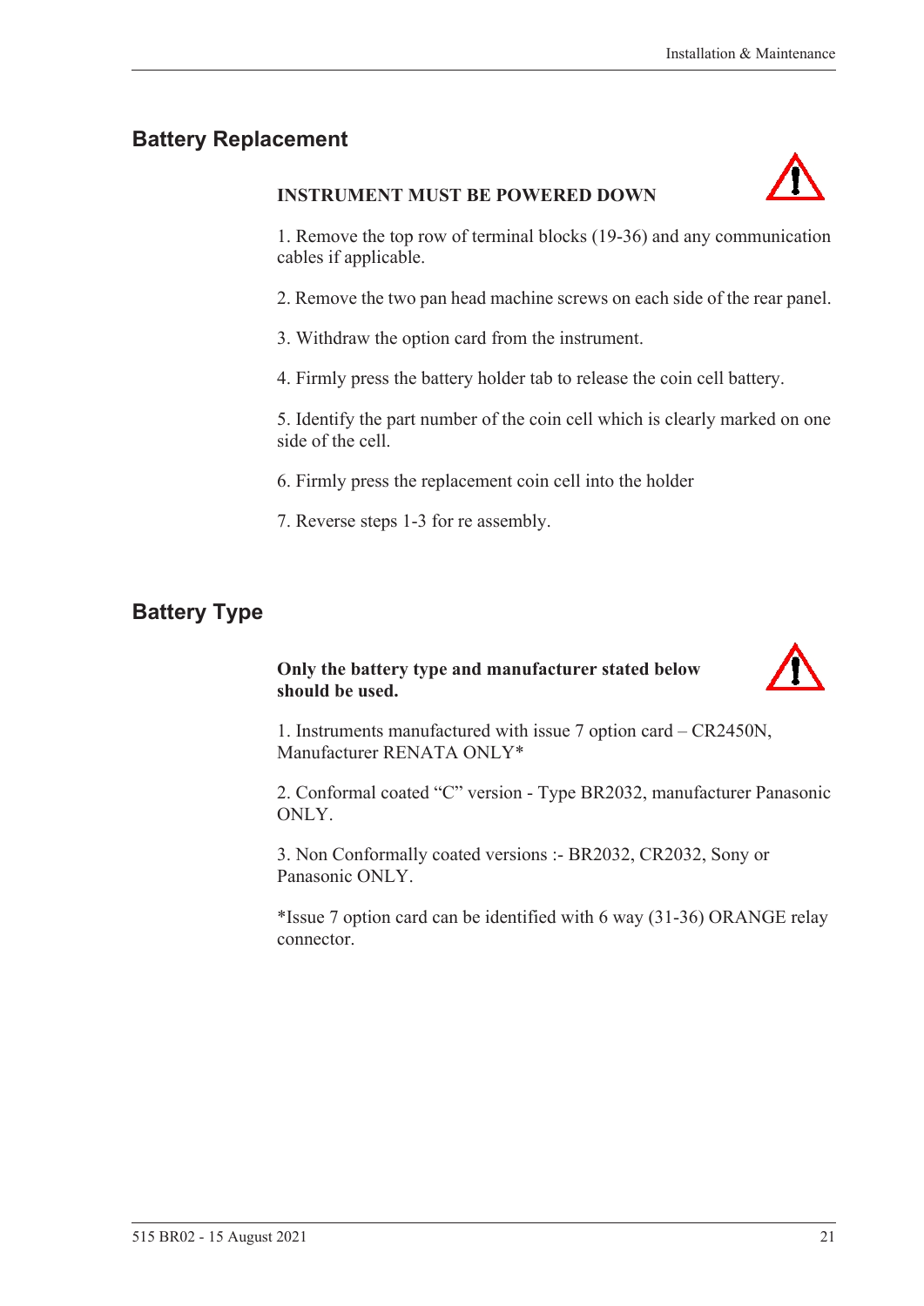## Battery Replacement

**INSTRUMENT MUST BE POWERED DOWN**

1. Remove the top row of terminal blocks (19-36) and any communication cables if applicable.

2. Remove the two pan head machine screws on each side of the rear panel.

3. Withdraw the option card from the instrument.

4. Firmly press the battery holder tab to release the coin cell battery.

5. Identify the part number of the coin cell which is clearly marked on one side of the cell.

6. Firmly press the replacement coin cell into the holder

7. Reverse steps 1-3 for re assembly.

## Battery Type

**Only the battery type and manufacturer stated below should be used.**

1. Instruments manufactured with issue 7 option card – CR2450N, Manufacturer RENATA ONLY*

2. Conformal coated "C" version - Type BR2032, manufacturer Panasonic ONLY.

3. Non Conformally coated versions :- BR2032, CR2032, Sony or Panasonic ONLY.

*Issue 7 option card can be identified with 6 way (31-36) ORANGE relay connector.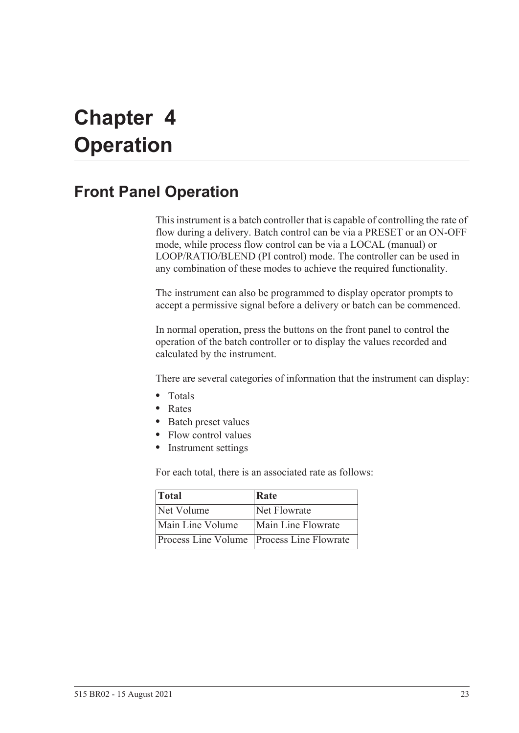# Chapter 4 Operation

## Front Panel Operation

This instrument is a batch controller that is capable of controlling the rate of flow during a delivery. Batch control can be via a PRESET or an ON-OFF mode, while process flow control can be via a LOCAL (manual) or LOOP/RATIO/BLEND (PI control) mode. The controller can be used in any combination of these modes to achieve the required functionality.

The instrument can also be programmed to display operator prompts to accept a permissive signal before a delivery or batch can be commenced.

In normal operation, press the buttons on the front panel to control the operation of the batch controller or to display the values recorded and calculated by the instrument.

There are several categories of information that the instrument can display:

- Totals
- Rates
- Batch preset values
- Flow control values
- Instrument settings

For each total, there is an associated rate as follows:

| Total | Rate |
|---|---|
| Net Volume | Net Flowrate |
| Main Line Volume | Main Line Flowrate |
| Process Line Volume | Process Line Flowrate |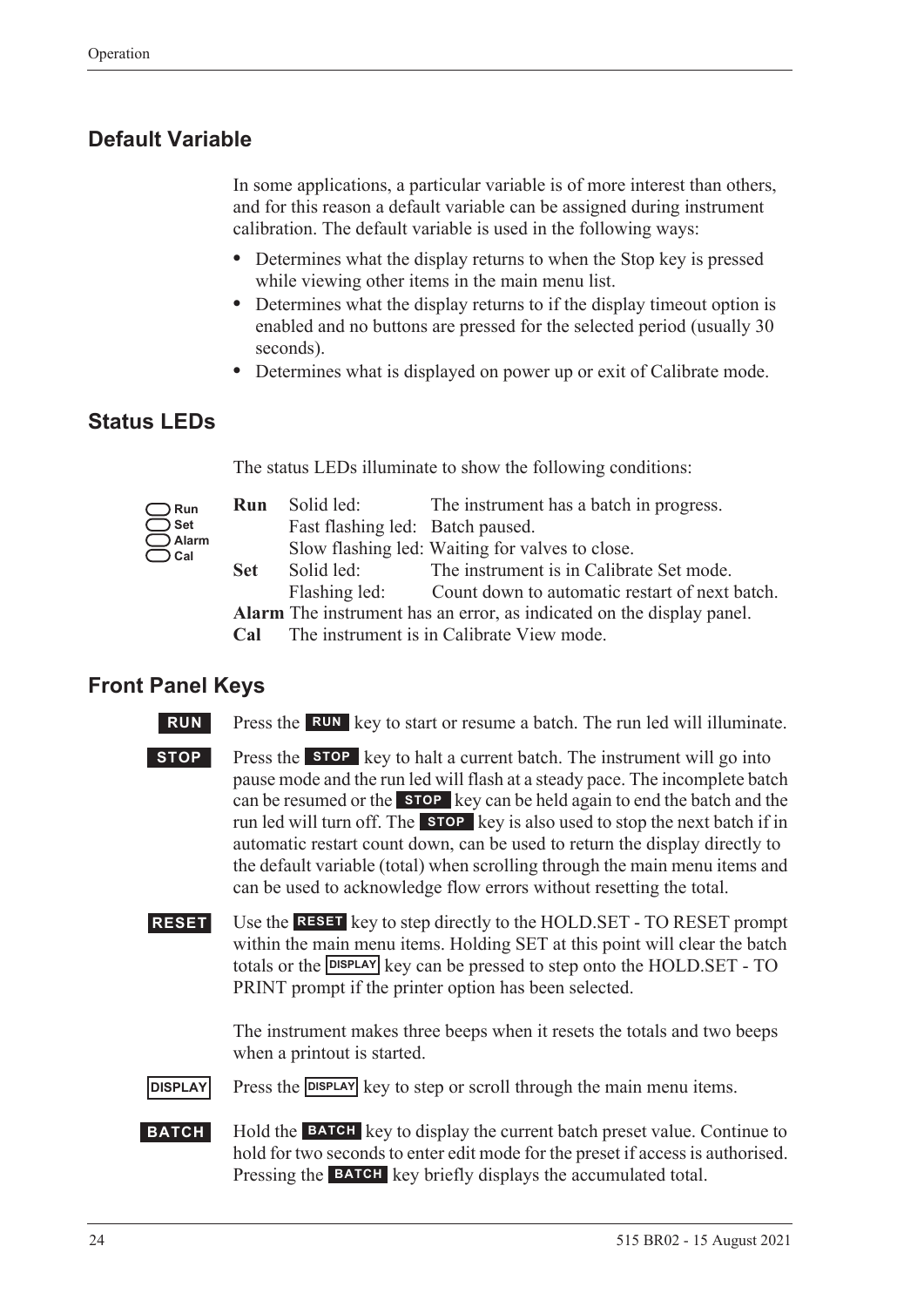## Default Variable

In some applications, a particular variable is of more interest than others, and for this reason a default variable can be assigned during instrument calibration. The default variable is used in the following ways:

- Determines what the display returns to when the Stop key is pressed while viewing other items in the main menu list.
- Determines what the display returns to if the display timeout option is enabled and no buttons are pressed for the selected period (usually 30 seconds).
- Determines what is displayed on power up or exit of Calibrate mode.

## Status LEDs

The status LEDs illuminate to show the following conditions:

| | | |
|---|---|---|
| **Run** | Solid led: | The instrument has a batch in progress. |
| | Fast flashing led: | Batch paused. |
| | Slow flashing led: | Waiting for valves to close. |
| **Set** | Solid led: | The instrument is in Calibrate Set mode. |
| | Flashing led: | Count down to automatic restart of next batch. |
| **Alarm** | The instrument has an error, as indicated on the display panel. | |
| **Cal** | The instrument is in Calibrate View mode. | |

## Front Panel Keys

**RUN** Press the **RUN** key to start or resume a batch. The run led will illuminate.

**STOP** Press the **STOP** key to halt a current batch. The instrument will go into pause mode and the run led will flash at a steady pace. The incomplete batch can be resumed or the **STOP** key can be held again to end the batch and the run led will turn off. The **STOP** key is also used to stop the next batch if in automatic restart count down, can be used to return the display directly to the default variable (total) when scrolling through the main menu items and can be used to acknowledge flow errors without resetting the total.

**RESET** Use the **RESET** key to step directly to the HOLD.SET - TO RESET prompt within the main menu items. Holding SET at this point will clear the batch totals or the **DISPLAY** key can be pressed to step onto the HOLD.SET - TO PRINT prompt if the printer option has been selected.

The instrument makes three beeps when it resets the totals and two beeps when a printout is started.

**DISPLAY** Press the **DISPLAY** key to step or scroll through the main menu items.

**BATCH** Hold the **BATCH** key to display the current batch preset value. Continue to hold for two seconds to enter edit mode for the preset if access is authorised. Pressing the **BATCH** key briefly displays the accumulated total.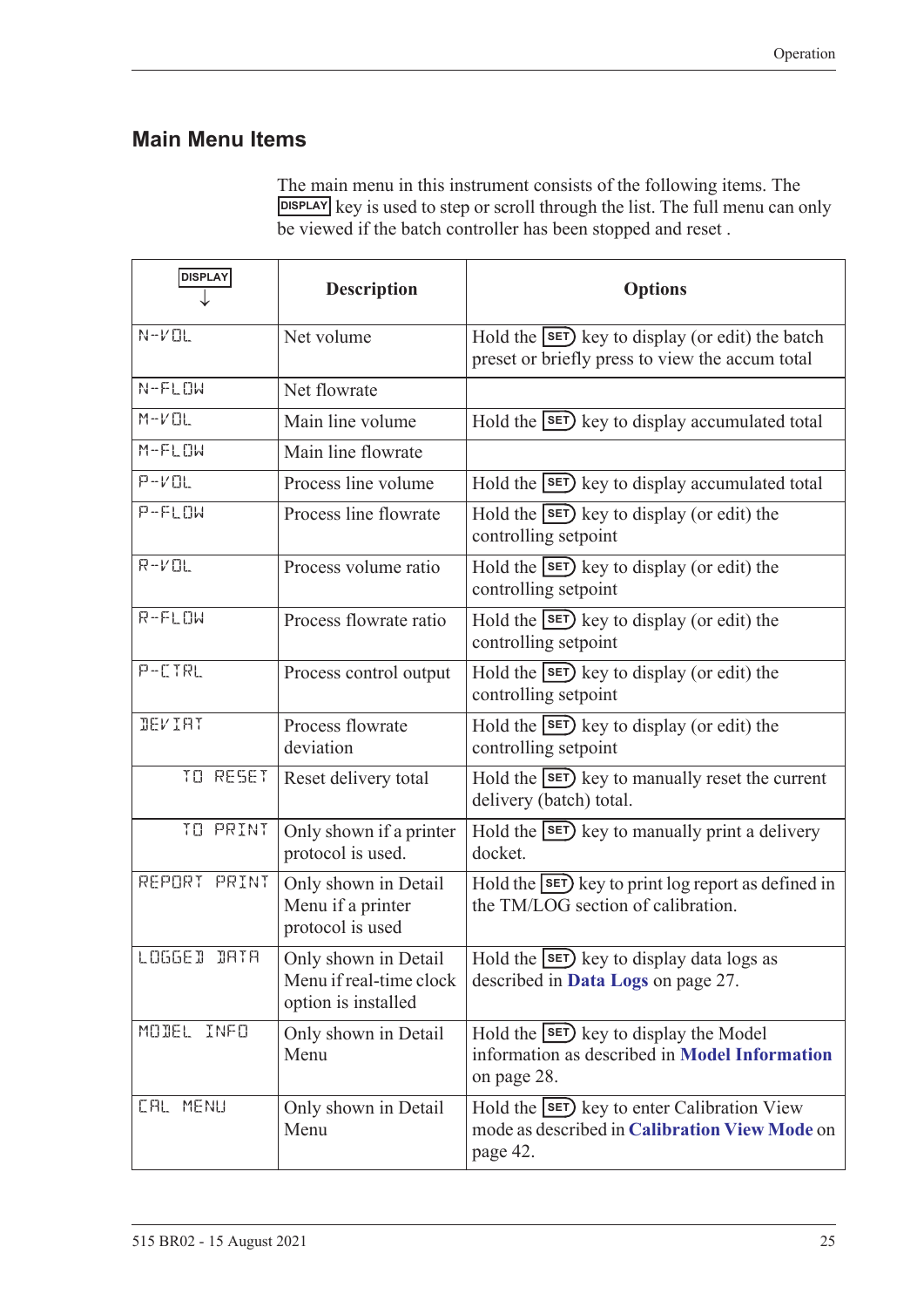## Main Menu Items

The main menu in this instrument consists of the following items. The DISPLAY key is used to step or scroll through the list. The full menu can only be viewed if the batch controller has been stopped and reset .

| DISPLAY ↓ | Description | Options |
|---|---|---|
| N-VOL | Net volume | Hold the SET key to display (or edit) the batch preset or briefly press to view the accum total |
| N-FLOW | Net flowrate | |
| M-VOL | Main line volume | Hold the SET key to display accumulated total |
| M-FLOW | Main line flowrate | |
| P-VOL | Process line volume | Hold the SET key to display accumulated total |
| P-FLOW | Process line flowrate | Hold the SET key to display (or edit) the controlling setpoint |
| R-VOL | Process volume ratio | Hold the SET key to display (or edit) the controlling setpoint |
| R-FLOW | Process flowrate ratio | Hold the SET key to display (or edit) the controlling setpoint |
| P-CTRL | Process control output | Hold the SET key to display (or edit) the controlling setpoint |
| DEVIAT | Process flowrate deviation | Hold the SET key to display (or edit) the controlling setpoint |
| TO RESET | Reset delivery total | Hold the SET key to manually reset the current delivery (batch) total. |
| TO PRINT | Only shown if a printer protocol is used. | Hold the SET key to manually print a delivery docket. |
| REPORT PRINT | Only shown in Detail Menu if a printer protocol is used | Hold the SET key to print log report as defined in the TM/LOG section of calibration. |
| LOGGED DATA | Only shown in Detail Menu if real-time clock option is installed | Hold the SET key to display data logs as described in **Data Logs** on page 27. |
| MODEL INFO | Only shown in Detail Menu | Hold the SET key to display the Model information as described in **Model Information** on page 28. |
| CAL MENU | Only shown in Detail Menu | Hold the SET key to enter Calibration View mode as described in **Calibration View Mode** on page 42. |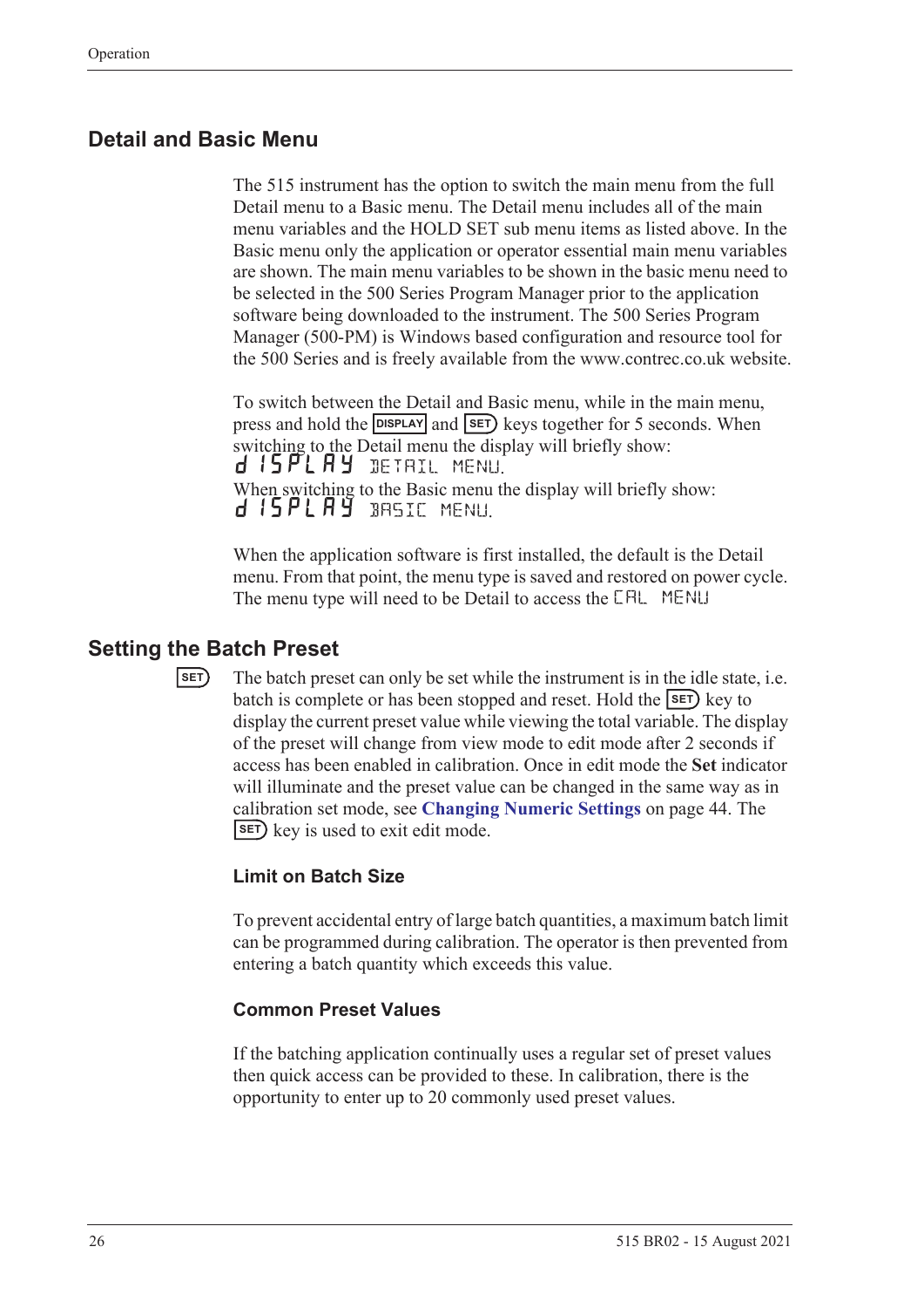## Detail and Basic Menu

The 515 instrument has the option to switch the main menu from the full Detail menu to a Basic menu. The Detail menu includes all of the main menu variables and the HOLD SET sub menu items as listed above. In the Basic menu only the application or operator essential main menu variables are shown. The main menu variables to be shown in the basic menu need to be selected in the 500 Series Program Manager prior to the application software being downloaded to the instrument. The 500 Series Program Manager (500-PM) is Windows based configuration and resource tool for the 500 Series and is freely available from the www.contrec.co.uk website.

To switch between the Detail and Basic menu, while in the main menu, press and hold the DISPLAY and SET keys together for 5 seconds. When switching to the Detail menu the display will briefly show:
dISPLAY DETAIL MENU.
When switching to the Basic menu the display will briefly show:
dISPLAY BASIC MENU.

When the application software is first installed, the default is the Detail menu. From that point, the menu type is saved and restored on power cycle. The menu type will need to be Detail to access the CAL MENU

## Setting the Batch Preset

SET

The batch preset can only be set while the instrument is in the idle state, i.e. batch is complete or has been stopped and reset. Hold the SET key to display the current preset value while viewing the total variable. The display of the preset will change from view mode to edit mode after 2 seconds if access has been enabled in calibration. Once in edit mode the **Set** indicator will illuminate and the preset value can be changed in the same way as in calibration set mode, see **Changing Numeric Settings** on page 44. The SET key is used to exit edit mode.

### Limit on Batch Size

To prevent accidental entry of large batch quantities, a maximum batch limit can be programmed during calibration. The operator is then prevented from entering a batch quantity which exceeds this value.

### Common Preset Values

If the batching application continually uses a regular set of preset values then quick access can be provided to these. In calibration, there is the opportunity to enter up to 20 commonly used preset values.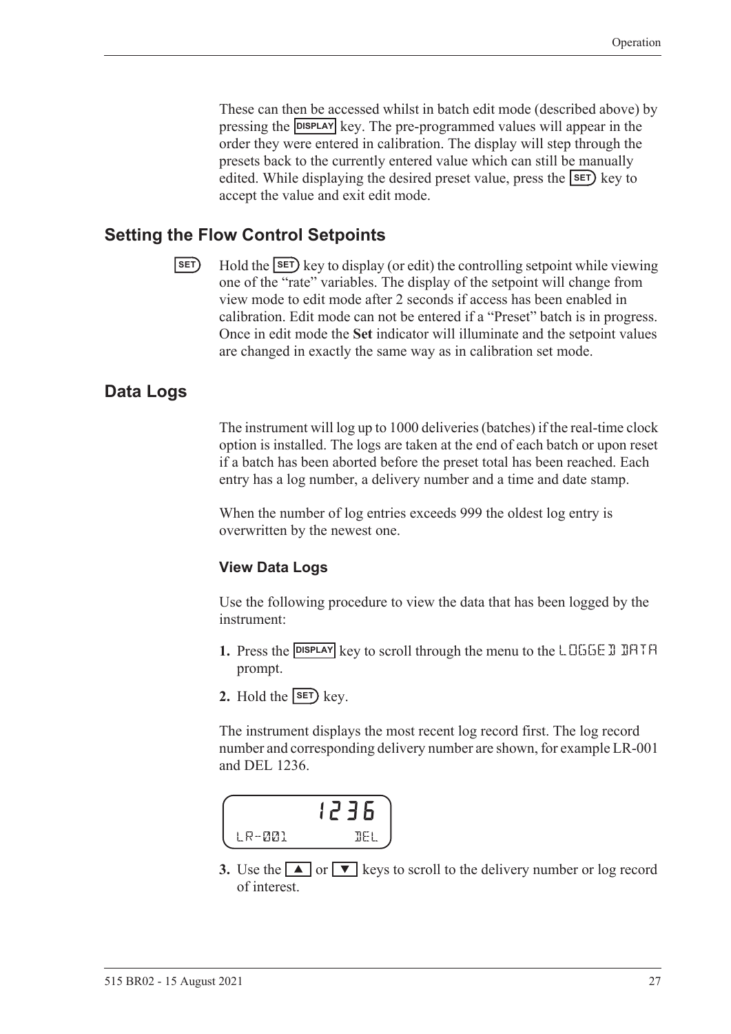These can then be accessed whilst in batch edit mode (described above) by pressing the DISPLAY key. The pre-programmed values will appear in the order they were entered in calibration. The display will step through the presets back to the currently entered value which can still be manually edited. While displaying the desired preset value, press the SET key to accept the value and exit edit mode.

## Setting the Flow Control Setpoints

SET

Hold the SET key to display (or edit) the controlling setpoint while viewing one of the "rate" variables. The display of the setpoint will change from view mode to edit mode after 2 seconds if access has been enabled in calibration. Edit mode can not be entered if a "Preset" batch is in progress. Once in edit mode the **Set** indicator will illuminate and the setpoint values are changed in exactly the same way as in calibration set mode.

## Data Logs

The instrument will log up to 1000 deliveries (batches) if the real-time clock option is installed. The logs are taken at the end of each batch or upon reset if a batch has been aborted before the preset total has been reached. Each entry has a log number, a delivery number and a time and date stamp.

When the number of log entries exceeds 999 the oldest log entry is overwritten by the newest one.

### View Data Logs

Use the following procedure to view the data that has been logged by the instrument:

1. Press the DISPLAY key to scroll through the menu to the LOGGED DATA prompt.
2. Hold the SET key.

The instrument displays the most recent log record first. The log record number and corresponding delivery number are shown, for example LR-001 and DEL 1236.

```
        1236
LR-001       DEL
```

3. Use the ▲ or ▼ keys to scroll to the delivery number or log record of interest.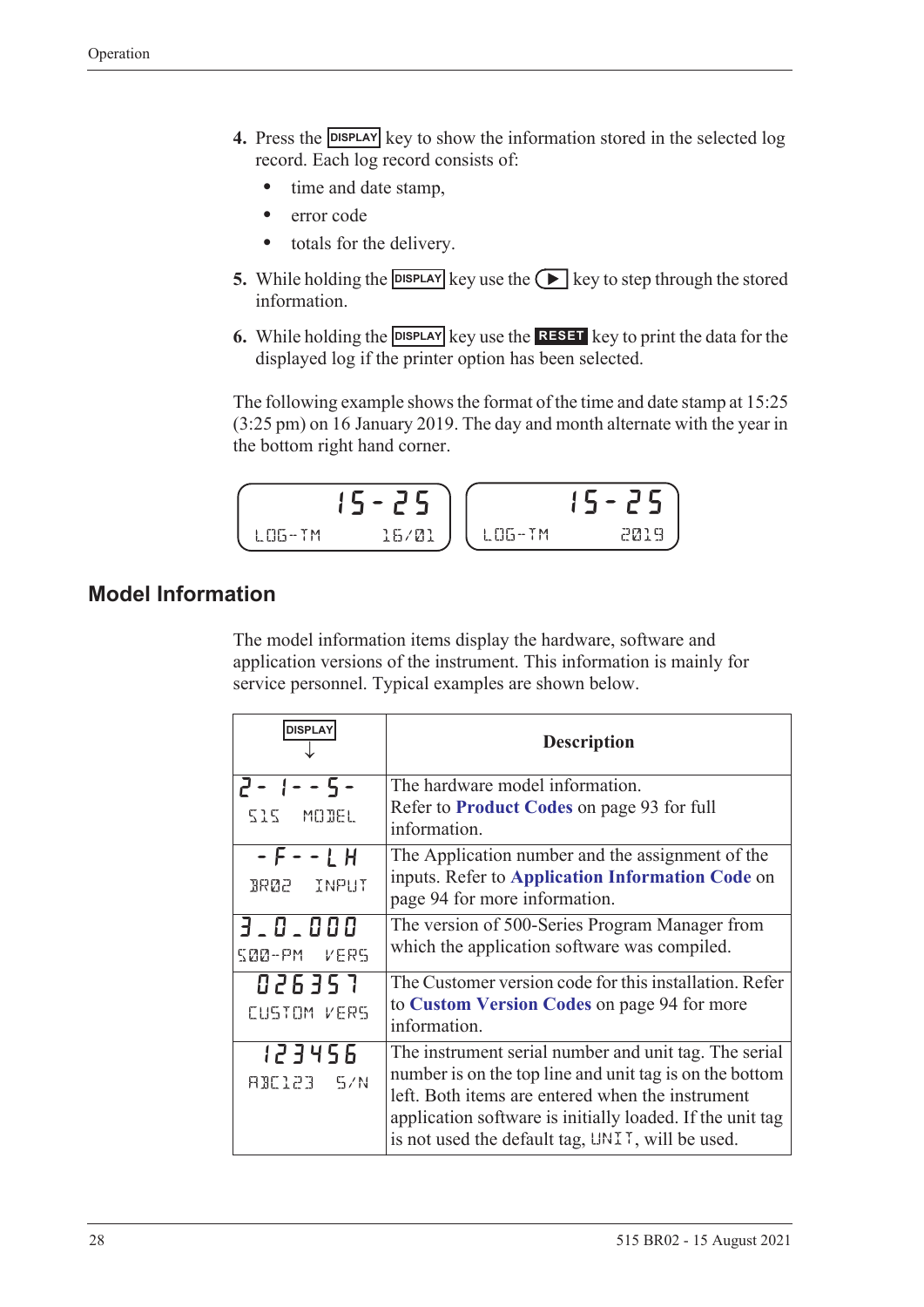4. Press the DISPLAY key to show the information stored in the selected log record. Each log record consists of:
   - time and date stamp,
   - error code
   - totals for the delivery.
5. While holding the DISPLAY key use the ▶ key to step through the stored information.
6. While holding the DISPLAY key use the **RESET** key to print the data for the displayed log if the printer option has been selected.

The following example shows the format of the time and date stamp at 15:25 (3:25 pm) on 16 January 2019. The day and month alternate with the year in the bottom right hand corner.

| 15-25 | 15-25 |
|---|---|
| LOG-TM 16/01 | LOG-TM 2019 |

## Model Information

The model information items display the hardware, software and application versions of the instrument. This information is mainly for service personnel. Typical examples are shown below.

| DISPLAY ↓ | Description |
|---|---|
| 2- 1--5- <br> 515 MODEL | The hardware model information. Refer to **Product Codes** on page 93 for full information. |
| -F--LH <br> BR02 INPUT | The Application number and the assignment of the inputs. Refer to **Application Information Code** on page 94 for more information. |
| 3_0_000 <br> 500-PM VERS | The version of 500-Series Program Manager from which the application software was compiled. |
| 026357 <br> CUSTOM VERS | The Customer version code for this installation. Refer to **Custom Version Codes** on page 94 for more information. |
| 123456 <br> ABC123 S/N | The instrument serial number and unit tag. The serial number is on the top line and unit tag is on the bottom left. Both items are entered when the instrument application software is initially loaded. If the unit tag is not used the default tag, UNIT, will be used. |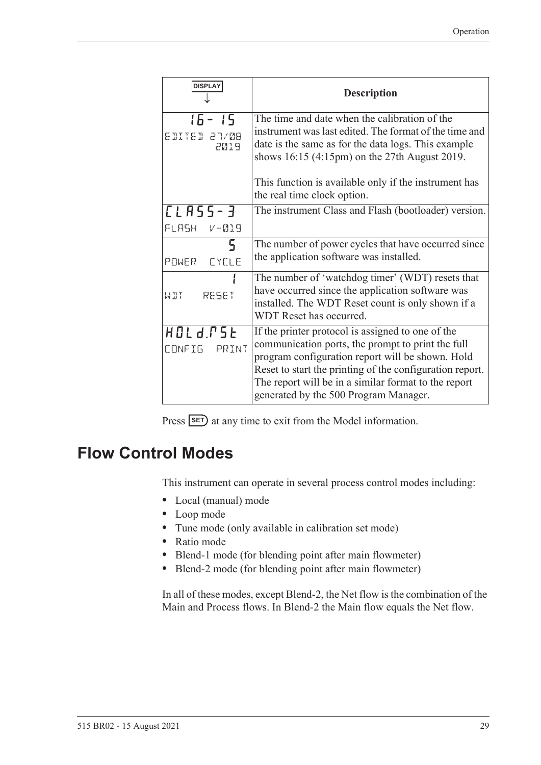| DISPLAY ↓ | Description |
|---|---|
| 16- 15<br>EDITED 27/08 2019 | The time and date when the calibration of the instrument was last edited. The format of the time and date is the same as for the data logs. This example shows 16:15 (4:15pm) on the 27th August 2019.<br><br>This function is available only if the instrument has the real time clock option. |
| CLASS-3<br>FLASH V-019 | The instrument Class and Flash (bootloader) version. |
| 5<br>POWER CYCLE | The number of power cycles that have occurred since the application software was installed. |
| 1<br>WDT RESET | The number of 'watchdog timer' (WDT) resets that have occurred since the application software was installed. The WDT Reset count is only shown if a WDT Reset has occurred. |
| HOLd.rSt<br>CONFIG PRINT | If the printer protocol is assigned to one of the communication ports, the prompt to print the full program configuration report will be shown. Hold Reset to start the printing of the configuration report. The report will be in a similar format to the report generated by the 500 Program Manager. |

Press SET at any time to exit from the Model information.

# Flow Control Modes

This instrument can operate in several process control modes including:

- Local (manual) mode
- Loop mode
- Tune mode (only available in calibration set mode)
- Ratio mode
- Blend-1 mode (for blending point after main flowmeter)
- Blend-2 mode (for blending point after main flowmeter)

In all of these modes, except Blend-2, the Net flow is the combination of the Main and Process flows. In Blend-2 the Main flow equals the Net flow.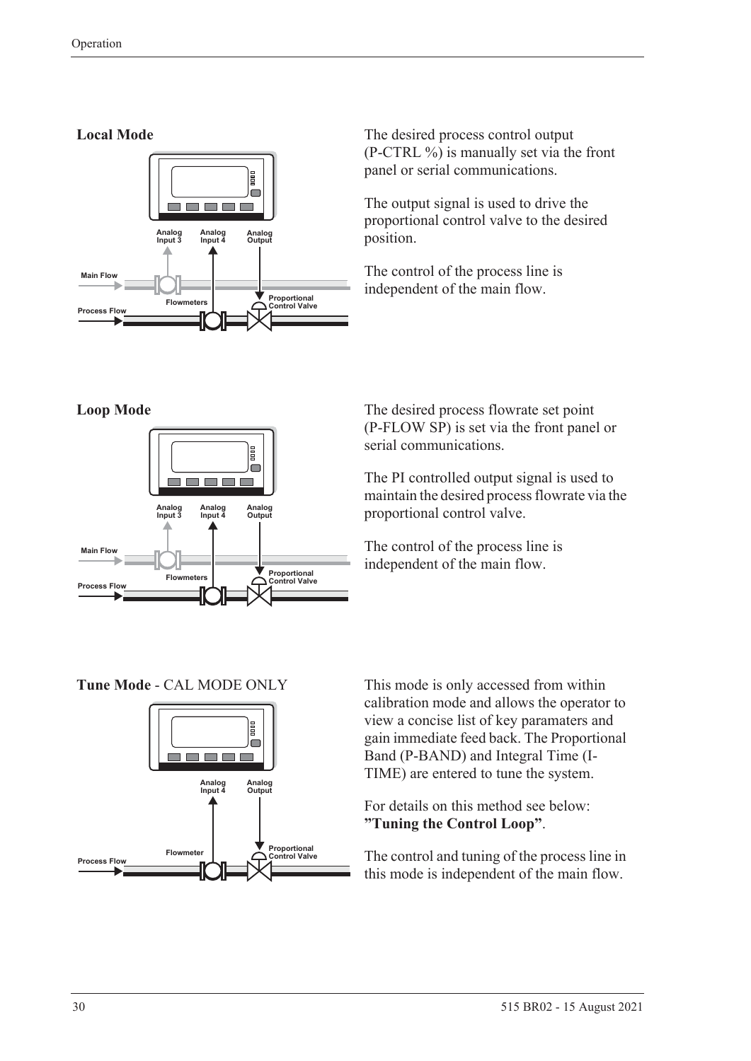### Local Mode

The desired process control output (P-CTRL %) is manually set via the front panel or serial communications.

The output signal is used to drive the proportional control valve to the desired position.

The control of the process line is independent of the main flow.

### Loop Mode

The desired process flowrate set point (P-FLOW SP) is set via the front panel or serial communications.

The PI controlled output signal is used to maintain the desired process flowrate via the proportional control valve.

The control of the process line is independent of the main flow.

### Tune Mode - CAL MODE ONLY

This mode is only accessed from within calibration mode and allows the operator to view a concise list of key paramaters and gain immediate feed back. The Proportional Band (P-BAND) and Integral Time (I-TIME) are entered to tune the system.

For details on this method see below: **"Tuning the Control Loop"**.

The control and tuning of the process line in this mode is independent of the main flow.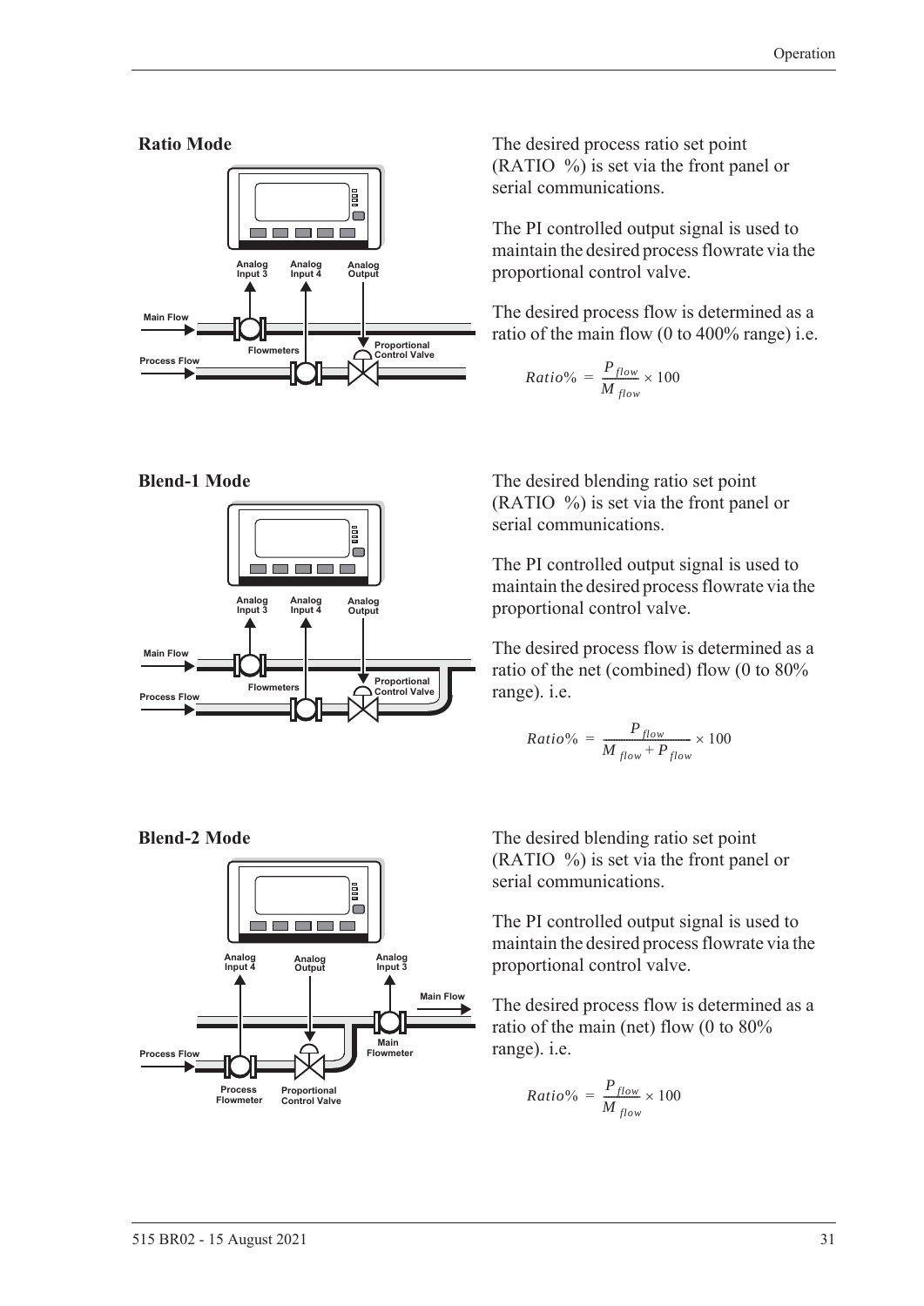### Ratio Mode

The desired process ratio set point (RATIO %) is set via the front panel or serial communications.

The PI controlled output signal is used to maintain the desired process flowrate via the proportional control valve.

The desired process flow is determined as a ratio of the main flow (0 to 400% range) i.e.

$$Ratio\% = \frac{P_{flow}}{M_{flow}} \times 100$$

### Blend-1 Mode

The desired blending ratio set point (RATIO %) is set via the front panel or serial communications.

The PI controlled output signal is used to maintain the desired process flowrate via the proportional control valve.

The desired process flow is determined as a ratio of the net (combined) flow (0 to 80% range). i.e.

$$Ratio\% = \frac{P_{flow}}{M_{flow} + P_{flow}} \times 100$$

### Blend-2 Mode

The desired blending ratio set point (RATIO %) is set via the front panel or serial communications.

The PI controlled output signal is used to maintain the desired process flowrate via the proportional control valve.

The desired process flow is determined as a ratio of the main (net) flow (0 to 80% range). i.e.

$$Ratio\% = \frac{P_{flow}}{M_{flow}} \times 100$$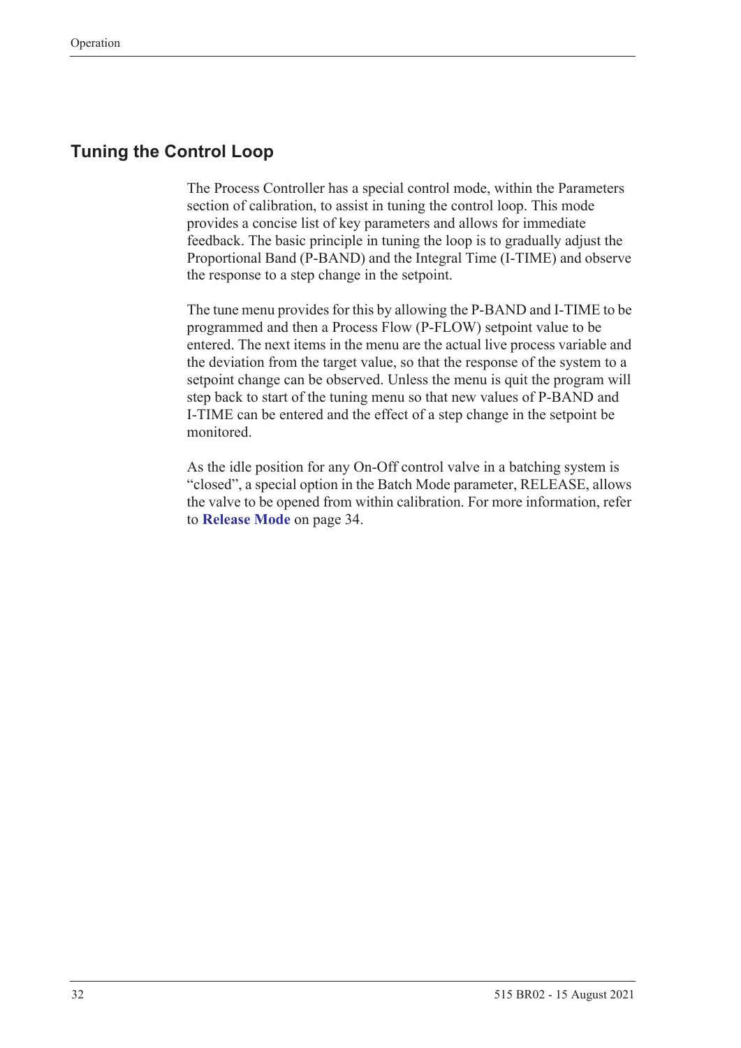## Tuning the Control Loop

The Process Controller has a special control mode, within the Parameters section of calibration, to assist in tuning the control loop. This mode provides a concise list of key parameters and allows for immediate feedback. The basic principle in tuning the loop is to gradually adjust the Proportional Band (P-BAND) and the Integral Time (I-TIME) and observe the response to a step change in the setpoint.

The tune menu provides for this by allowing the P-BAND and I-TIME to be programmed and then a Process Flow (P-FLOW) setpoint value to be entered. The next items in the menu are the actual live process variable and the deviation from the target value, so that the response of the system to a setpoint change can be observed. Unless the menu is quit the program will step back to start of the tuning menu so that new values of P-BAND and I-TIME can be entered and the effect of a step change in the setpoint be monitored.

As the idle position for any On-Off control valve in a batching system is "closed", a special option in the Batch Mode parameter, RELEASE, allows the valve to be opened from within calibration. For more information, refer to **Release Mode** on page 34.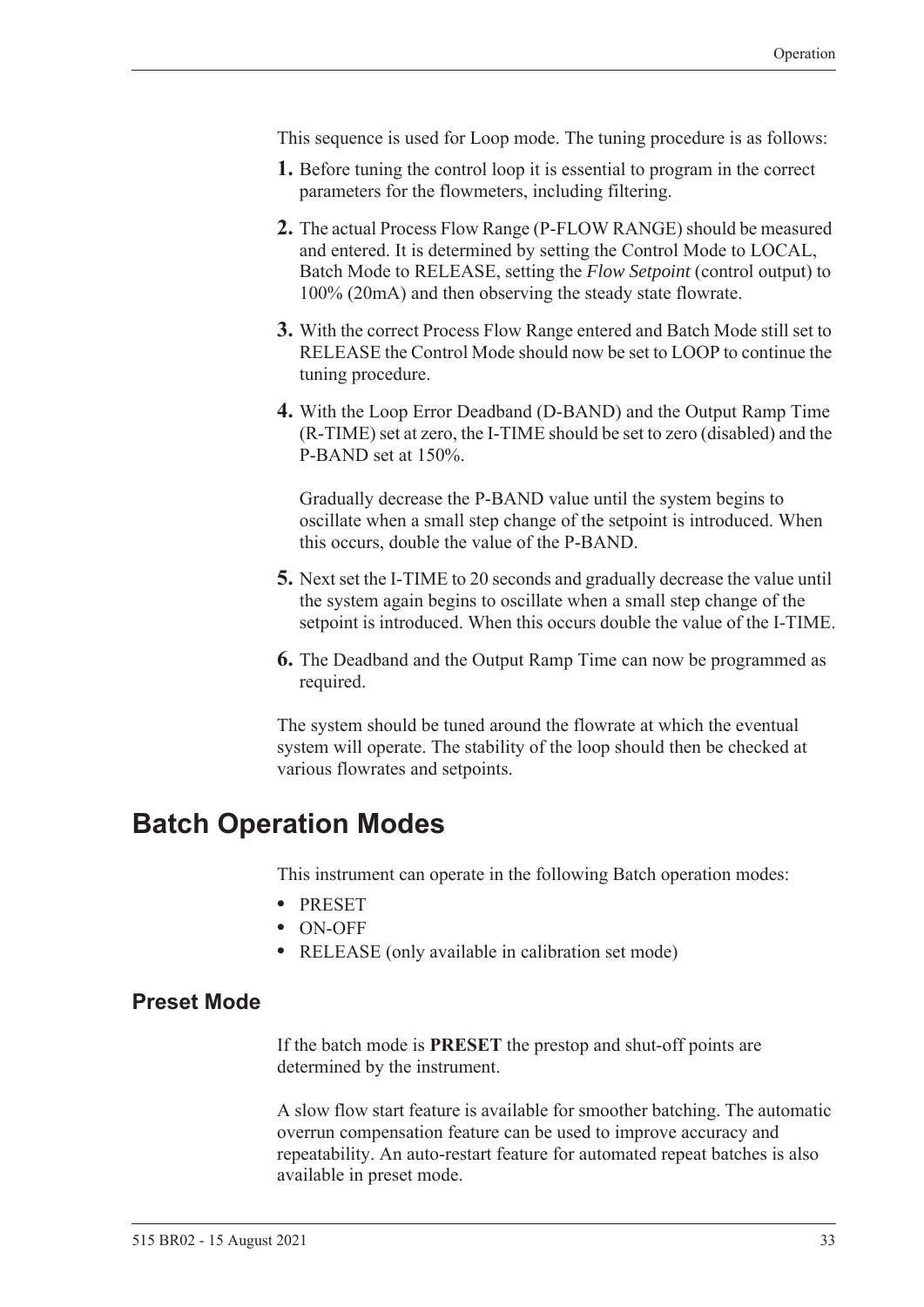This sequence is used for Loop mode. The tuning procedure is as follows:

1. Before tuning the control loop it is essential to program in the correct parameters for the flowmeters, including filtering.
2. The actual Process Flow Range (P-FLOW RANGE) should be measured and entered. It is determined by setting the Control Mode to LOCAL, Batch Mode to RELEASE, setting the *Flow Setpoint* (control output) to 100% (20mA) and then observing the steady state flowrate.
3. With the correct Process Flow Range entered and Batch Mode still set to RELEASE the Control Mode should now be set to LOOP to continue the tuning procedure.
4. With the Loop Error Deadband (D-BAND) and the Output Ramp Time (R-TIME) set at zero, the I-TIME should be set to zero (disabled) and the P-BAND set at 150%.

   Gradually decrease the P-BAND value until the system begins to oscillate when a small step change of the setpoint is introduced. When this occurs, double the value of the P-BAND.
5. Next set the I-TIME to 20 seconds and gradually decrease the value until the system again begins to oscillate when a small step change of the setpoint is introduced. When this occurs double the value of the I-TIME.
6. The Deadband and the Output Ramp Time can now be programmed as required.

The system should be tuned around the flowrate at which the eventual system will operate. The stability of the loop should then be checked at various flowrates and setpoints.

# Batch Operation Modes

This instrument can operate in the following Batch operation modes:

- PRESET
- ON-OFF
- RELEASE (only available in calibration set mode)

## Preset Mode

If the batch mode is **PRESET** the prestop and shut-off points are determined by the instrument.

A slow flow start feature is available for smoother batching. The automatic overrun compensation feature can be used to improve accuracy and repeatability. An auto-restart feature for automated repeat batches is also available in preset mode.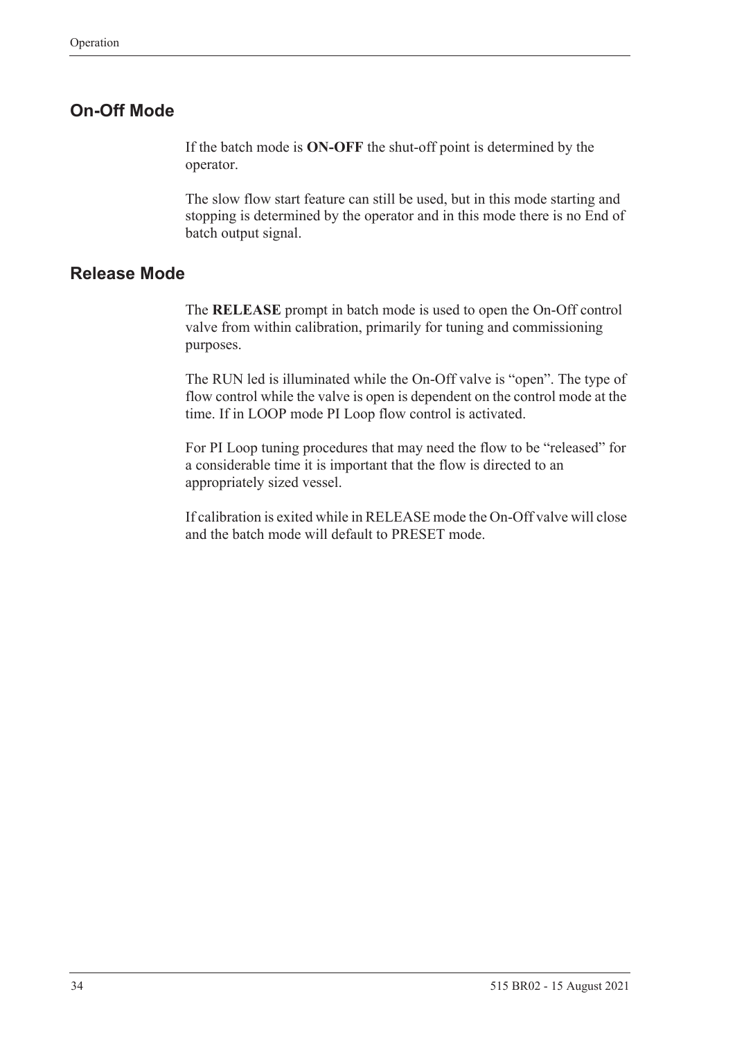## On-Off Mode

If the batch mode is **ON-OFF** the shut-off point is determined by the operator.

The slow flow start feature can still be used, but in this mode starting and stopping is determined by the operator and in this mode there is no End of batch output signal.

## Release Mode

The **RELEASE** prompt in batch mode is used to open the On-Off control valve from within calibration, primarily for tuning and commissioning purposes.

The RUN led is illuminated while the On-Off valve is "open". The type of flow control while the valve is open is dependent on the control mode at the time. If in LOOP mode PI Loop flow control is activated.

For PI Loop tuning procedures that may need the flow to be "released" for a considerable time it is important that the flow is directed to an appropriately sized vessel.

If calibration is exited while in RELEASE mode the On-Off valve will close and the batch mode will default to PRESET mode.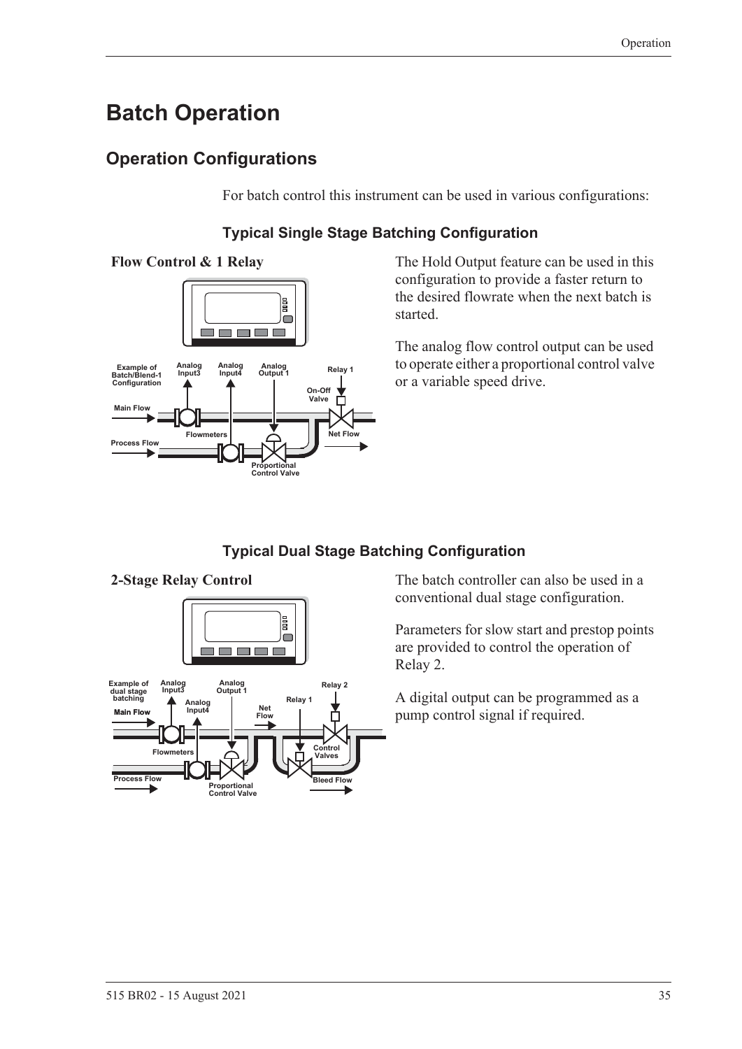# Batch Operation

## Operation Configurations

For batch control this instrument can be used in various configurations:

### Typical Single Stage Batching Configuration

**Flow Control & 1 Relay**

The Hold Output feature can be used in this configuration to provide a faster return to the desired flowrate when the next batch is started.

The analog flow control output can be used to operate either a proportional control valve or a variable speed drive.

### Typical Dual Stage Batching Configuration

**2-Stage Relay Control**

The batch controller can also be used in a conventional dual stage configuration.

Parameters for slow start and prestop points are provided to control the operation of Relay 2.

A digital output can be programmed as a pump control signal if required.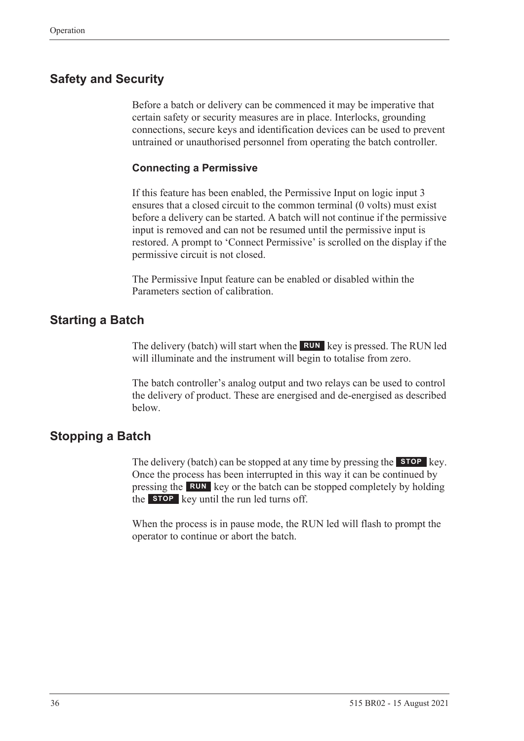## Safety and Security

Before a batch or delivery can be commenced it may be imperative that certain safety or security measures are in place. Interlocks, grounding connections, secure keys and identification devices can be used to prevent untrained or unauthorised personnel from operating the batch controller.

### Connecting a Permissive

If this feature has been enabled, the Permissive Input on logic input 3 ensures that a closed circuit to the common terminal (0 volts) must exist before a delivery can be started. A batch will not continue if the permissive input is removed and can not be resumed until the permissive input is restored. A prompt to 'Connect Permissive' is scrolled on the display if the permissive circuit is not closed.

The Permissive Input feature can be enabled or disabled within the Parameters section of calibration.

## Starting a Batch

The delivery (batch) will start when the **RUN** key is pressed. The RUN led will illuminate and the instrument will begin to totalise from zero.

The batch controller's analog output and two relays can be used to control the delivery of product. These are energised and de-energised as described below.

## Stopping a Batch

The delivery (batch) can be stopped at any time by pressing the **STOP** key. Once the process has been interrupted in this way it can be continued by pressing the **RUN** key or the batch can be stopped completely by holding the **STOP** key until the run led turns off.

When the process is in pause mode, the RUN led will flash to prompt the operator to continue or abort the batch.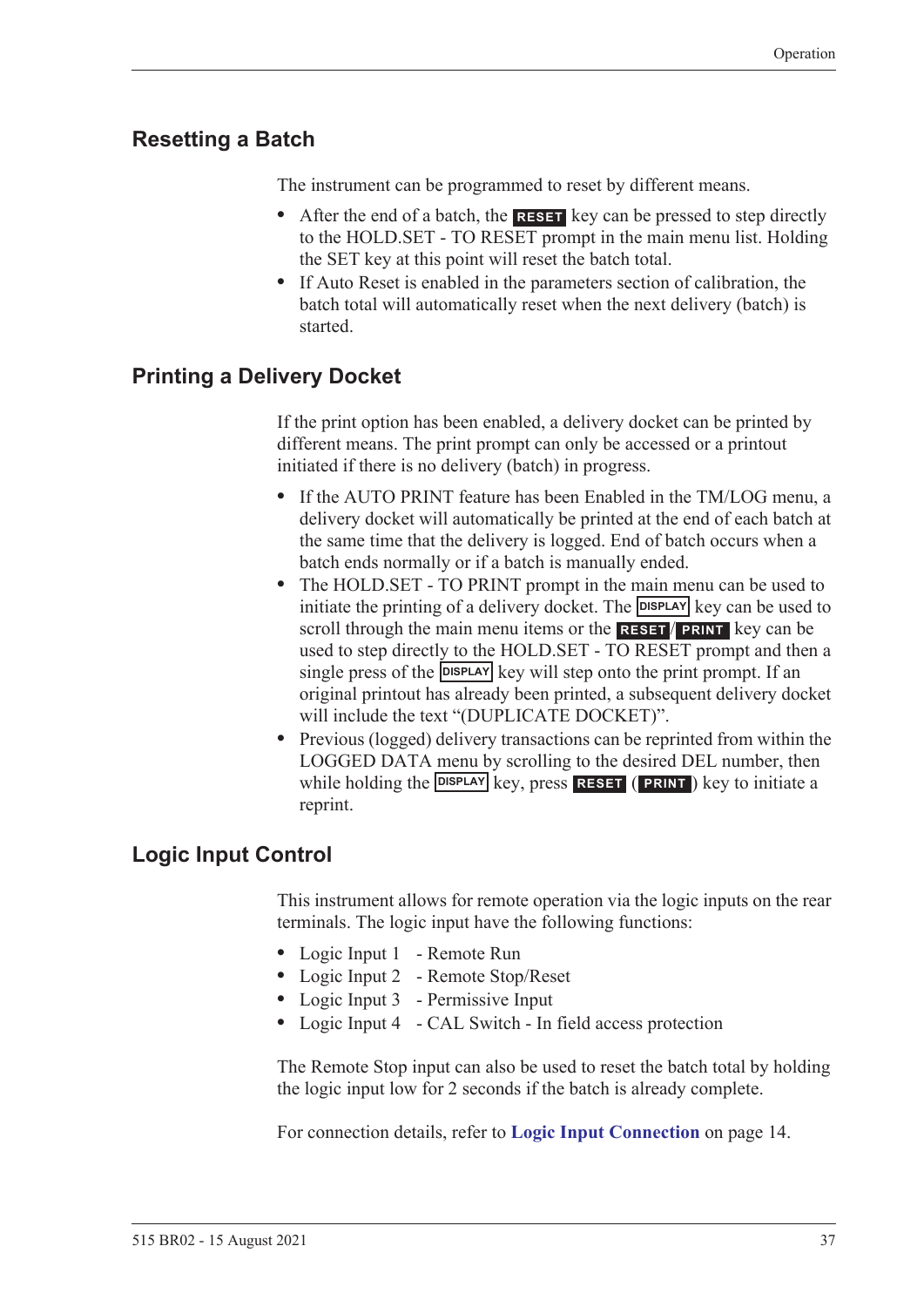## Resetting a Batch

The instrument can be programmed to reset by different means.

- After the end of a batch, the **RESET** key can be pressed to step directly to the HOLD.SET - TO RESET prompt in the main menu list. Holding the SET key at this point will reset the batch total.
- If Auto Reset is enabled in the parameters section of calibration, the batch total will automatically reset when the next delivery (batch) is started.

## Printing a Delivery Docket

If the print option has been enabled, a delivery docket can be printed by different means. The print prompt can only be accessed or a printout initiated if there is no delivery (batch) in progress.

- If the AUTO PRINT feature has been Enabled in the TM/LOG menu, a delivery docket will automatically be printed at the end of each batch at the same time that the delivery is logged. End of batch occurs when a batch ends normally or if a batch is manually ended.
- The HOLD.SET - TO PRINT prompt in the main menu can be used to initiate the printing of a delivery docket. The **DISPLAY** key can be used to scroll through the main menu items or the **RESET**/**PRINT** key can be used to step directly to the HOLD.SET - TO RESET prompt and then a single press of the **DISPLAY** key will step onto the print prompt. If an original printout has already been printed, a subsequent delivery docket will include the text "(DUPLICATE DOCKET)".
- Previous (logged) delivery transactions can be reprinted from within the LOGGED DATA menu by scrolling to the desired DEL number, then while holding the **DISPLAY** key, press **RESET** (**PRINT**) key to initiate a reprint.

## Logic Input Control

This instrument allows for remote operation via the logic inputs on the rear terminals. The logic input have the following functions:

- Logic Input 1 - Remote Run
- Logic Input 2 - Remote Stop/Reset
- Logic Input 3 - Permissive Input
- Logic Input 4 - CAL Switch - In field access protection

The Remote Stop input can also be used to reset the batch total by holding the logic input low for 2 seconds if the batch is already complete.

For connection details, refer to **Logic Input Connection** on page 14.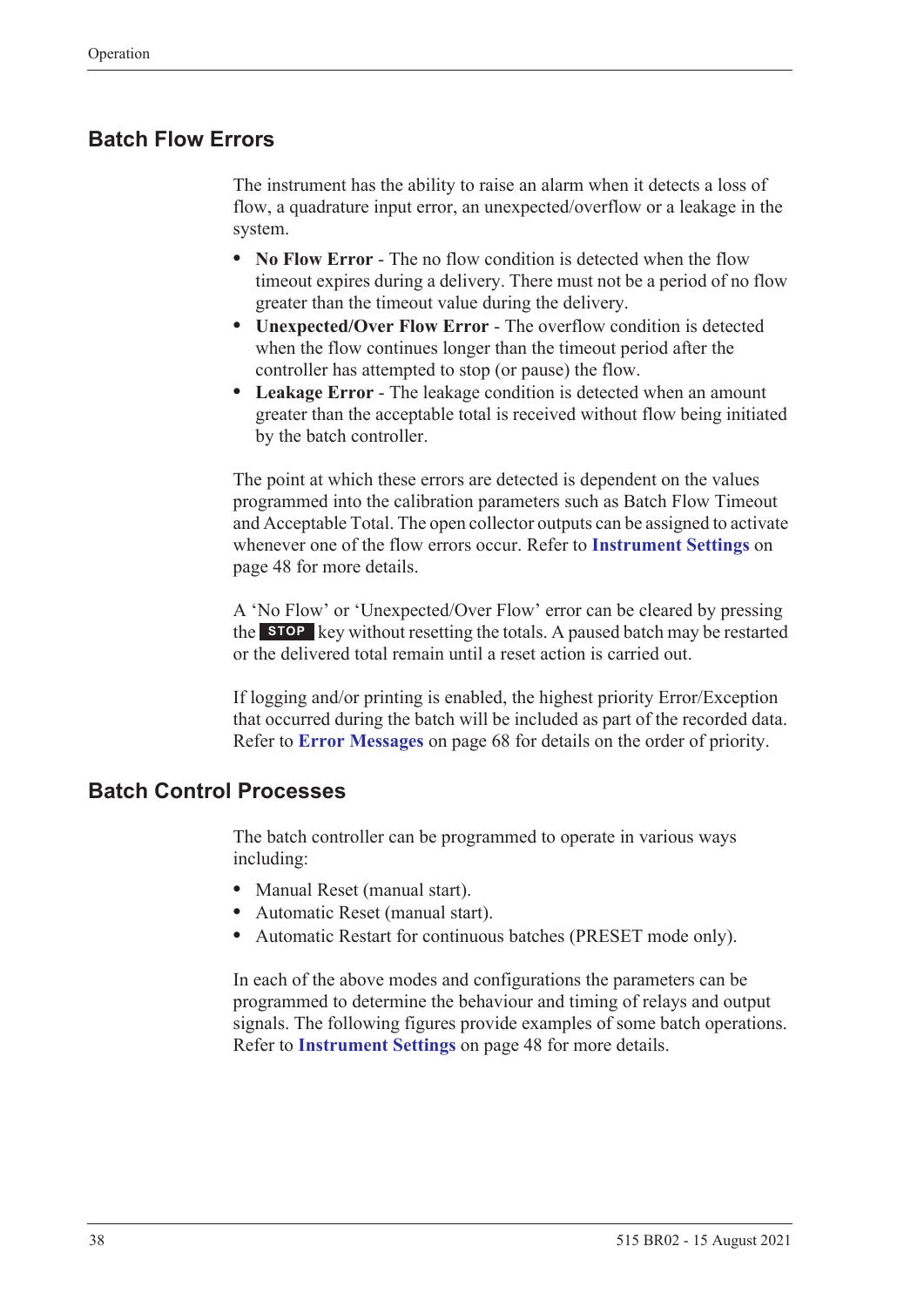## Batch Flow Errors

The instrument has the ability to raise an alarm when it detects a loss of flow, a quadrature input error, an unexpected/overflow or a leakage in the system.

- **No Flow Error** - The no flow condition is detected when the flow timeout expires during a delivery. There must not be a period of no flow greater than the timeout value during the delivery.
- **Unexpected/Over Flow Error** - The overflow condition is detected when the flow continues longer than the timeout period after the controller has attempted to stop (or pause) the flow.
- **Leakage Error** - The leakage condition is detected when an amount greater than the acceptable total is received without flow being initiated by the batch controller.

The point at which these errors are detected is dependent on the values programmed into the calibration parameters such as Batch Flow Timeout and Acceptable Total. The open collector outputs can be assigned to activate whenever one of the flow errors occur. Refer to **Instrument Settings** on page 48 for more details.

A 'No Flow' or 'Unexpected/Over Flow' error can be cleared by pressing the **STOP** key without resetting the totals. A paused batch may be restarted or the delivered total remain until a reset action is carried out.

If logging and/or printing is enabled, the highest priority Error/Exception that occurred during the batch will be included as part of the recorded data. Refer to **Error Messages** on page 68 for details on the order of priority.

## Batch Control Processes

The batch controller can be programmed to operate in various ways including:

- Manual Reset (manual start).
- Automatic Reset (manual start).
- Automatic Restart for continuous batches (PRESET mode only).

In each of the above modes and configurations the parameters can be programmed to determine the behaviour and timing of relays and output signals. The following figures provide examples of some batch operations. Refer to **Instrument Settings** on page 48 for more details.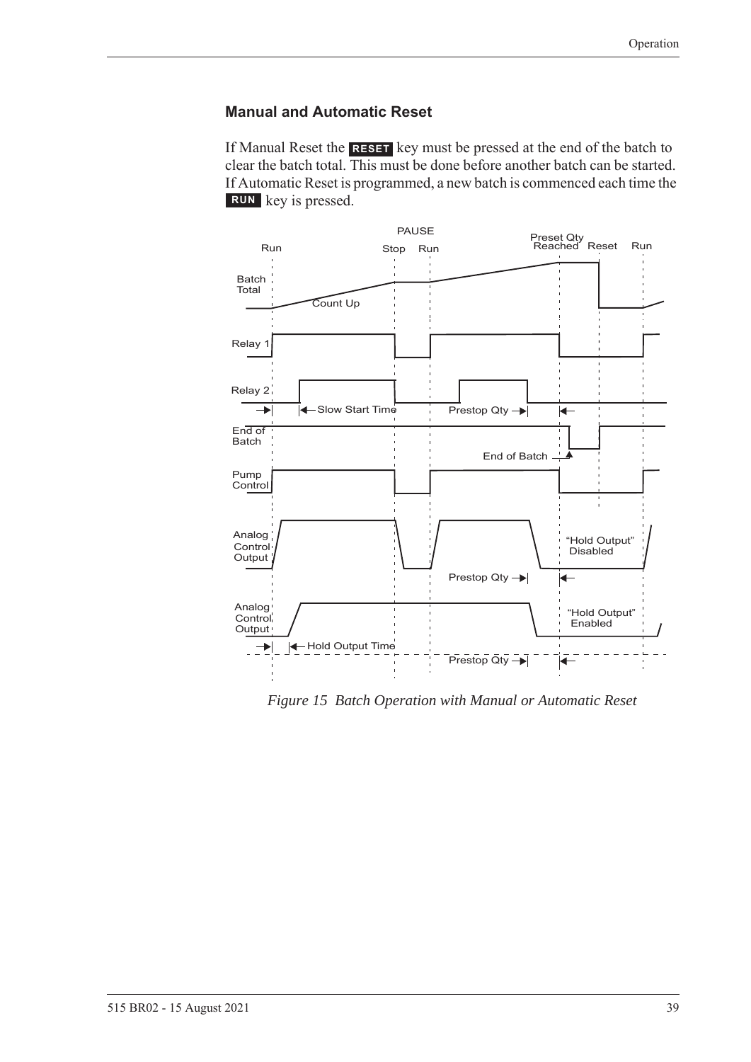### Manual and Automatic Reset

If Manual Reset the **RESET** key must be pressed at the end of the batch to clear the batch total. This must be done before another batch can be started. If Automatic Reset is programmed, a new batch is commenced each time the **RUN** key is pressed.

*Figure 15 Batch Operation with Manual or Automatic Reset*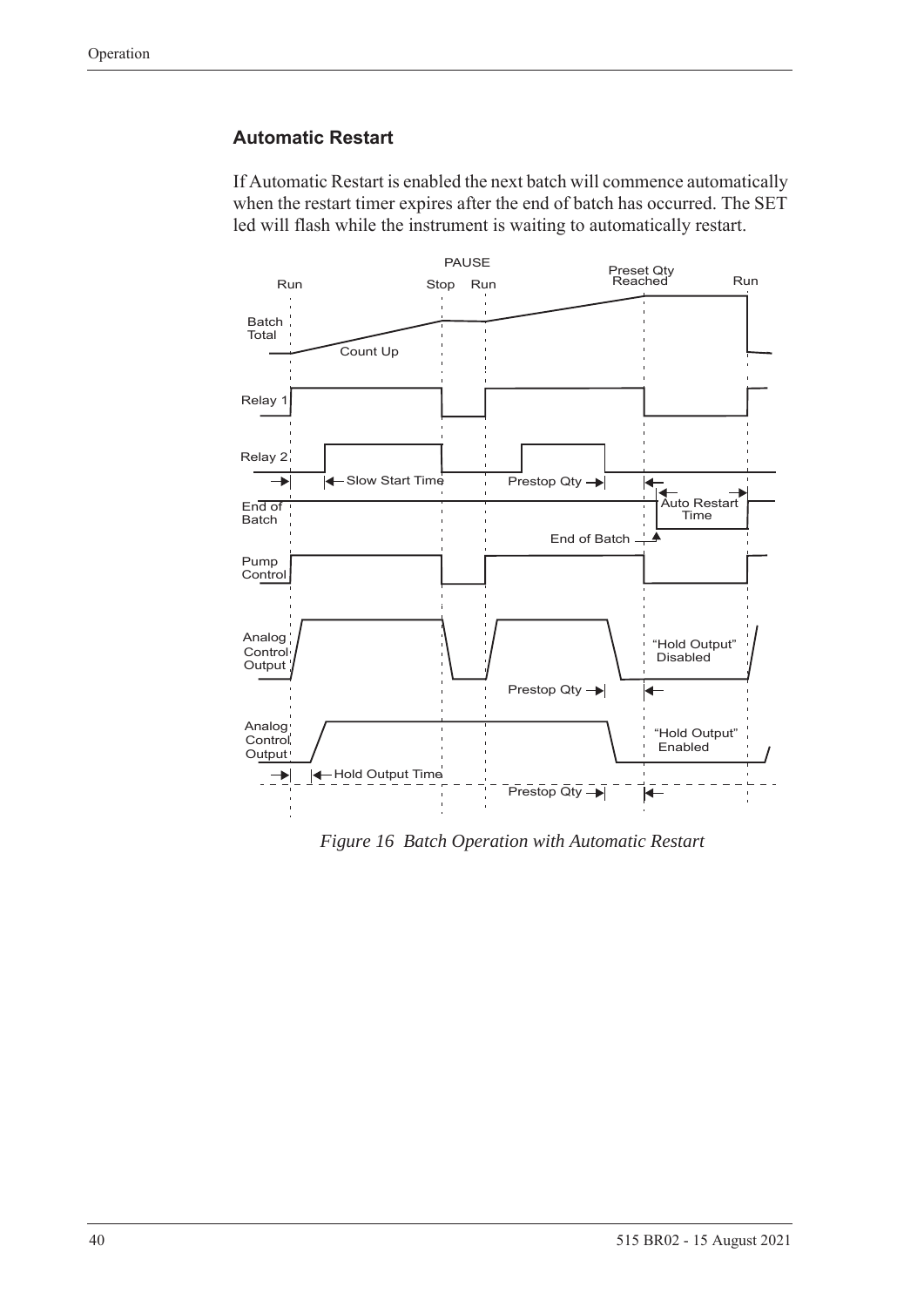### Automatic Restart

If Automatic Restart is enabled the next batch will commence automatically when the restart timer expires after the end of batch has occurred. The SET led will flash while the instrument is waiting to automatically restart.

*Figure 16 Batch Operation with Automatic Restart*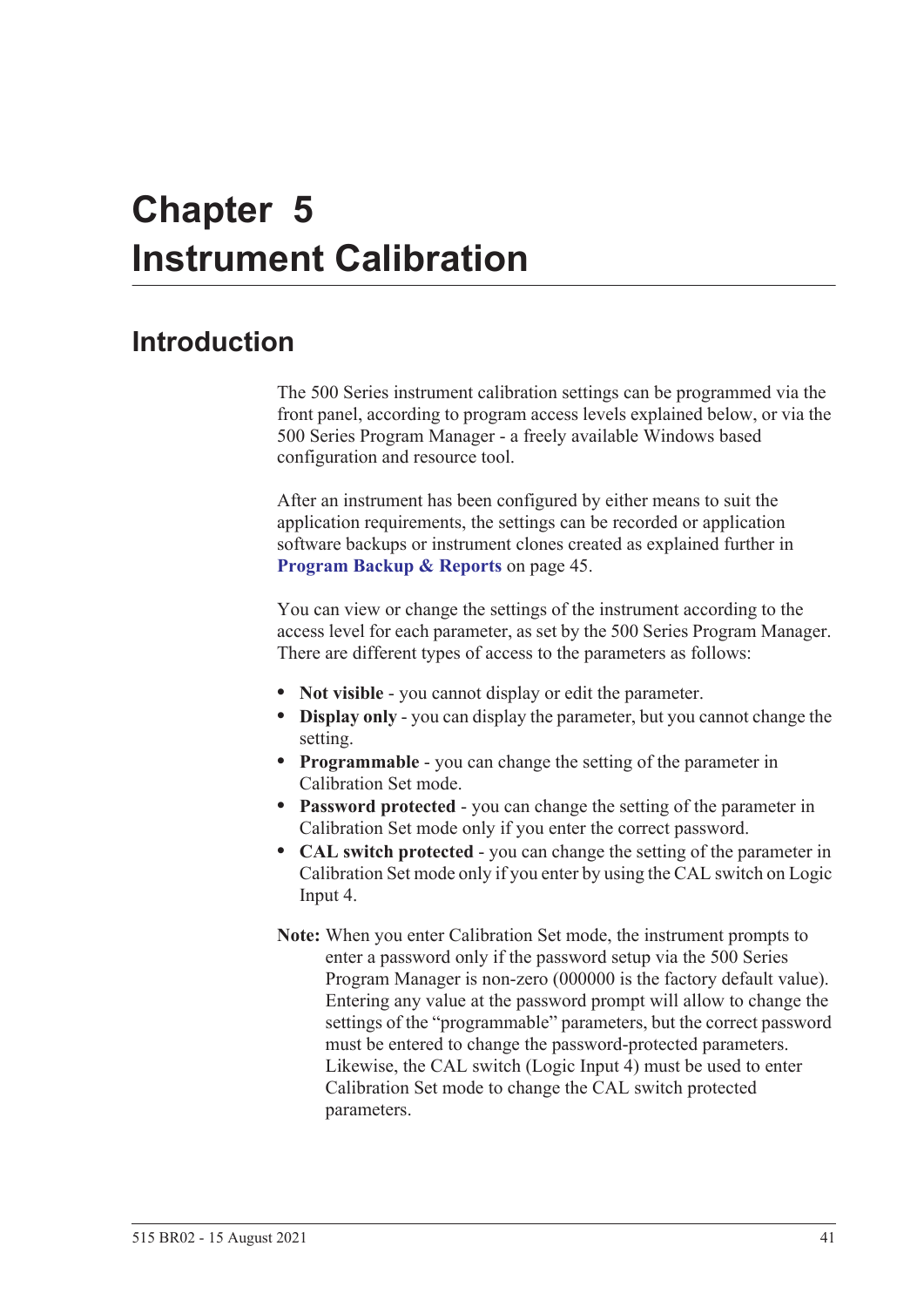# Chapter 5 Instrument Calibration

## Introduction

The 500 Series instrument calibration settings can be programmed via the front panel, according to program access levels explained below, or via the 500 Series Program Manager - a freely available Windows based configuration and resource tool.

After an instrument has been configured by either means to suit the application requirements, the settings can be recorded or application software backups or instrument clones created as explained further in **Program Backup & Reports** on page 45.

You can view or change the settings of the instrument according to the access level for each parameter, as set by the 500 Series Program Manager. There are different types of access to the parameters as follows:

- **Not visible** - you cannot display or edit the parameter.
- **Display only** - you can display the parameter, but you cannot change the setting.
- **Programmable** - you can change the setting of the parameter in Calibration Set mode.
- **Password protected** - you can change the setting of the parameter in Calibration Set mode only if you enter the correct password.
- **CAL switch protected** - you can change the setting of the parameter in Calibration Set mode only if you enter by using the CAL switch on Logic Input 4.

**Note:** When you enter Calibration Set mode, the instrument prompts to enter a password only if the password setup via the 500 Series Program Manager is non-zero (000000 is the factory default value). Entering any value at the password prompt will allow to change the settings of the "programmable" parameters, but the correct password must be entered to change the password-protected parameters. Likewise, the CAL switch (Logic Input 4) must be used to enter Calibration Set mode to change the CAL switch protected parameters.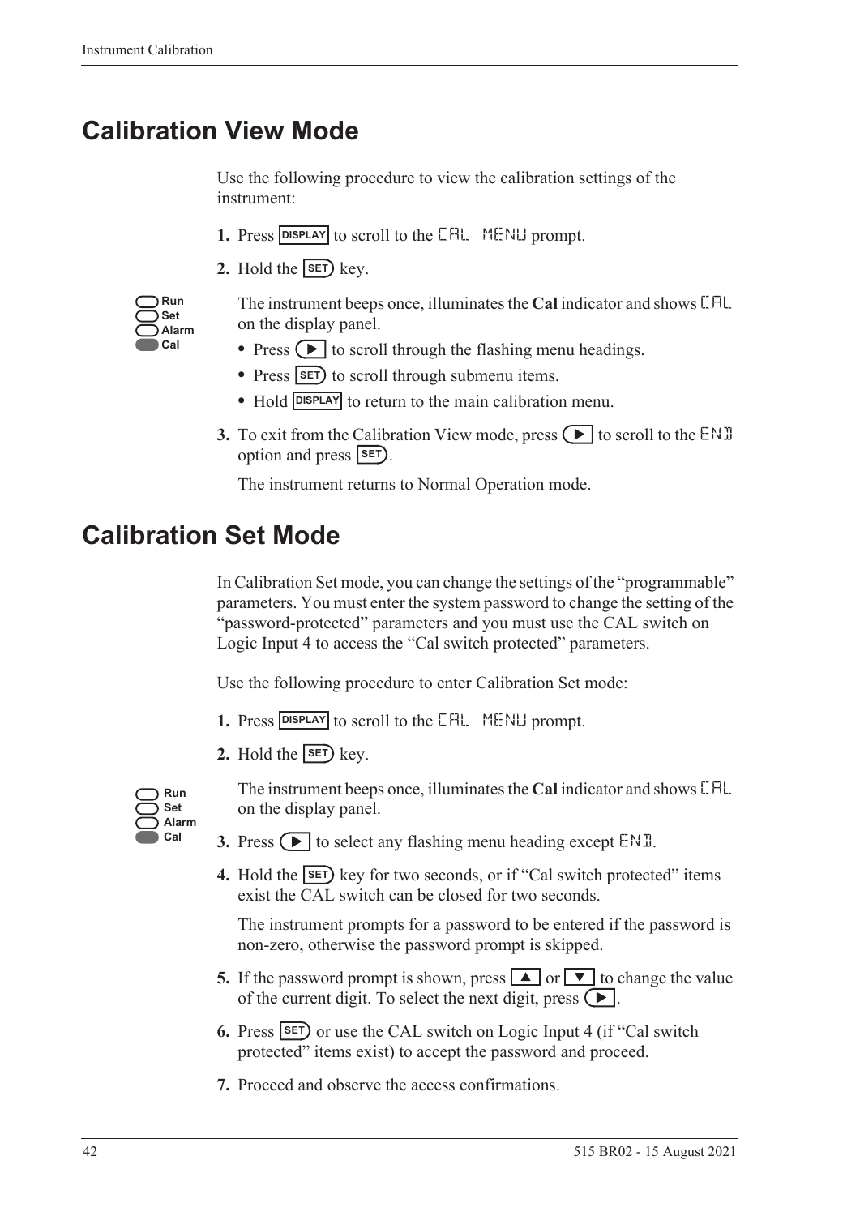# Calibration View Mode

Use the following procedure to view the calibration settings of the instrument:

1. Press DISPLAY to scroll to the CAL MENU prompt.
2. Hold the SET key.

   Run
   Set
   Alarm
   Cal

   The instrument beeps once, illuminates the **Cal** indicator and shows CAL on the display panel.

   - Press ▶ to scroll through the flashing menu headings.
   - Press SET to scroll through submenu items.
   - Hold DISPLAY to return to the main calibration menu.

3. To exit from the Calibration View mode, press ▶ to scroll to the END option and press SET.

   The instrument returns to Normal Operation mode.

# Calibration Set Mode

In Calibration Set mode, you can change the settings of the "programmable" parameters. You must enter the system password to change the setting of the "password-protected" parameters and you must use the CAL switch on Logic Input 4 to access the "Cal switch protected" parameters.

Use the following procedure to enter Calibration Set mode:

1. Press DISPLAY to scroll to the CAL MENU prompt.
2. Hold the SET key.

   Run
   Set
   Alarm
   Cal

   The instrument beeps once, illuminates the **Cal** indicator and shows CAL on the display panel.

3. Press ▶ to select any flashing menu heading except END.
4. Hold the SET key for two seconds, or if "Cal switch protected" items exist the CAL switch can be closed for two seconds.

   The instrument prompts for a password to be entered if the password is non-zero, otherwise the password prompt is skipped.

5. If the password prompt is shown, press ▲ or ▼ to change the value of the current digit. To select the next digit, press ▶.
6. Press SET or use the CAL switch on Logic Input 4 (if "Cal switch protected" items exist) to accept the password and proceed.
7. Proceed and observe the access confirmations.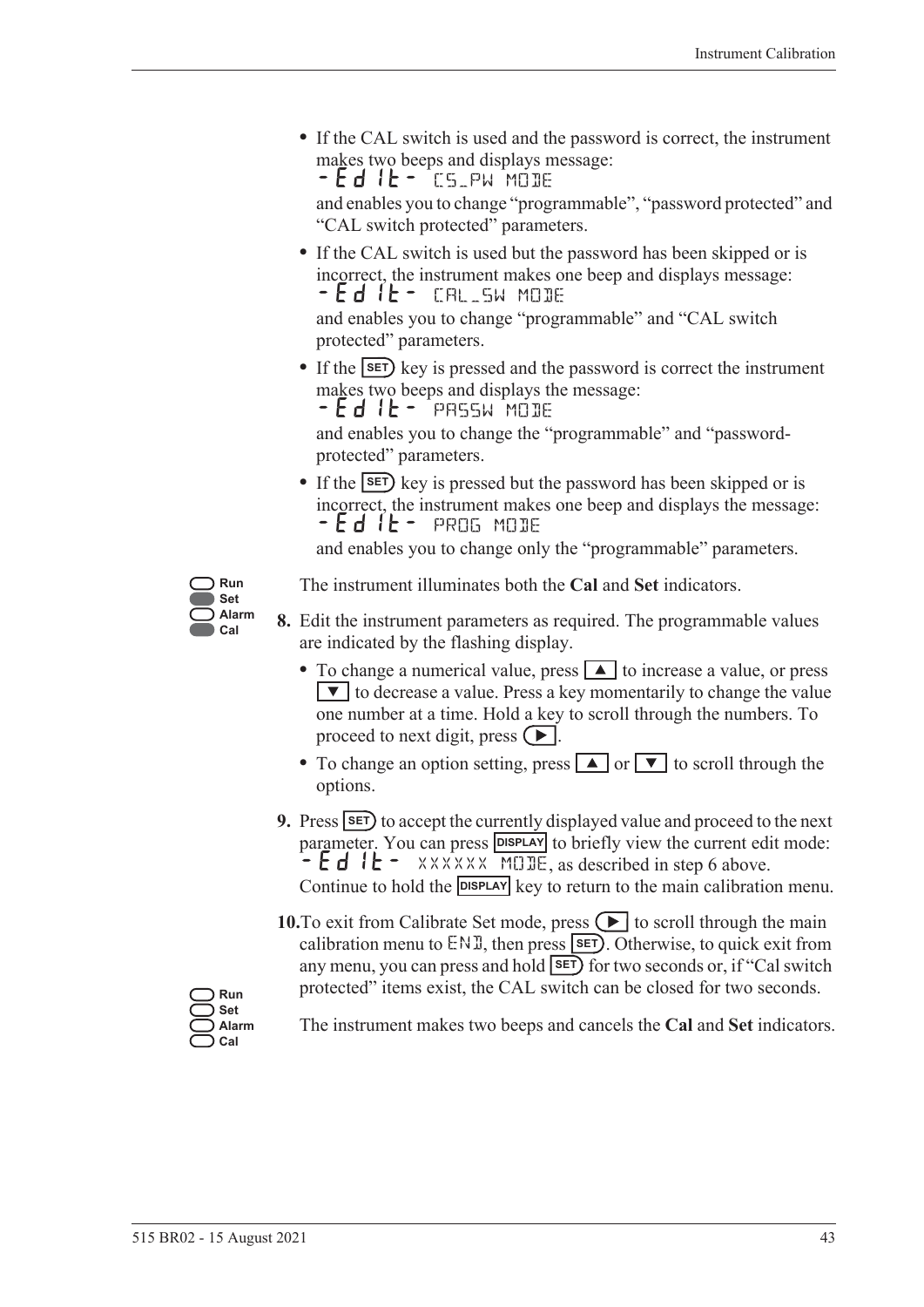- If the CAL switch is used and the password is correct, the instrument makes two beeps and displays message:
  -Edit- CS_PW MODE
  and enables you to change "programmable", "password protected" and "CAL switch protected" parameters.
- If the CAL switch is used but the password has been skipped or is incorrect, the instrument makes one beep and displays message:
  -Edit- CAL_SW MODE
  and enables you to change "programmable" and "CAL switch protected" parameters.
- If the SET key is pressed and the password is correct the instrument makes two beeps and displays the message:
  -Edit- PASSW MODE
  and enables you to change the "programmable" and "password-protected" parameters.
- If the SET key is pressed but the password has been skipped or is incorrect, the instrument makes one beep and displays the message:
  -Edit- PROG MODE
  and enables you to change only the "programmable" parameters.

Run / Set / Alarm / Cal

The instrument illuminates both the **Cal** and **Set** indicators.

**8.** Edit the instrument parameters as required. The programmable values are indicated by the flashing display.

- To change a numerical value, press ▲ to increase a value, or press ▼ to decrease a value. Press a key momentarily to change the value one number at a time. Hold a key to scroll through the numbers. To proceed to next digit, press ▶.
- To change an option setting, press ▲ or ▼ to scroll through the options.

**9.** Press SET to accept the currently displayed value and proceed to the next parameter. You can press DISPLAY to briefly view the current edit mode: -Edit- XXXXXX MODE, as described in step 6 above. Continue to hold the DISPLAY key to return to the main calibration menu.

**10.** To exit from Calibrate Set mode, press ▶ to scroll through the main calibration menu to END, then press SET. Otherwise, to quick exit from any menu, you can press and hold SET for two seconds or, if "Cal switch protected" items exist, the CAL switch can be closed for two seconds.

Run / Set / Alarm / Cal

The instrument makes two beeps and cancels the **Cal** and **Set** indicators.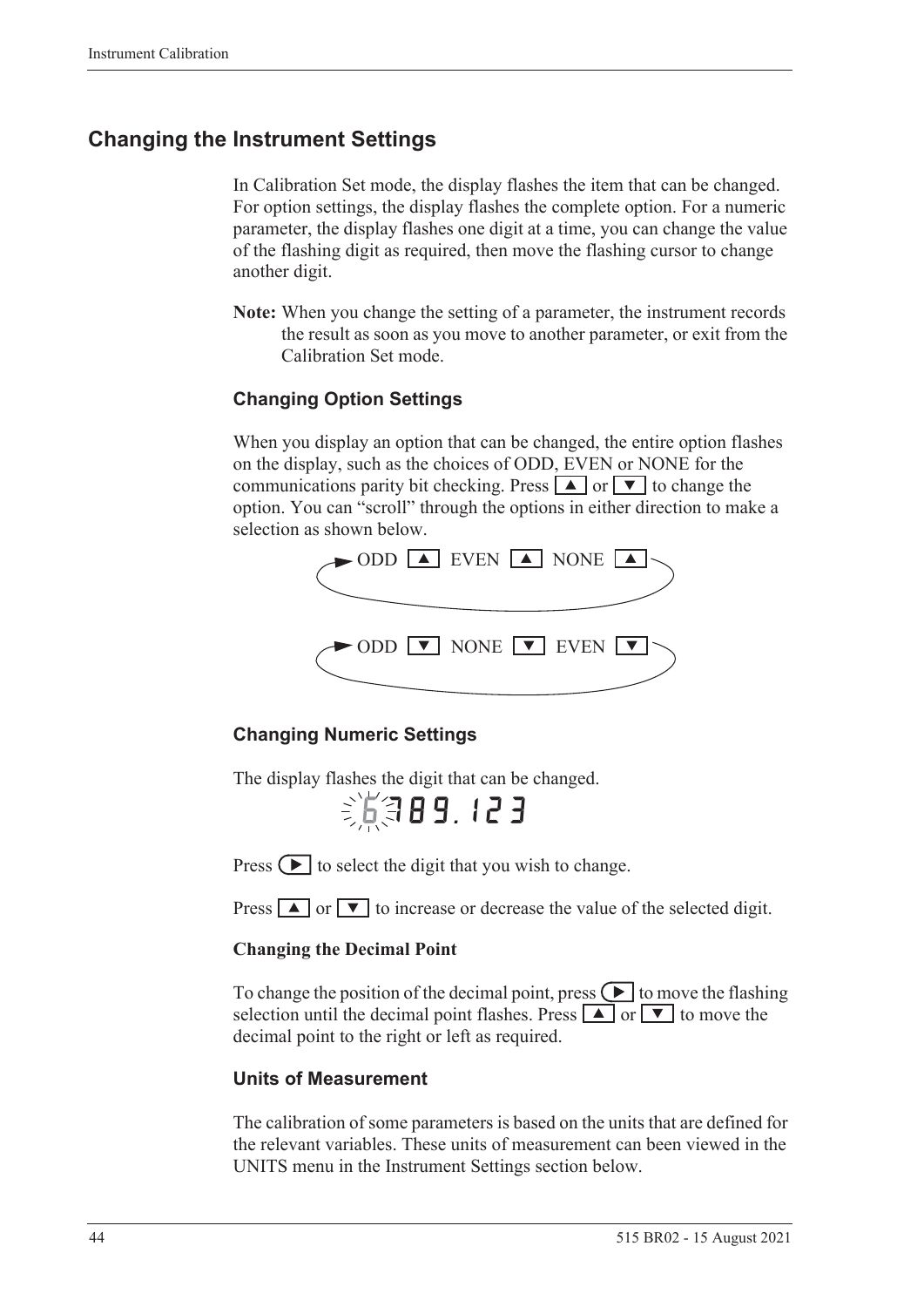## Changing the Instrument Settings

In Calibration Set mode, the display flashes the item that can be changed. For option settings, the display flashes the complete option. For a numeric parameter, the display flashes one digit at a time, you can change the value of the flashing digit as required, then move the flashing cursor to change another digit.

**Note:** When you change the setting of a parameter, the instrument records the result as soon as you move to another parameter, or exit from the Calibration Set mode.

### Changing Option Settings

When you display an option that can be changed, the entire option flashes on the display, such as the choices of ODD, EVEN or NONE for the communications parity bit checking. Press ▲ or ▼ to change the option. You can "scroll" through the options in either direction to make a selection as shown below.

ODD ▲ EVEN ▲ NONE ▲

ODD ▼ NONE ▼ EVEN ▼

### Changing Numeric Settings

The display flashes the digit that can be changed.

6789.123

Press ▶ to select the digit that you wish to change.

Press ▲ or ▼ to increase or decrease the value of the selected digit.

**Changing the Decimal Point**

To change the position of the decimal point, press ▶ to move the flashing selection until the decimal point flashes. Press ▲ or ▼ to move the decimal point to the right or left as required.

### Units of Measurement

The calibration of some parameters is based on the units that are defined for the relevant variables. These units of measurement can been viewed in the UNITS menu in the Instrument Settings section below.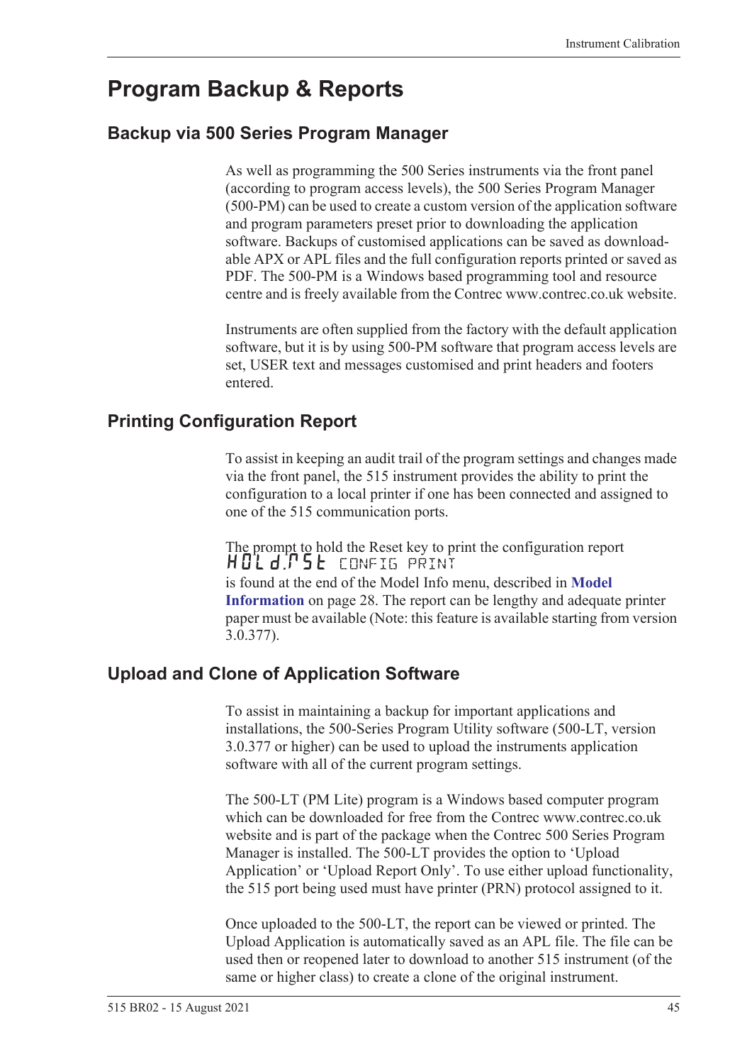# Program Backup & Reports

## Backup via 500 Series Program Manager

As well as programming the 500 Series instruments via the front panel (according to program access levels), the 500 Series Program Manager (500-PM) can be used to create a custom version of the application software and program parameters preset prior to downloading the application software. Backups of customised applications can be saved as downloadable APX or APL files and the full configuration reports printed or saved as PDF. The 500-PM is a Windows based programming tool and resource centre and is freely available from the Contrec www.contrec.co.uk website.

Instruments are often supplied from the factory with the default application software, but it is by using 500-PM software that program access levels are set, USER text and messages customised and print headers and footers entered.

## Printing Configuration Report

To assist in keeping an audit trail of the program settings and changes made via the front panel, the 515 instrument provides the ability to print the configuration to a local printer if one has been connected and assigned to one of the 515 communication ports.

The prompt to hold the Reset key to print the configuration report
HOLd.rSt CONFIG PRINT
is found at the end of the Model Info menu, described in **Model Information** on page 28. The report can be lengthy and adequate printer paper must be available (Note: this feature is available starting from version 3.0.377).

## Upload and Clone of Application Software

To assist in maintaining a backup for important applications and installations, the 500-Series Program Utility software (500-LT, version 3.0.377 or higher) can be used to upload the instruments application software with all of the current program settings.

The 500-LT (PM Lite) program is a Windows based computer program which can be downloaded for free from the Contrec www.contrec.co.uk website and is part of the package when the Contrec 500 Series Program Manager is installed. The 500-LT provides the option to 'Upload Application' or 'Upload Report Only'. To use either upload functionality, the 515 port being used must have printer (PRN) protocol assigned to it.

Once uploaded to the 500-LT, the report can be viewed or printed. The Upload Application is automatically saved as an APL file. The file can be used then or reopened later to download to another 515 instrument (of the same or higher class) to create a clone of the original instrument.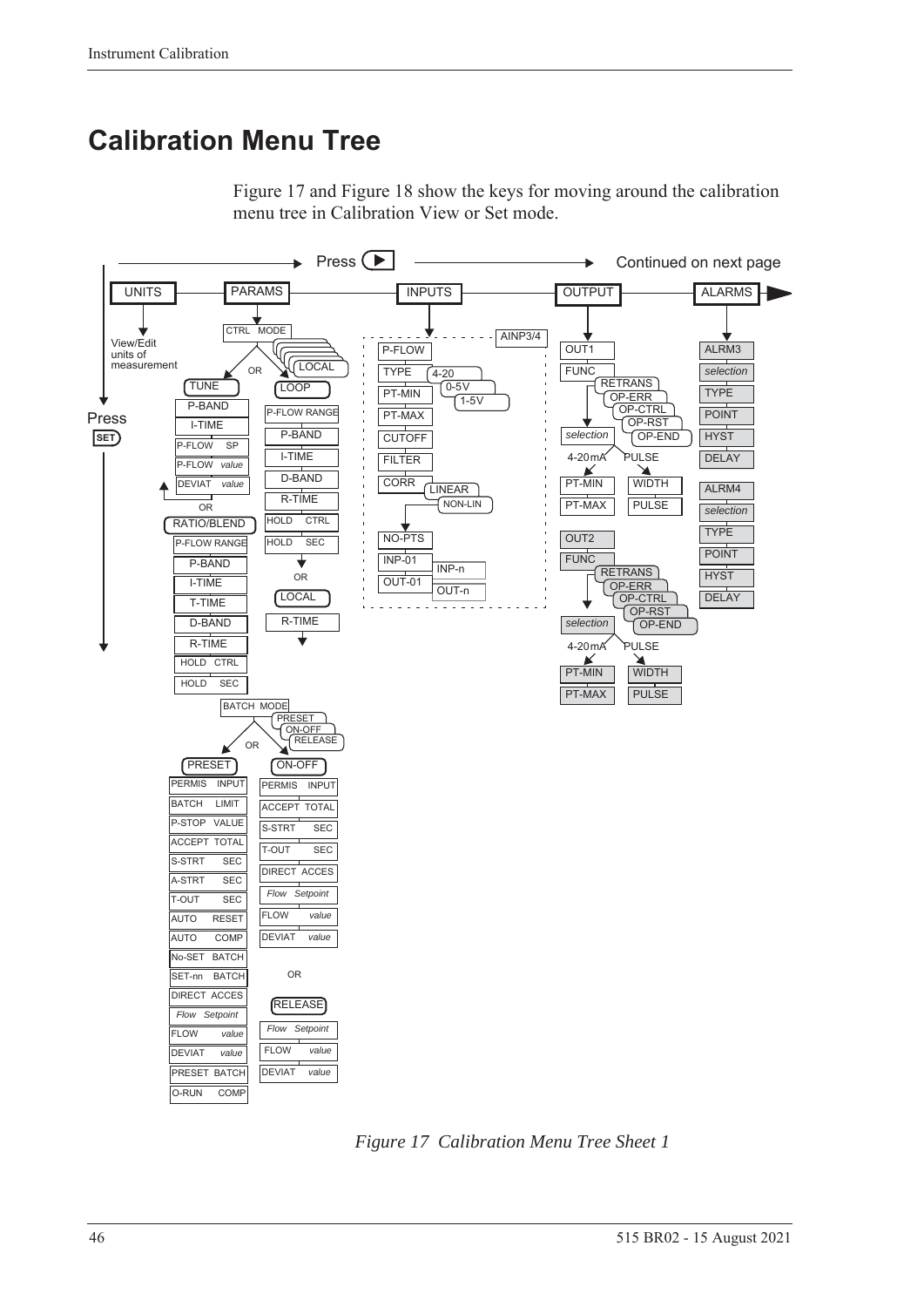# Calibration Menu Tree

Figure 17 and Figure 18 show the keys for moving around the calibration menu tree in Calibration View or Set mode.

*Figure 17 Calibration Menu Tree Sheet 1*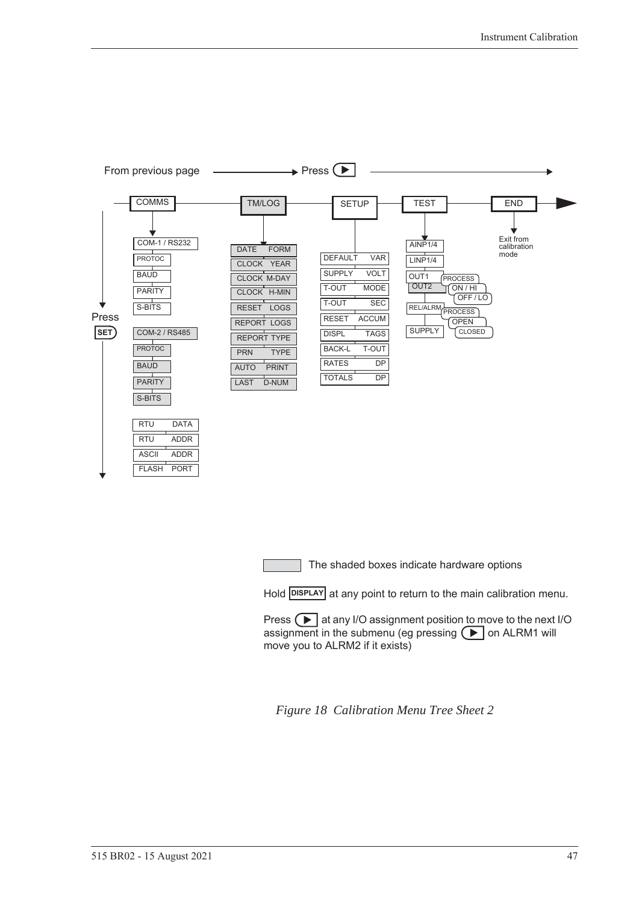From previous page → Press ▶ →

COMMS — TM/LOG — SETUP — TEST — END

**COMMS** (Press SET):
- COM-1 / RS232
  - PROTOC
  - BAUD
  - PARITY
  - S-BITS
- COM-2 / RS485
  - PROTOC
  - BAUD
  - PARITY
  - S-BITS
- RTU DATA
- RTU ADDR
- ASCII ADDR
- FLASH PORT

**TM/LOG**:
- DATE FORM
- CLOCK YEAR
- CLOCK M-DAY
- CLOCK H-MIN
- RESET LOGS
- REPORT LOGS
- REPORT TYPE
- PRN TYPE
- AUTO PRINT
- LAST D-NUM

**SETUP**:
- DEFAULT VAR
- SUPPLY VOLT
- T-OUT MODE
- T-OUT SEC
- RESET ACCUM
- DISPL TAGS
- BACK-L T-OUT
- RATES DP
- TOTALS DP

**TEST**:
- AINP1/4
- LINP1/4
- OUT1 / OUT2 — PROCESS, ON / HI, OFF / LO
- REL/ALRM — PROCESS, OPEN, CLOSED
- SUPPLY

**END**: Exit from calibration mode

The shaded boxes indicate hardware options

Hold **DISPLAY** at any point to return to the main calibration menu.

Press ▶ at any I/O assignment position to move to the next I/O assignment in the submenu (eg pressing ▶ on ALRM1 will move you to ALRM2 if it exists)

*Figure 18 Calibration Menu Tree Sheet 2*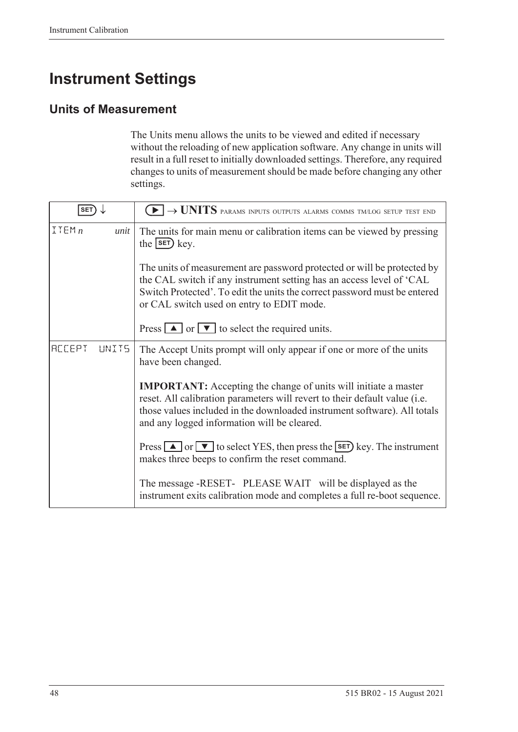# Instrument Settings

## Units of Measurement

The Units menu allows the units to be viewed and edited if necessary without the reloading of new application software. Any change in units will result in a full reset to initially downloaded settings. Therefore, any required changes to units of measurement should be made before changing any other settings.

| SET ↓ | ▶ → **UNITS** PARAMS INPUTS OUTPUTS ALARMS COMMS TM/LOG SETUP TEST END |
|---|---|
| ITEM *n* *unit* | The units for main menu or calibration items can be viewed by pressing the SET key.<br><br>The units of measurement are password protected or will be protected by the CAL switch if any instrument setting has an access level of 'CAL Switch Protected'. To edit the units the correct password must be entered or CAL switch used on entry to EDIT mode.<br><br>Press ▲ or ▼ to select the required units. |
| ACCEPT UNITS | The Accept Units prompt will only appear if one or more of the units have been changed.<br><br>**IMPORTANT:** Accepting the change of units will initiate a master reset. All calibration parameters will revert to their default value (i.e. those values included in the downloaded instrument software). All totals and any logged information will be cleared.<br><br>Press ▲ or ▼ to select YES, then press the SET key. The instrument makes three beeps to confirm the reset command.<br><br>The message -RESET- PLEASE WAIT will be displayed as the instrument exits calibration mode and completes a full re-boot sequence. |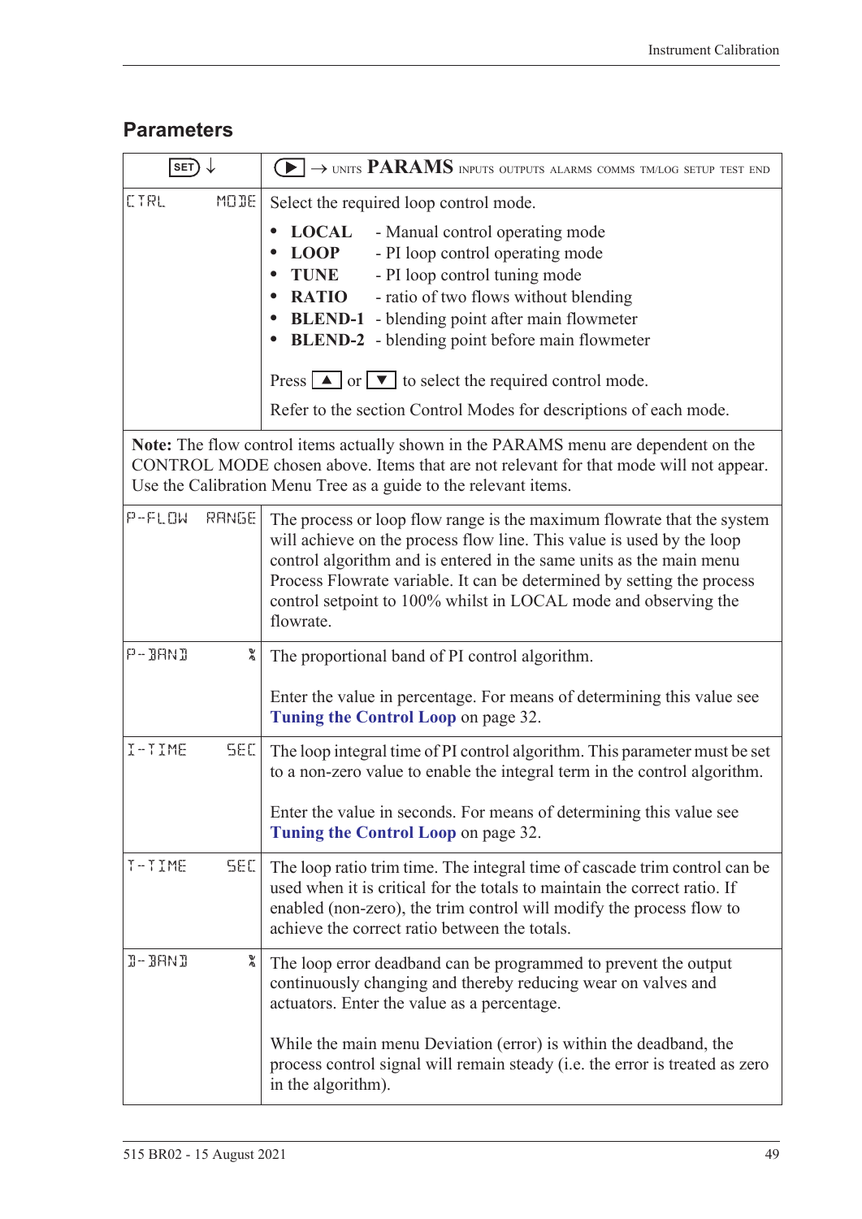## Parameters

| SET ↓ | ▶ → UNITS **PARAMS** INPUTS OUTPUTS ALARMS COMMS TM/LOG SETUP TEST END |
|---|---|
| CTRL MODE | Select the required loop control mode.<br>• **LOCAL** - Manual control operating mode<br>• **LOOP** - PI loop control operating mode<br>• **TUNE** - PI loop control tuning mode<br>• **RATIO** - ratio of two flows without blending<br>• **BLEND-1** - blending point after main flowmeter<br>• **BLEND-2** - blending point before main flowmeter<br><br>Press ▲ or ▼ to select the required control mode.<br><br>Refer to the section Control Modes for descriptions of each mode. |
| **Note:** The flow control items actually shown in the PARAMS menu are dependent on the CONTROL MODE chosen above. Items that are not relevant for that mode will not appear. Use the Calibration Menu Tree as a guide to the relevant items. | |
| P-FLOW RANGE | The process or loop flow range is the maximum flowrate that the system will achieve on the process flow line. This value is used by the loop control algorithm and is entered in the same units as the main menu Process Flowrate variable. It can be determined by setting the process control setpoint to 100% whilst in LOCAL mode and observing the flowrate. |
| P-BAND % | The proportional band of PI control algorithm.<br><br>Enter the value in percentage. For means of determining this value see **Tuning the Control Loop** on page 32. |
| I-TIME SEC | The loop integral time of PI control algorithm. This parameter must be set to a non-zero value to enable the integral term in the control algorithm.<br><br>Enter the value in seconds. For means of determining this value see **Tuning the Control Loop** on page 32. |
| T-TIME SEC | The loop ratio trim time. The integral time of cascade trim control can be used when it is critical for the totals to maintain the correct ratio. If enabled (non-zero), the trim control will modify the process flow to achieve the correct ratio between the totals. |
| D-BAND % | The loop error deadband can be programmed to prevent the output continuously changing and thereby reducing wear on valves and actuators. Enter the value as a percentage.<br><br>While the main menu Deviation (error) is within the deadband, the process control signal will remain steady (i.e. the error is treated as zero in the algorithm). |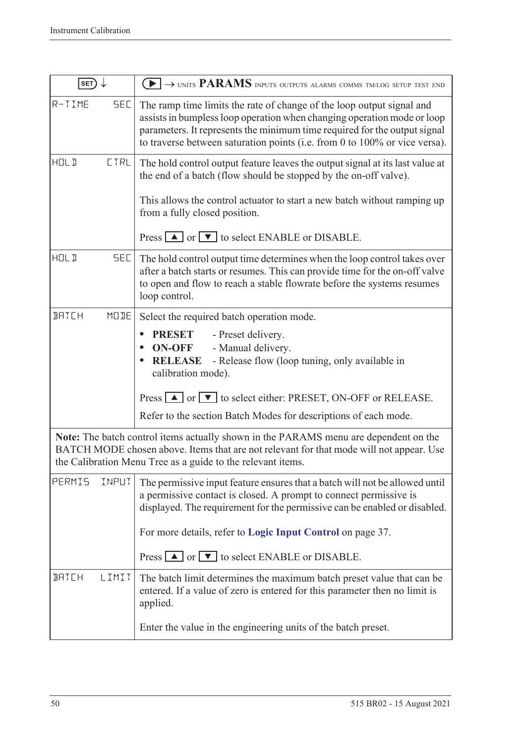| SET ↓ | ▶ → UNITS **PARAMS** INPUTS OUTPUTS ALARMS COMMS TM/LOG SETUP TEST END |
|---|---|
| R-TIME SEC | The ramp time limits the rate of change of the loop output signal and assists in bumpless loop operation when changing operation mode or loop parameters. It represents the minimum time required for the output signal to traverse between saturation points (i.e. from 0 to 100% or vice versa). |
| HOLD CTRL | The hold control output feature leaves the output signal at its last value at the end of a batch (flow should be stopped by the on-off valve).<br><br>This allows the control actuator to start a new batch without ramping up from a fully closed position.<br><br>Press ▲ or ▼ to select ENABLE or DISABLE. |
| HOLD SEC | The hold control output time determines when the loop control takes over after a batch starts or resumes. This can provide time for the on-off valve to open and flow to reach a stable flowrate before the systems resumes loop control. |
| BATCH MODE | Select the required batch operation mode.<br><br>• **PRESET** - Preset delivery.<br>• **ON-OFF** - Manual delivery.<br>• **RELEASE** - Release flow (loop tuning, only available in calibration mode).<br><br>Press ▲ or ▼ to select either: PRESET, ON-OFF or RELEASE.<br><br>Refer to the section Batch Modes for descriptions of each mode. |
| **Note:** The batch control items actually shown in the PARAMS menu are dependent on the BATCH MODE chosen above. Items that are not relevant for that mode will not appear. Use the Calibration Menu Tree as a guide to the relevant items. | |
| PERMIS INPUT | The permissive input feature ensures that a batch will not be allowed until a permissive contact is closed. A prompt to connect permissive is displayed. The requirement for the permissive can be enabled or disabled.<br><br>For more details, refer to **Logic Input Control** on page 37.<br><br>Press ▲ or ▼ to select ENABLE or DISABLE. |
| BATCH LIMIT | The batch limit determines the maximum batch preset value that can be entered. If a value of zero is entered for this parameter then no limit is applied.<br><br>Enter the value in the engineering units of the batch preset. |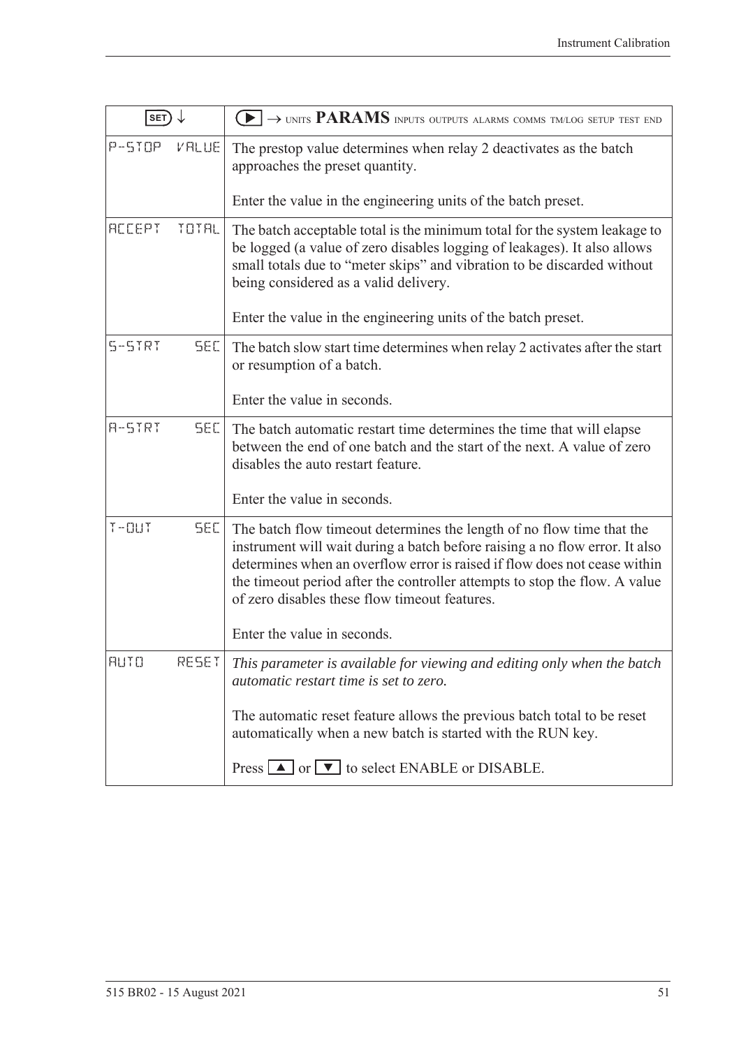| SET ↓ | ▶ → UNITS **PARAMS** INPUTS OUTPUTS ALARMS COMMS TM/LOG SETUP TEST END |
|---|---|
| P-STOP VALUE | The prestop value determines when relay 2 deactivates as the batch approaches the preset quantity.<br><br>Enter the value in the engineering units of the batch preset. |
| ACCEPT TOTAL | The batch acceptable total is the minimum total for the system leakage to be logged (a value of zero disables logging of leakages). It also allows small totals due to "meter skips" and vibration to be discarded without being considered as a valid delivery.<br><br>Enter the value in the engineering units of the batch preset. |
| S-STRT SEC | The batch slow start time determines when relay 2 activates after the start or resumption of a batch.<br><br>Enter the value in seconds. |
| A-STRT SEC | The batch automatic restart time determines the time that will elapse between the end of one batch and the start of the next. A value of zero disables the auto restart feature.<br><br>Enter the value in seconds. |
| T-OUT SEC | The batch flow timeout determines the length of no flow time that the instrument will wait during a batch before raising a no flow error. It also determines when an overflow error is raised if flow does not cease within the timeout period after the controller attempts to stop the flow. A value of zero disables these flow timeout features.<br><br>Enter the value in seconds. |
| AUTO RESET | *This parameter is available for viewing and editing only when the batch automatic restart time is set to zero.*<br><br>The automatic reset feature allows the previous batch total to be reset automatically when a new batch is started with the RUN key.<br><br>Press ▲ or ▼ to select ENABLE or DISABLE. |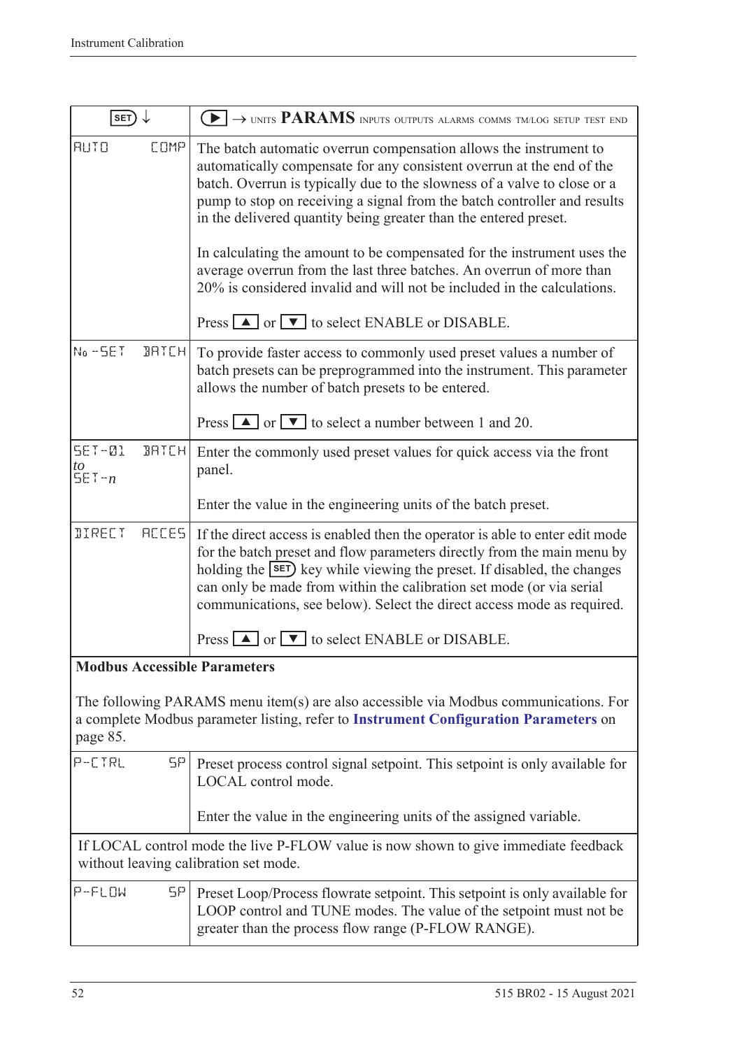| SET ↓ | ▶ → UNITS **PARAMS** INPUTS OUTPUTS ALARMS COMMS TM/LOG SETUP TEST END |
|---|---|
| AUTO COMP | The batch automatic overrun compensation allows the instrument to automatically compensate for any consistent overrun at the end of the batch. Overrun is typically due to the slowness of a valve to close or a pump to stop on receiving a signal from the batch controller and results in the delivered quantity being greater than the entered preset.<br><br>In calculating the amount to be compensated for the instrument uses the average overrun from the last three batches. An overrun of more than 20% is considered invalid and will not be included in the calculations.<br><br>Press ▲ or ▼ to select ENABLE or DISABLE. |
| No-SET BATCH | To provide faster access to commonly used preset values a number of batch presets can be preprogrammed into the instrument. This parameter allows the number of batch presets to be entered.<br><br>Press ▲ or ▼ to select a number between 1 and 20. |
| SET-01 BATCH *to* SET-*n* | Enter the commonly used preset values for quick access via the front panel.<br><br>Enter the value in the engineering units of the batch preset. |
| DIRECT ACCES | If the direct access is enabled then the operator is able to enter edit mode for the batch preset and flow parameters directly from the main menu by holding the SET key while viewing the preset. If disabled, the changes can only be made from within the calibration set mode (or via serial communications, see below). Select the direct access mode as required.<br><br>Press ▲ or ▼ to select ENABLE or DISABLE. |
| **Modbus Accessible Parameters**<br><br>The following PARAMS menu item(s) are also accessible via Modbus communications. For a complete Modbus parameter listing, refer to **Instrument Configuration Parameters** on page 85. | |
| P-CTRL SP | Preset process control signal setpoint. This setpoint is only available for LOCAL control mode.<br><br>Enter the value in the engineering units of the assigned variable. |
| If LOCAL control mode the live P-FLOW value is now shown to give immediate feedback without leaving calibration set mode. | |
| P-FLOW SP | Preset Loop/Process flowrate setpoint. This setpoint is only available for LOOP control and TUNE modes. The value of the setpoint must not be greater than the process flow range (P-FLOW RANGE). |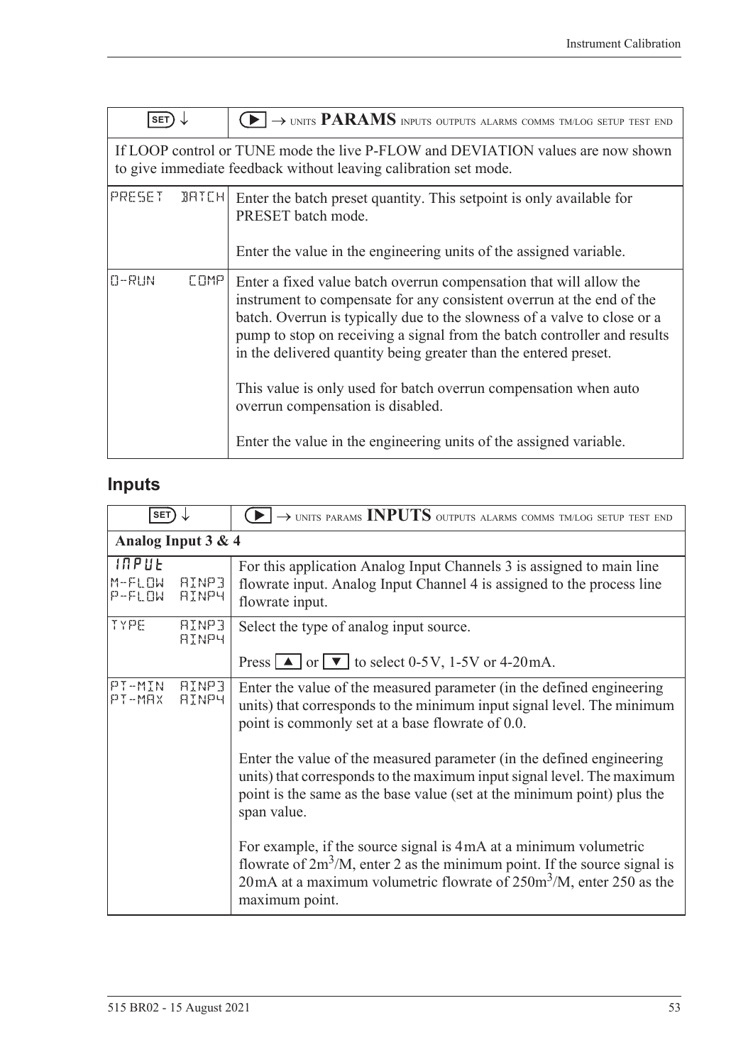| SET ↓ | ▶ → UNITS **PARAMS** INPUTS OUTPUTS ALARMS COMMS TM/LOG SETUP TEST END |
|---|---|
| If LOOP control or TUNE mode the live P-FLOW and DEVIATION values are now shown to give immediate feedback without leaving calibration set mode. | |
| PRESET BATCH | Enter the batch preset quantity. This setpoint is only available for PRESET batch mode.<br><br>Enter the value in the engineering units of the assigned variable. |
| O-RUN COMP | Enter a fixed value batch overrun compensation that will allow the instrument to compensate for any consistent overrun at the end of the batch. Overrun is typically due to the slowness of a valve to close or a pump to stop on receiving a signal from the batch controller and results in the delivered quantity being greater than the entered preset.<br><br>This value is only used for batch overrun compensation when auto overrun compensation is disabled.<br><br>Enter the value in the engineering units of the assigned variable. |

## Inputs

| SET ↓ | ▶ → UNITS PARAMS **INPUTS** OUTPUTS ALARMS COMMS TM/LOG SETUP TEST END |
|---|---|
| **Analog Input 3 & 4** | |
| INPUT<br>M-FLOW AINP3<br>P-FLOW AINP4 | For this application Analog Input Channels 3 is assigned to main line flowrate input. Analog Input Channel 4 is assigned to the process line flowrate input. |
| TYPE AINP3<br>AINP4 | Select the type of analog input source.<br><br>Press ▲ or ▼ to select 0-5V, 1-5V or 4-20mA. |
| PT-MIN AINP3<br>PT-MAX AINP4 | Enter the value of the measured parameter (in the defined engineering units) that corresponds to the minimum input signal level. The minimum point is commonly set at a base flowrate of 0.0.<br><br>Enter the value of the measured parameter (in the defined engineering units) that corresponds to the maximum input signal level. The maximum point is the same as the base value (set at the minimum point) plus the span value.<br><br>For example, if the source signal is 4mA at a minimum volumetric flowrate of $2m^3$/M, enter 2 as the minimum point. If the source signal is 20mA at a maximum volumetric flowrate of $250m^3$/M, enter 250 as the maximum point. |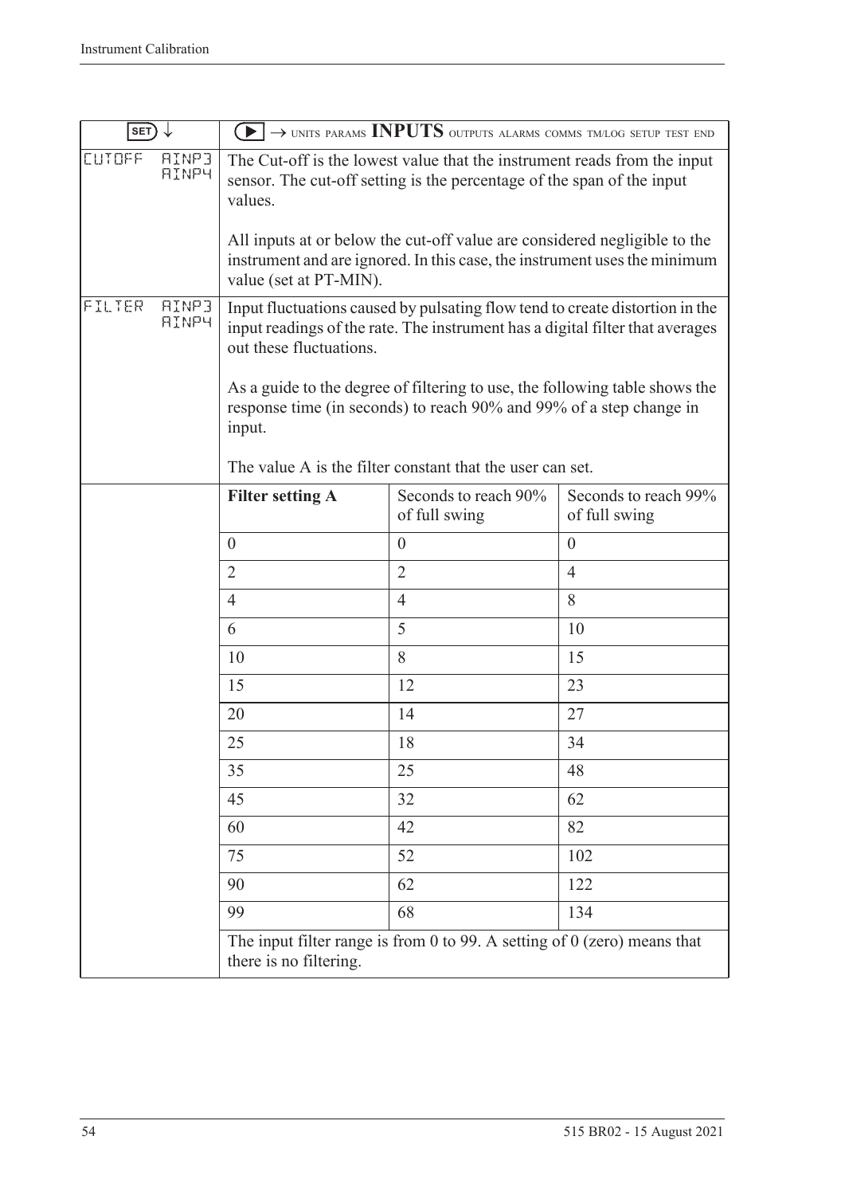| SET ↓ | ▶ → UNITS PARAMS **INPUTS** OUTPUTS ALARMS COMMS TM/LOG SETUP TEST END |
|---|---|
| CUTOFF AINP3 AINP4 | The Cut-off is the lowest value that the instrument reads from the input sensor. The cut-off setting is the percentage of the span of the input values.<br><br>All inputs at or below the cut-off value are considered negligible to the instrument and are ignored. In this case, the instrument uses the minimum value (set at PT-MIN). |
| FILTER AINP3 AINP4 | Input fluctuations caused by pulsating flow tend to create distortion in the input readings of the rate. The instrument has a digital filter that averages out these fluctuations.<br><br>As a guide to the degree of filtering to use, the following table shows the response time (in seconds) to reach 90% and 99% of a step change in input.<br><br>The value A is the filter constant that the user can set. |

| **Filter setting A** | Seconds to reach 90% of full swing | Seconds to reach 99% of full swing |
|---|---|---|
| 0 | 0 | 0 |
| 2 | 2 | 4 |
| 4 | 4 | 8 |
| 6 | 5 | 10 |
| 10 | 8 | 15 |
| 15 | 12 | 23 |
| 20 | 14 | 27 |
| 25 | 18 | 34 |
| 35 | 25 | 48 |
| 45 | 32 | 62 |
| 60 | 42 | 82 |
| 75 | 52 | 102 |
| 90 | 62 | 122 |
| 99 | 68 | 134 |

The input filter range is from 0 to 99. A setting of 0 (zero) means that there is no filtering.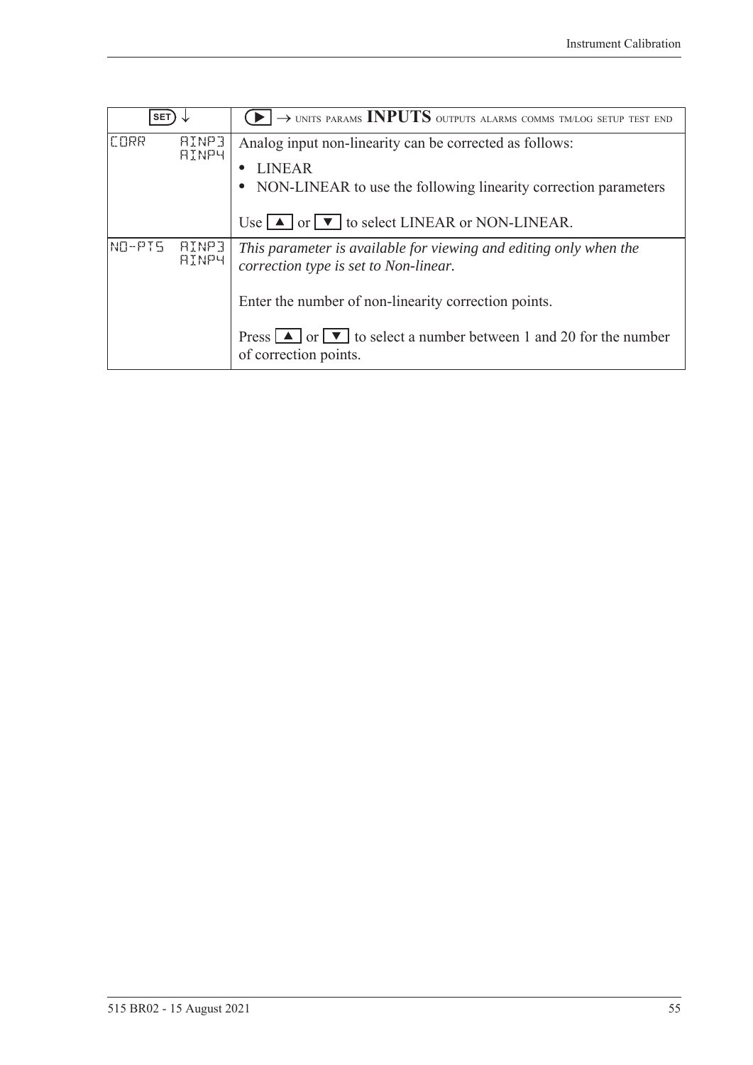| SET ↓ | ▶ → UNITS PARAMS **INPUTS** OUTPUTS ALARMS COMMS TM/LOG SETUP TEST END |
|---|---|
| CORR AINP3 AINP4 | Analog input non-linearity can be corrected as follows:<br>• LINEAR<br>• NON-LINEAR to use the following linearity correction parameters<br><br>Use ▲ or ▼ to select LINEAR or NON-LINEAR. |
| NO-PTS AINP3 AINP4 | *This parameter is available for viewing and editing only when the correction type is set to Non-linear.*<br><br>Enter the number of non-linearity correction points.<br><br>Press ▲ or ▼ to select a number between 1 and 20 for the number of correction points. |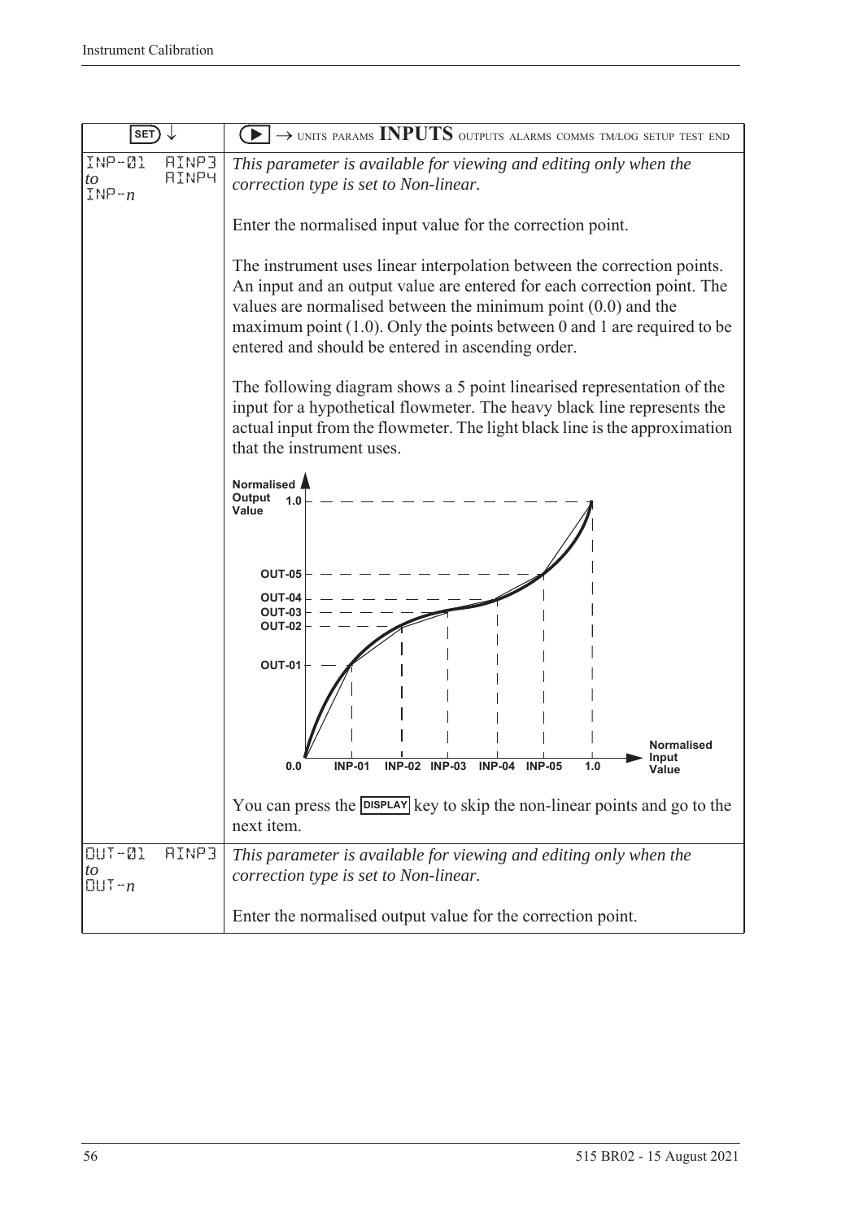| SET ↓ | ▶ → UNITS PARAMS **INPUTS** OUTPUTS ALARMS COMMS TM/LOG SETUP TEST END |
|---|---|
| INP-01 *to* INP-*n* AINP3 AINP4 | *This parameter is available for viewing and editing only when the correction type is set to Non-linear.*<br><br>Enter the normalised input value for the correction point.<br><br>The instrument uses linear interpolation between the correction points. An input and an output value are entered for each correction point. The values are normalised between the minimum point (0.0) and the maximum point (1.0). Only the points between 0 and 1 are required to be entered and should be entered in ascending order.<br><br>The following diagram shows a 5 point linearised representation of the input for a hypothetical flowmeter. The heavy black line represents the actual input from the flowmeter. The light black line is the approximation that the instrument uses.<br><br>You can press the DISPLAY key to skip the non-linear points and go to the next item. |
| OUT-01 *to* OUT-*n* AINP3 | *This parameter is available for viewing and editing only when the correction type is set to Non-linear.*<br><br>Enter the normalised output value for the correction point. |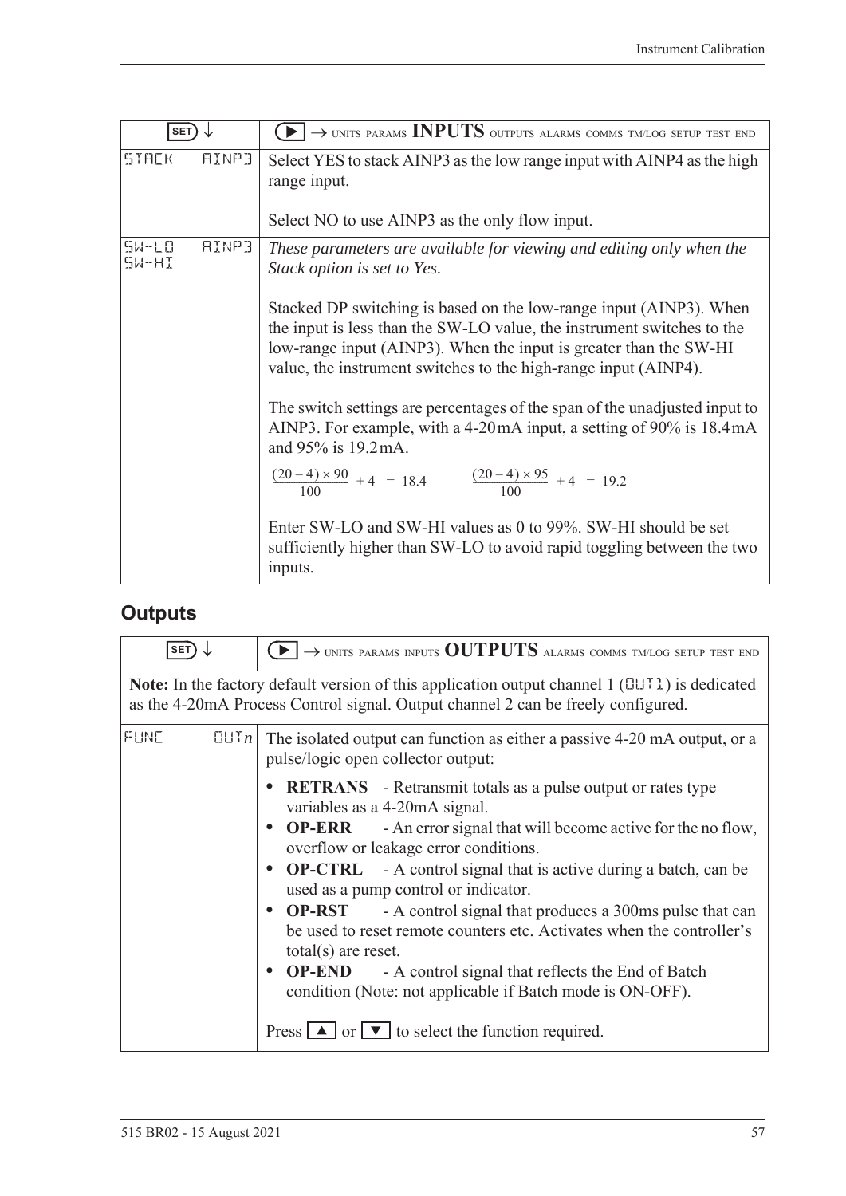| SET ↓ | ▶ → UNITS PARAMS **INPUTS** OUTPUTS ALARMS COMMS TM/LOG SETUP TEST END |
|---|---|
| STACK AINP3 | Select YES to stack AINP3 as the low range input with AINP4 as the high range input.<br><br>Select NO to use AINP3 as the only flow input. |
| SW-LO AINP3<br>SW-HI | *These parameters are available for viewing and editing only when the Stack option is set to Yes.*<br><br>Stacked DP switching is based on the low-range input (AINP3). When the input is less than the SW-LO value, the instrument switches to the low-range input (AINP3). When the input is greater than the SW-HI value, the instrument switches to the high-range input (AINP4).<br><br>The switch settings are percentages of the span of the unadjusted input to AINP3. For example, with a 4-20 mA input, a setting of 90% is 18.4 mA and 95% is 19.2 mA.<br><br>$\frac{(20-4) \times 90}{100} + 4 = 18.4$ $\frac{(20-4) \times 95}{100} + 4 = 19.2$<br><br>Enter SW-LO and SW-HI values as 0 to 99%. SW-HI should be set sufficiently higher than SW-LO to avoid rapid toggling between the two inputs. |

## Outputs

| SET ↓ | ▶ → UNITS PARAMS INPUTS **OUTPUTS** ALARMS COMMS TM/LOG SETUP TEST END |
|---|---|
| **Note:** In the factory default version of this application output channel 1 (OUT1) is dedicated as the 4-20mA Process Control signal. Output channel 2 can be freely configured. | |
| FUNC OUT*n* | The isolated output can function as either a passive 4-20 mA output, or a pulse/logic open collector output:<br><br>• **RETRANS** - Retransmit totals as a pulse output or rates type variables as a 4-20mA signal.<br>• **OP-ERR** - An error signal that will become active for the no flow, overflow or leakage error conditions.<br>• **OP-CTRL** - A control signal that is active during a batch, can be used as a pump control or indicator.<br>• **OP-RST** - A control signal that produces a 300ms pulse that can be used to reset remote counters etc. Activates when the controller's total(s) are reset.<br>• **OP-END** - A control signal that reflects the End of Batch condition (Note: not applicable if Batch mode is ON-OFF).<br><br>Press ▲ or ▼ to select the function required. |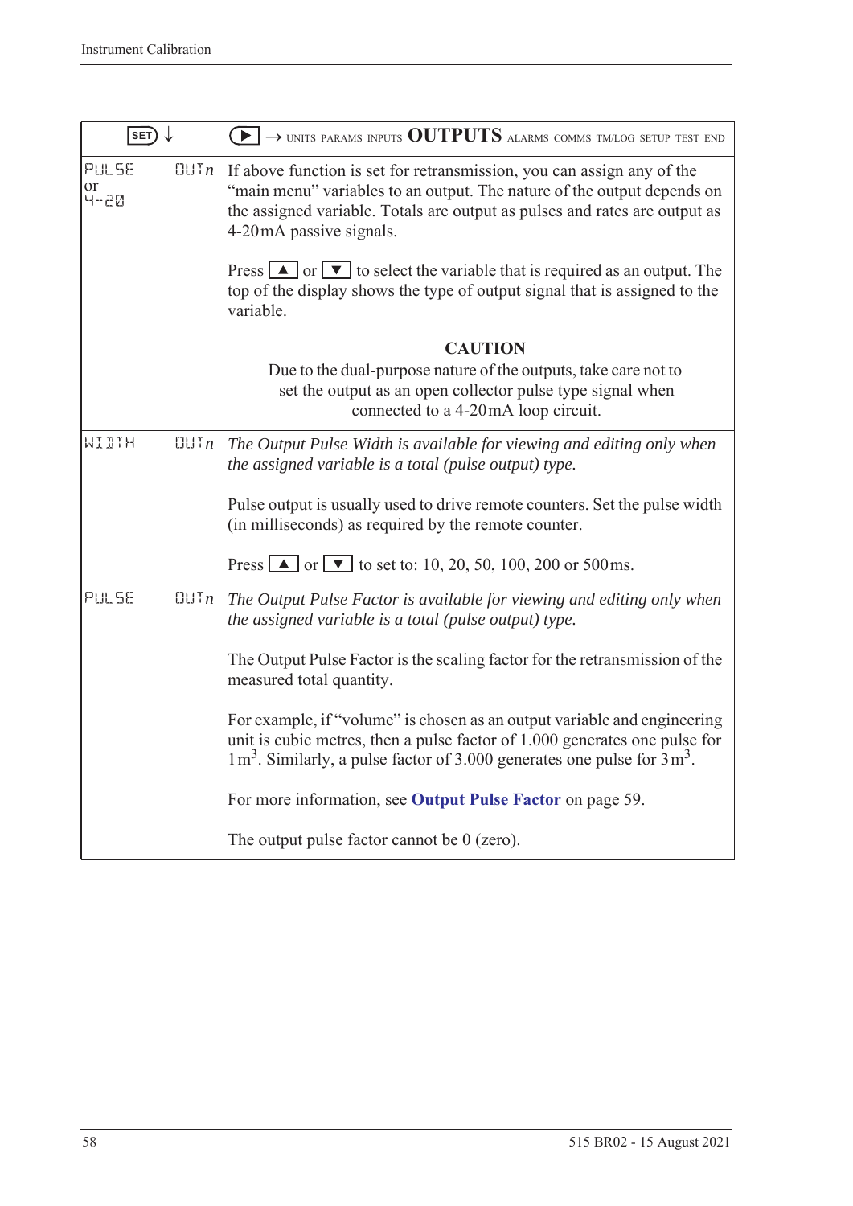| SET ↓ | ▶ → UNITS PARAMS INPUTS **OUTPUTS** ALARMS COMMS TM/LOG SETUP TEST END |
|---|---|
| PULSE or 4-20 OUT*n* | If above function is set for retransmission, you can assign any of the “main menu” variables to an output. The nature of the output depends on the assigned variable. Totals are output as pulses and rates are output as 4-20 mA passive signals.<br><br>Press ▲ or ▼ to select the variable that is required as an output. The top of the display shows the type of output signal that is assigned to the variable.<br><br>**CAUTION**<br>Due to the dual-purpose nature of the outputs, take care not to set the output as an open collector pulse type signal when connected to a 4-20 mA loop circuit. |
| WIDTH OUT*n* | *The Output Pulse Width is available for viewing and editing only when the assigned variable is a total (pulse output) type.*<br><br>Pulse output is usually used to drive remote counters. Set the pulse width (in milliseconds) as required by the remote counter.<br><br>Press ▲ or ▼ to set to: 10, 20, 50, 100, 200 or 500 ms. |
| PULSE OUT*n* | *The Output Pulse Factor is available for viewing and editing only when the assigned variable is a total (pulse output) type.*<br><br>The Output Pulse Factor is the scaling factor for the retransmission of the measured total quantity.<br><br>For example, if “volume” is chosen as an output variable and engineering unit is cubic metres, then a pulse factor of 1.000 generates one pulse for 1 $m^3$. Similarly, a pulse factor of 3.000 generates one pulse for 3 $m^3$.<br><br>For more information, see **Output Pulse Factor** on page 59.<br><br>The output pulse factor cannot be 0 (zero). |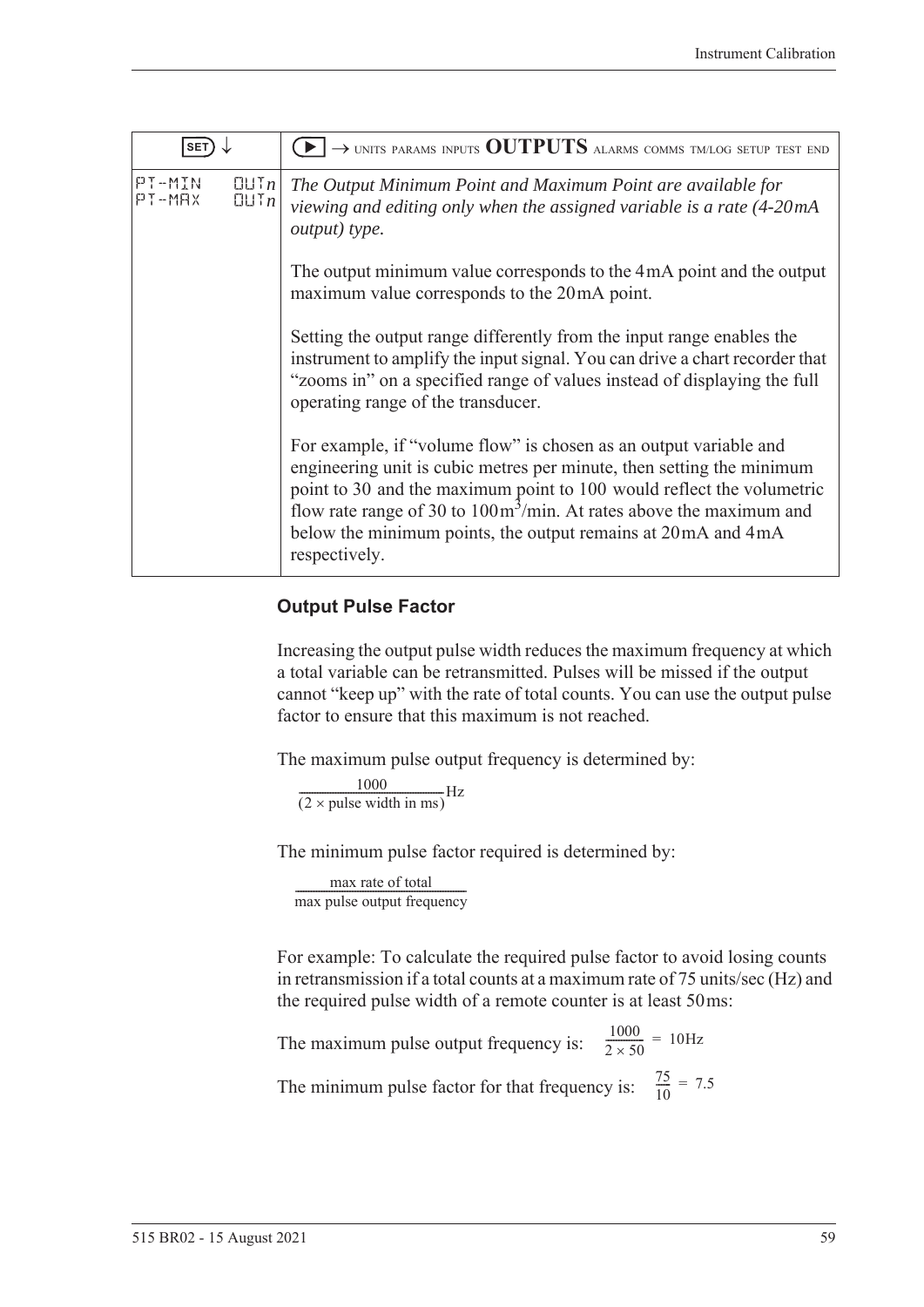| SET ↓ | ▶ → UNITS PARAMS INPUTS **OUTPUTS** ALARMS COMMS TM/LOG SETUP TEST END |
|---|---|
| PT-MIN OUT*n*<br>PT-MAX OUT*n* | *The Output Minimum Point and Maximum Point are available for viewing and editing only when the assigned variable is a rate (4-20mA output) type.*<br><br>The output minimum value corresponds to the 4mA point and the output maximum value corresponds to the 20mA point.<br><br>Setting the output range differently from the input range enables the instrument to amplify the input signal. You can drive a chart recorder that "zooms in" on a specified range of values instead of displaying the full operating range of the transducer.<br><br>For example, if "volume flow" is chosen as an output variable and engineering unit is cubic metres per minute, then setting the minimum point to 30 and the maximum point to 100 would reflect the volumetric flow rate range of 30 to $100m^3$/min. At rates above the maximum and below the minimum points, the output remains at 20mA and 4mA respectively. |

### Output Pulse Factor

Increasing the output pulse width reduces the maximum frequency at which a total variable can be retransmitted. Pulses will be missed if the output cannot "keep up" with the rate of total counts. You can use the output pulse factor to ensure that this maximum is not reached.

The maximum pulse output frequency is determined by:

$$\frac{1000}{(2 \times \text{pulse width in ms})}\text{Hz}$$

The minimum pulse factor required is determined by:

$$\frac{\text{max rate of total}}{\text{max pulse output frequency}}$$

For example: To calculate the required pulse factor to avoid losing counts in retransmission if a total counts at a maximum rate of 75 units/sec (Hz) and the required pulse width of a remote counter is at least 50ms:

The maximum pulse output frequency is: $\frac{1000}{2 \times 50} = 10\text{Hz}$

The minimum pulse factor for that frequency is: $\frac{75}{10} = 7.5$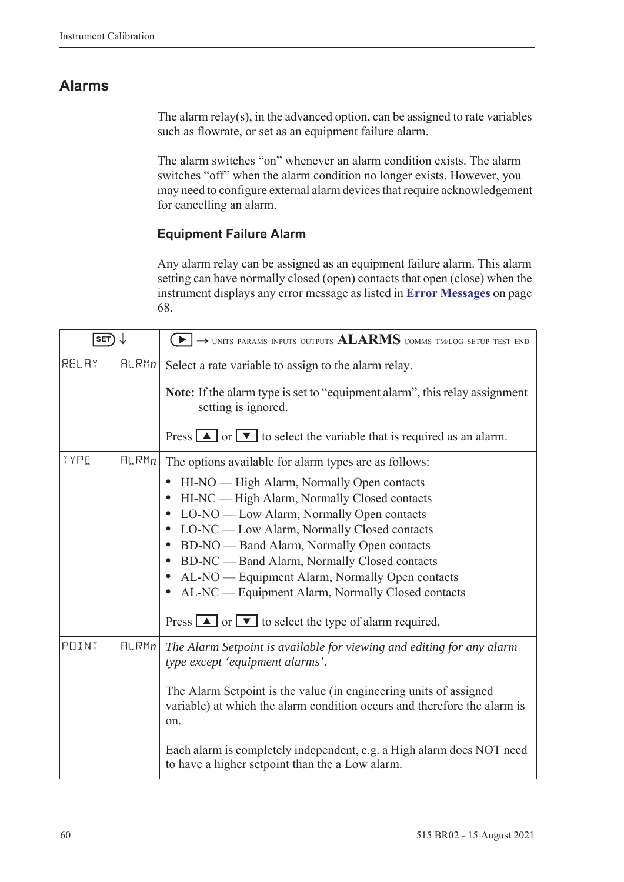## Alarms

The alarm relay(s), in the advanced option, can be assigned to rate variables such as flowrate, or set as an equipment failure alarm.

The alarm switches "on" whenever an alarm condition exists. The alarm switches "off" when the alarm condition no longer exists. However, you may need to configure external alarm devices that require acknowledgement for cancelling an alarm.

### Equipment Failure Alarm

Any alarm relay can be assigned as an equipment failure alarm. This alarm setting can have normally closed (open) contacts that open (close) when the instrument displays any error message as listed in **Error Messages** on page 68.

| SET ↓ | ▶ → UNITS PARAMS INPUTS OUTPUTS **ALARMS** COMMS TM/LOG SETUP TEST END |
|---|---|
| RELAY ALRMn | Select a rate variable to assign to the alarm relay.<br><br>**Note:** If the alarm type is set to "equipment alarm", this relay assignment setting is ignored.<br><br>Press ▲ or ▼ to select the variable that is required as an alarm. |
| TYPE ALRMn | The options available for alarm types are as follows:<br>• HI-NO — High Alarm, Normally Open contacts<br>• HI-NC — High Alarm, Normally Closed contacts<br>• LO-NO — Low Alarm, Normally Open contacts<br>• LO-NC — Low Alarm, Normally Closed contacts<br>• BD-NO — Band Alarm, Normally Open contacts<br>• BD-NC — Band Alarm, Normally Closed contacts<br>• AL-NO — Equipment Alarm, Normally Open contacts<br>• AL-NC — Equipment Alarm, Normally Closed contacts<br><br>Press ▲ or ▼ to select the type of alarm required. |
| POINT ALRMn | *The Alarm Setpoint is available for viewing and editing for any alarm type except 'equipment alarms'.*<br><br>The Alarm Setpoint is the value (in engineering units of assigned variable) at which the alarm condition occurs and therefore the alarm is on.<br><br>Each alarm is completely independent, e.g. a High alarm does NOT need to have a higher setpoint than the a Low alarm. |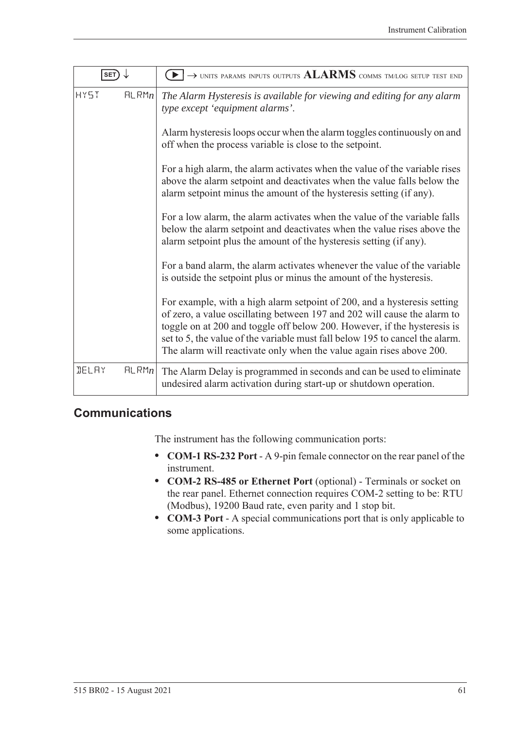| SET ↓ | ▶ → UNITS PARAMS INPUTS OUTPUTS **ALARMS** COMMS TM/LOG SETUP TEST END |
|---|---|
| HYST ALRM*n* | *The Alarm Hysteresis is available for viewing and editing for any alarm type except 'equipment alarms'.*<br><br>Alarm hysteresis loops occur when the alarm toggles continuously on and off when the process variable is close to the setpoint.<br><br>For a high alarm, the alarm activates when the value of the variable rises above the alarm setpoint and deactivates when the value falls below the alarm setpoint minus the amount of the hysteresis setting (if any).<br><br>For a low alarm, the alarm activates when the value of the variable falls below the alarm setpoint and deactivates when the value rises above the alarm setpoint plus the amount of the hysteresis setting (if any).<br><br>For a band alarm, the alarm activates whenever the value of the variable is outside the setpoint plus or minus the amount of the hysteresis.<br><br>For example, with a high alarm setpoint of 200, and a hysteresis setting of zero, a value oscillating between 197 and 202 will cause the alarm to toggle on at 200 and toggle off below 200. However, if the hysteresis is set to 5, the value of the variable must fall below 195 to cancel the alarm. The alarm will reactivate only when the value again rises above 200. |
| DELAY ALRM*n* | The Alarm Delay is programmed in seconds and can be used to eliminate undesired alarm activation during start-up or shutdown operation. |

## Communications

The instrument has the following communication ports:

- **COM-1 RS-232 Port** - A 9-pin female connector on the rear panel of the instrument.
- **COM-2 RS-485 or Ethernet Port** (optional) - Terminals or socket on the rear panel. Ethernet connection requires COM-2 setting to be: RTU (Modbus), 19200 Baud rate, even parity and 1 stop bit.
- **COM-3 Port** - A special communications port that is only applicable to some applications.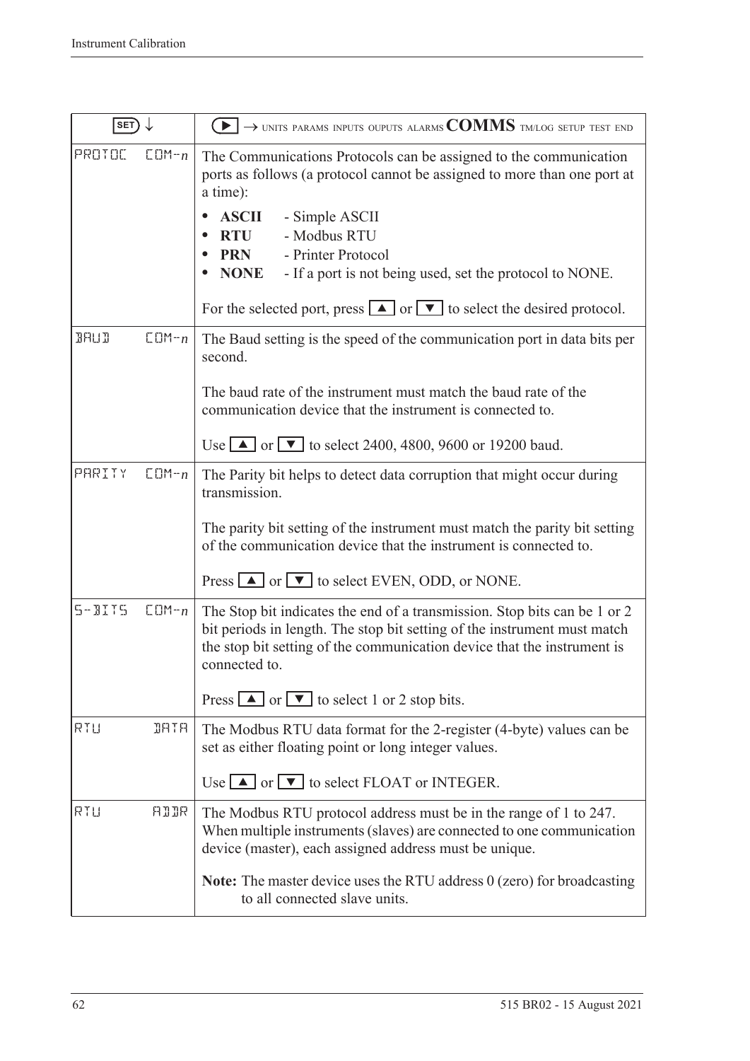| SET ↓ | ▶ → UNITS PARAMS INPUTS OUPUTS ALARMS **COMMS** TM/LOG SETUP TEST END |
|---|---|
| PROTOC COM-*n* | The Communications Protocols can be assigned to the communication ports as follows (a protocol cannot be assigned to more than one port at a time):<br>• **ASCII** - Simple ASCII<br>• **RTU** - Modbus RTU<br>• **PRN** - Printer Protocol<br>• **NONE** - If a port is not being used, set the protocol to NONE.<br><br>For the selected port, press ▲ or ▼ to select the desired protocol. |
| BAUD COM-*n* | The Baud setting is the speed of the communication port in data bits per second.<br><br>The baud rate of the instrument must match the baud rate of the communication device that the instrument is connected to.<br><br>Use ▲ or ▼ to select 2400, 4800, 9600 or 19200 baud. |
| PARITY COM-*n* | The Parity bit helps to detect data corruption that might occur during transmission.<br><br>The parity bit setting of the instrument must match the parity bit setting of the communication device that the instrument is connected to.<br><br>Press ▲ or ▼ to select EVEN, ODD, or NONE. |
| S-BITS COM-*n* | The Stop bit indicates the end of a transmission. Stop bits can be 1 or 2 bit periods in length. The stop bit setting of the instrument must match the stop bit setting of the communication device that the instrument is connected to.<br><br>Press ▲ or ▼ to select 1 or 2 stop bits. |
| RTU DATA | The Modbus RTU data format for the 2-register (4-byte) values can be set as either floating point or long integer values.<br><br>Use ▲ or ▼ to select FLOAT or INTEGER. |
| RTU ADDR | The Modbus RTU protocol address must be in the range of 1 to 247. When multiple instruments (slaves) are connected to one communication device (master), each assigned address must be unique.<br><br>**Note:** The master device uses the RTU address 0 (zero) for broadcasting to all connected slave units. |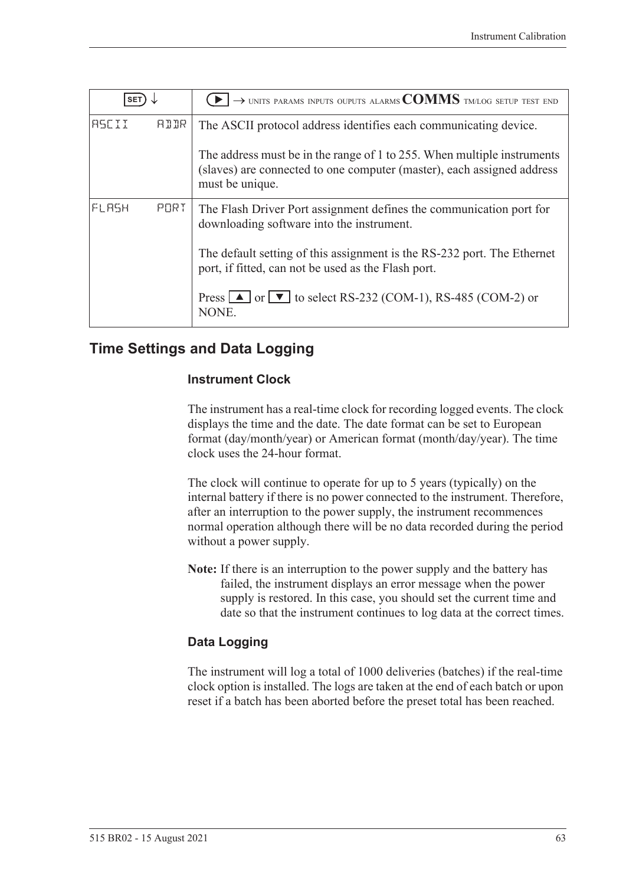| SET ↓ | ▶ → UNITS PARAMS INPUTS OUPUTS ALARMS **COMMS** TM/LOG SETUP TEST END |
|---|---|
| ASCII ADDR | The ASCII protocol address identifies each communicating device.<br><br>The address must be in the range of 1 to 255. When multiple instruments (slaves) are connected to one computer (master), each assigned address must be unique. |
| FLASH PORT | The Flash Driver Port assignment defines the communication port for downloading software into the instrument.<br><br>The default setting of this assignment is the RS-232 port. The Ethernet port, if fitted, can not be used as the Flash port.<br><br>Press ▲ or ▼ to select RS-232 (COM-1), RS-485 (COM-2) or NONE. |

## Time Settings and Data Logging

### Instrument Clock

The instrument has a real-time clock for recording logged events. The clock displays the time and the date. The date format can be set to European format (day/month/year) or American format (month/day/year). The time clock uses the 24-hour format.

The clock will continue to operate for up to 5 years (typically) on the internal battery if there is no power connected to the instrument. Therefore, after an interruption to the power supply, the instrument recommences normal operation although there will be no data recorded during the period without a power supply.

**Note:** If there is an interruption to the power supply and the battery has failed, the instrument displays an error message when the power supply is restored. In this case, you should set the current time and date so that the instrument continues to log data at the correct times.

### Data Logging

The instrument will log a total of 1000 deliveries (batches) if the real-time clock option is installed. The logs are taken at the end of each batch or upon reset if a batch has been aborted before the preset total has been reached.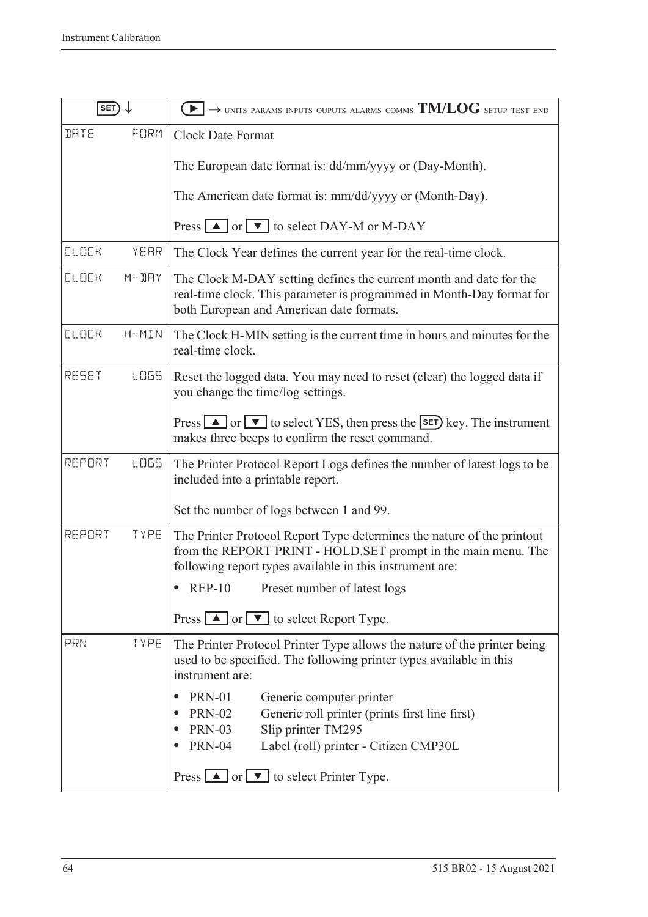| SET ↓ | ▶ → UNITS PARAMS INPUTS OUPUTS ALARMS COMMS **TM/LOG** SETUP TEST END |
|---|---|
| DATE FORM | Clock Date Format<br><br>The European date format is: dd/mm/yyyy or (Day-Month).<br><br>The American date format is: mm/dd/yyyy or (Month-Day).<br><br>Press ▲ or ▼ to select DAY-M or M-DAY |
| CLOCK YEAR | The Clock Year defines the current year for the real-time clock. |
| CLOCK M-DAY | The Clock M-DAY setting defines the current month and date for the real-time clock. This parameter is programmed in Month-Day format for both European and American date formats. |
| CLOCK H-MIN | The Clock H-MIN setting is the current time in hours and minutes for the real-time clock. |
| RESET LOGS | Reset the logged data. You may need to reset (clear) the logged data if you change the time/log settings.<br><br>Press ▲ or ▼ to select YES, then press the SET key. The instrument makes three beeps to confirm the reset command. |
| REPORT LOGS | The Printer Protocol Report Logs defines the number of latest logs to be included into a printable report.<br><br>Set the number of logs between 1 and 99. |
| REPORT TYPE | The Printer Protocol Report Type determines the nature of the printout from the REPORT PRINT - HOLD.SET prompt in the main menu. The following report types available in this instrument are:<br><br>• REP-10 Preset number of latest logs<br><br>Press ▲ or ▼ to select Report Type. |
| PRN TYPE | The Printer Protocol Printer Type allows the nature of the printer being used to be specified. The following printer types available in this instrument are:<br><br>• PRN-01 Generic computer printer<br>• PRN-02 Generic roll printer (prints first line first)<br>• PRN-03 Slip printer TM295<br>• PRN-04 Label (roll) printer - Citizen CMP30L<br><br>Press ▲ or ▼ to select Printer Type. |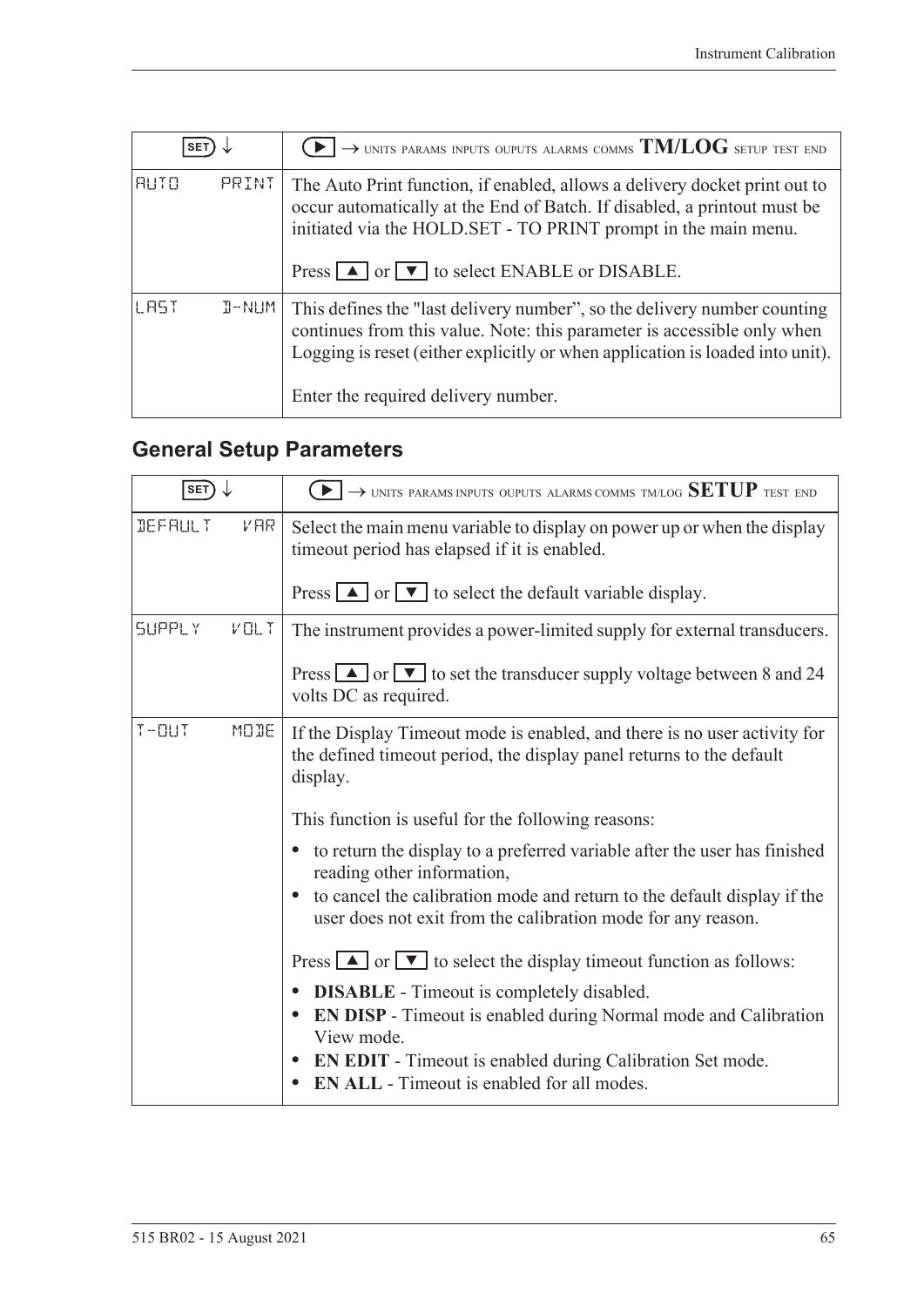| SET ↓ | ▶ → UNITS PARAMS INPUTS OUPUTS ALARMS COMMS **TM/LOG** SETUP TEST END |
|---|---|
| AUTO PRINT | The Auto Print function, if enabled, allows a delivery docket print out to occur automatically at the End of Batch. If disabled, a printout must be initiated via the HOLD.SET - TO PRINT prompt in the main menu.<br><br>Press ▲ or ▼ to select ENABLE or DISABLE. |
| LAST D-NUM | This defines the "last delivery number", so the delivery number counting continues from this value. Note: this parameter is accessible only when Logging is reset (either explicitly or when application is loaded into unit).<br><br>Enter the required delivery number. |

## General Setup Parameters

| SET ↓ | ▶ → UNITS PARAMS INPUTS OUPUTS ALARMS COMMS TM/LOG **SETUP** TEST END |
|---|---|
| DEFAULT VAR | Select the main menu variable to display on power up or when the display timeout period has elapsed if it is enabled.<br><br>Press ▲ or ▼ to select the default variable display. |
| SUPPLY VOLT | The instrument provides a power-limited supply for external transducers.<br><br>Press ▲ or ▼ to set the transducer supply voltage between 8 and 24 volts DC as required. |
| T-OUT MODE | If the Display Timeout mode is enabled, and there is no user activity for the defined timeout period, the display panel returns to the default display.<br><br>This function is useful for the following reasons:<br><br>• to return the display to a preferred variable after the user has finished reading other information,<br>• to cancel the calibration mode and return to the default display if the user does not exit from the calibration mode for any reason.<br><br>Press ▲ or ▼ to select the display timeout function as follows:<br><br>• **DISABLE** - Timeout is completely disabled.<br>• **EN DISP** - Timeout is enabled during Normal mode and Calibration View mode.<br>• **EN EDIT** - Timeout is enabled during Calibration Set mode.<br>• **EN ALL** - Timeout is enabled for all modes. |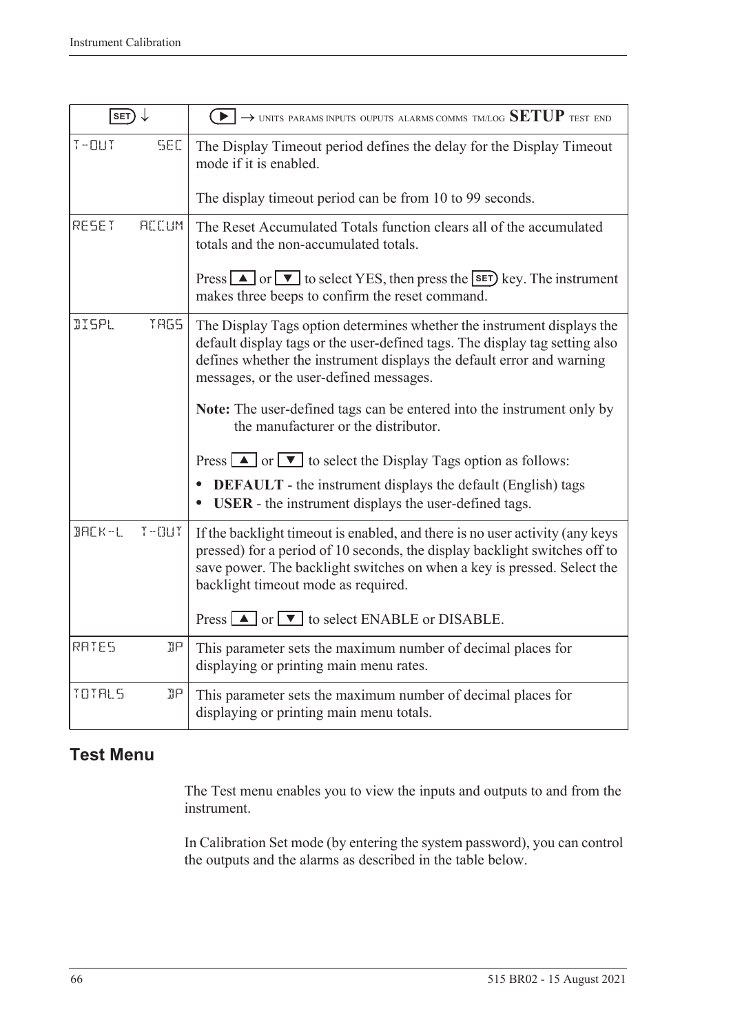| SET ↓ | ▶ → UNITS PARAMS INPUTS OUPUTS ALARMS COMMS TM/LOG **SETUP** TEST END |
|---|---|
| T-OUT SEC | The Display Timeout period defines the delay for the Display Timeout mode if it is enabled.<br><br>The display timeout period can be from 10 to 99 seconds. |
| RESET ACCUM | The Reset Accumulated Totals function clears all of the accumulated totals and the non-accumulated totals.<br><br>Press ▲ or ▼ to select YES, then press the SET key. The instrument makes three beeps to confirm the reset command. |
| DISPL TAGS | The Display Tags option determines whether the instrument displays the default display tags or the user-defined tags. The display tag setting also defines whether the instrument displays the default error and warning messages, or the user-defined messages.<br><br>**Note:** The user-defined tags can be entered into the instrument only by the manufacturer or the distributor.<br><br>Press ▲ or ▼ to select the Display Tags option as follows:<br>• **DEFAULT** - the instrument displays the default (English) tags<br>• **USER** - the instrument displays the user-defined tags. |
| BACK-L T-OUT | If the backlight timeout is enabled, and there is no user activity (any keys pressed) for a period of 10 seconds, the display backlight switches off to save power. The backlight switches on when a key is pressed. Select the backlight timeout mode as required.<br><br>Press ▲ or ▼ to select ENABLE or DISABLE. |
| RATES DP | This parameter sets the maximum number of decimal places for displaying or printing main menu rates. |
| TOTALS DP | This parameter sets the maximum number of decimal places for displaying or printing main menu totals. |

## Test Menu

The Test menu enables you to view the inputs and outputs to and from the instrument.

In Calibration Set mode (by entering the system password), you can control the outputs and the alarms as described in the table below.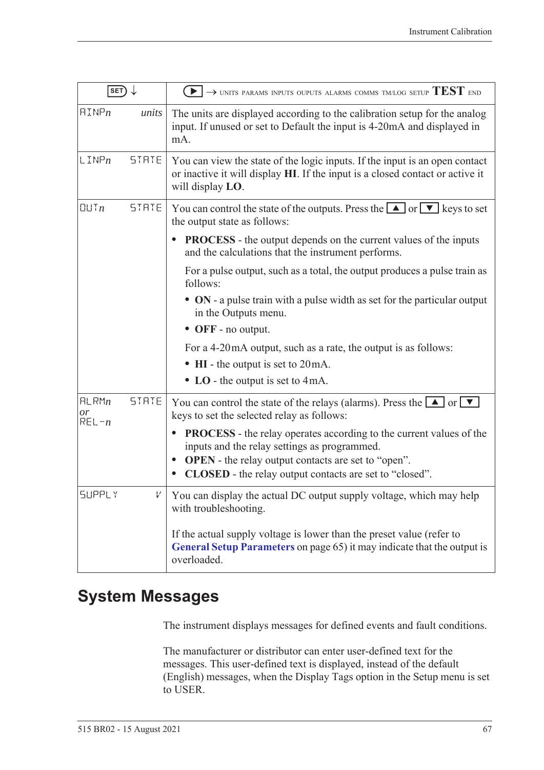| SET ↓ | ▶ → UNITS PARAMS INPUTS OUPUTS ALARMS COMMS TM/LOG SETUP **TEST** END |
|---|---|
| AINP*n* *units* | The units are displayed according to the calibration setup for the analog input. If unused or set to Default the input is 4-20mA and displayed in mA. |
| LINP*n* STATE | You can view the state of the logic inputs. If the input is an open contact or inactive it will display **HI**. If the input is a closed contact or active it will display **LO**. |
| OUT*n* STATE | You can control the state of the outputs. Press the ▲ or ▼ keys to set the output state as follows:<br>• **PROCESS** - the output depends on the current values of the inputs and the calculations that the instrument performs.<br>For a pulse output, such as a total, the output produces a pulse train as follows:<br>• **ON** - a pulse train with a pulse width as set for the particular output in the Outputs menu.<br>• **OFF** - no output.<br>For a 4-20mA output, such as a rate, the output is as follows:<br>• **HI** - the output is set to 20mA.<br>• **LO** - the output is set to 4mA. |
| ALRM*n* *or* REL-*n* STATE | You can control the state of the relays (alarms). Press the ▲ or ▼ keys to set the selected relay as follows:<br>• **PROCESS** - the relay operates according to the current values of the inputs and the relay settings as programmed.<br>• **OPEN** - the relay output contacts are set to "open".<br>• **CLOSED** - the relay output contacts are set to "closed". |
| SUPPLY V | You can display the actual DC output supply voltage, which may help with troubleshooting.<br><br>If the actual supply voltage is lower than the preset value (refer to **General Setup Parameters** on page 65) it may indicate that the output is overloaded. |

## System Messages

The instrument displays messages for defined events and fault conditions.

The manufacturer or distributor can enter user-defined text for the messages. This user-defined text is displayed, instead of the default (English) messages, when the Display Tags option in the Setup menu is set to USER.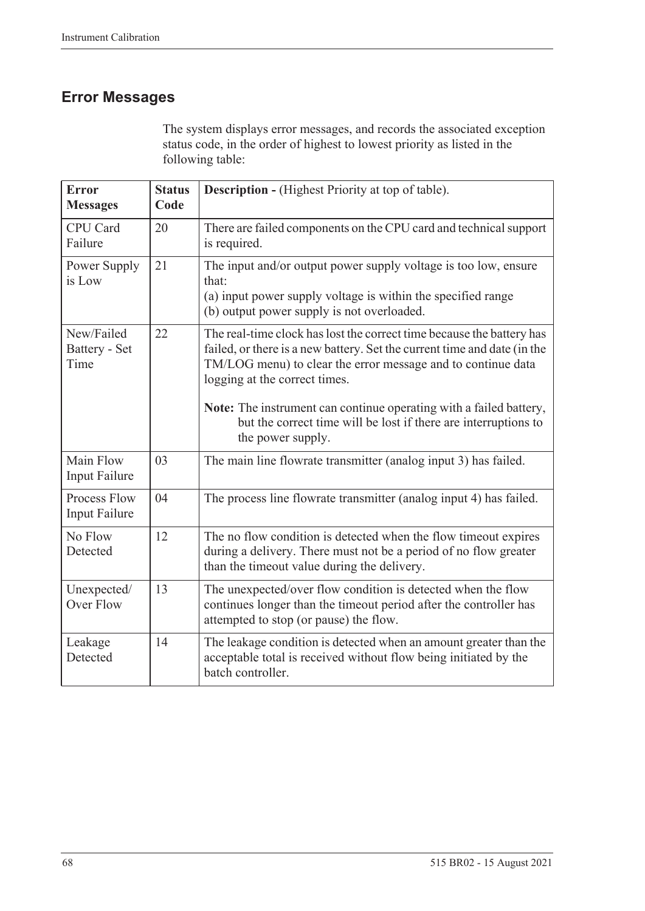## Error Messages

The system displays error messages, and records the associated exception status code, in the order of highest to lowest priority as listed in the following table:

| Error Messages | Status Code | Description - (Highest Priority at top of table). |
|---|---|---|
| CPU Card Failure | 20 | There are failed components on the CPU card and technical support is required. |
| Power Supply is Low | 21 | The input and/or output power supply voltage is too low, ensure that:<br>(a) input power supply voltage is within the specified range<br>(b) output power supply is not overloaded. |
| New/Failed Battery - Set Time | 22 | The real-time clock has lost the correct time because the battery has failed, or there is a new battery. Set the current time and date (in the TM/LOG menu) to clear the error message and to continue data logging at the correct times.<br><br>**Note:** The instrument can continue operating with a failed battery, but the correct time will be lost if there are interruptions to the power supply. |
| Main Flow Input Failure | 03 | The main line flowrate transmitter (analog input 3) has failed. |
| Process Flow Input Failure | 04 | The process line flowrate transmitter (analog input 4) has failed. |
| No Flow Detected | 12 | The no flow condition is detected when the flow timeout expires during a delivery. There must not be a period of no flow greater than the timeout value during the delivery. |
| Unexpected/ Over Flow | 13 | The unexpected/over flow condition is detected when the flow continues longer than the timeout period after the controller has attempted to stop (or pause) the flow. |
| Leakage Detected | 14 | The leakage condition is detected when an amount greater than the acceptable total is received without flow being initiated by the batch controller. |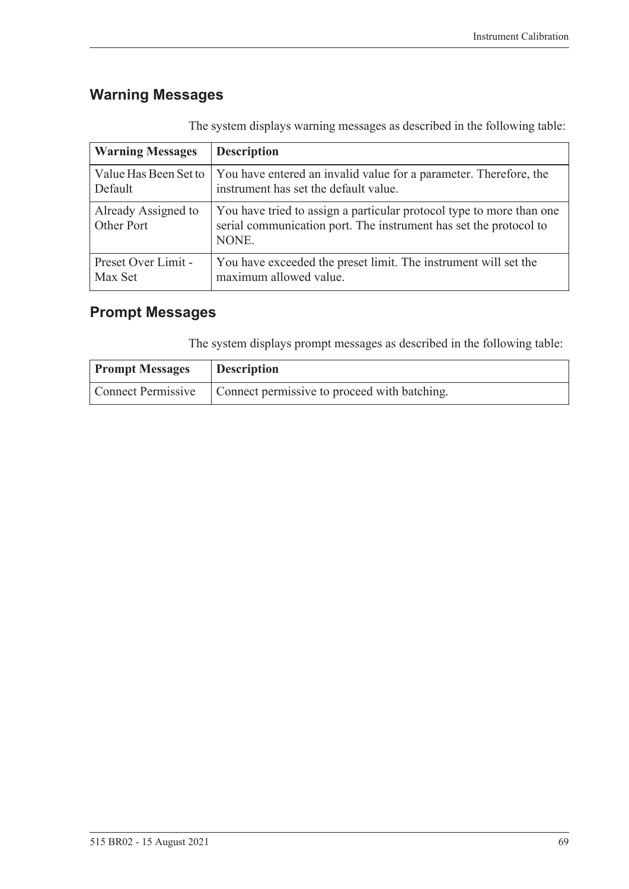## Warning Messages

The system displays warning messages as described in the following table:

| Warning Messages | Description |
|---|---|
| Value Has Been Set to Default | You have entered an invalid value for a parameter. Therefore, the instrument has set the default value. |
| Already Assigned to Other Port | You have tried to assign a particular protocol type to more than one serial communication port. The instrument has set the protocol to NONE. |
| Preset Over Limit - Max Set | You have exceeded the preset limit. The instrument will set the maximum allowed value. |

## Prompt Messages

The system displays prompt messages as described in the following table:

| Prompt Messages | Description |
|---|---|
| Connect Permissive | Connect permissive to proceed with batching. |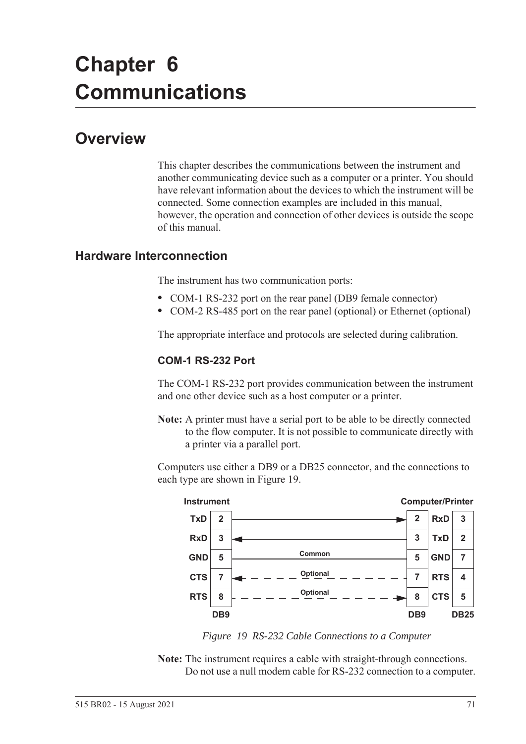# Chapter 6 Communications

## Overview

This chapter describes the communications between the instrument and another communicating device such as a computer or a printer. You should have relevant information about the devices to which the instrument will be connected. Some connection examples are included in this manual, however, the operation and connection of other devices is outside the scope of this manual.

### Hardware Interconnection

The instrument has two communication ports:

- COM-1 RS-232 port on the rear panel (DB9 female connector)
- COM-2 RS-485 port on the rear panel (optional) or Ethernet (optional)

The appropriate interface and protocols are selected during calibration.

#### COM-1 RS-232 Port

The COM-1 RS-232 port provides communication between the instrument and one other device such as a host computer or a printer.

**Note:** A printer must have a serial port to be able to be directly connected to the flow computer. It is not possible to communicate directly with a printer via a parallel port.

Computers use either a DB9 or a DB25 connector, and the connections to each type are shown in Figure 19.

| Instrument | DB9 | Connection | DB9 | Computer/Printer | DB25 |
|---|---|---|---|---|---|
| TxD | 2 | → | 2 | RxD | 3 |
| RxD | 3 | ← | 3 | TxD | 2 |
| GND | 5 | Common | 5 | GND | 7 |
| CTS | 7 | ← Optional | 7 | RTS | 4 |
| RTS | 8 | → Optional | 8 | CTS | 5 |

*Figure 19 RS-232 Cable Connections to a Computer*

**Note:** The instrument requires a cable with straight-through connections. Do not use a null modem cable for RS-232 connection to a computer.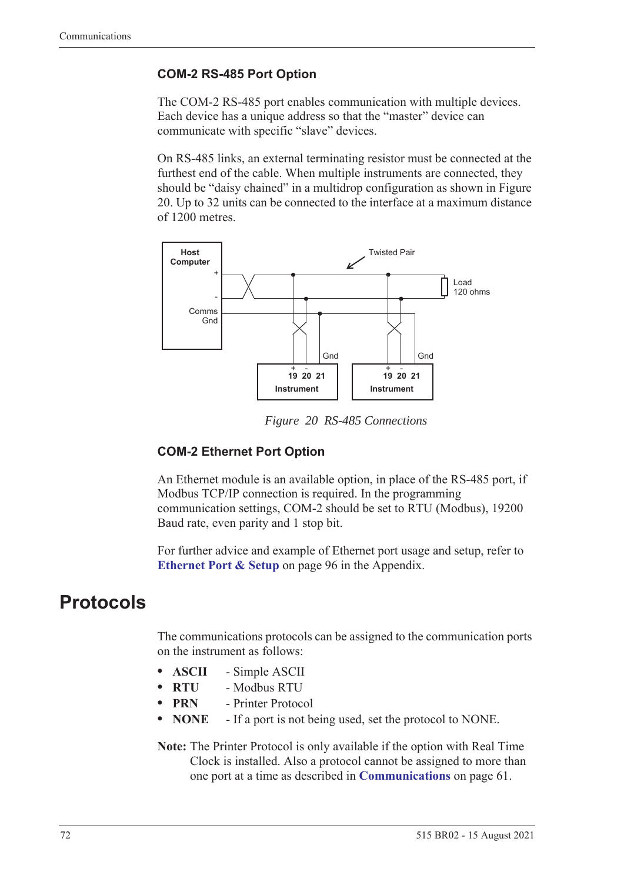### COM-2 RS-485 Port Option

The COM-2 RS-485 port enables communication with multiple devices. Each device has a unique address so that the "master" device can communicate with specific "slave" devices.

On RS-485 links, an external terminating resistor must be connected at the furthest end of the cable. When multiple instruments are connected, they should be "daisy chained" in a multidrop configuration as shown in Figure 20. Up to 32 units can be connected to the interface at a maximum distance of 1200 metres.

*Figure 20 RS-485 Connections*

### COM-2 Ethernet Port Option

An Ethernet module is an available option, in place of the RS-485 port, if Modbus TCP/IP connection is required. In the programming communication settings, COM-2 should be set to RTU (Modbus), 19200 Baud rate, even parity and 1 stop bit.

For further advice and example of Ethernet port usage and setup, refer to **Ethernet Port & Setup** on page 96 in the Appendix.

# Protocols

The communications protocols can be assigned to the communication ports on the instrument as follows:

- **ASCII** - Simple ASCII
- **RTU** - Modbus RTU
- **PRN** - Printer Protocol
- **NONE** - If a port is not being used, set the protocol to NONE.

**Note:** The Printer Protocol is only available if the option with Real Time Clock is installed. Also a protocol cannot be assigned to more than one port at a time as described in **Communications** on page 61.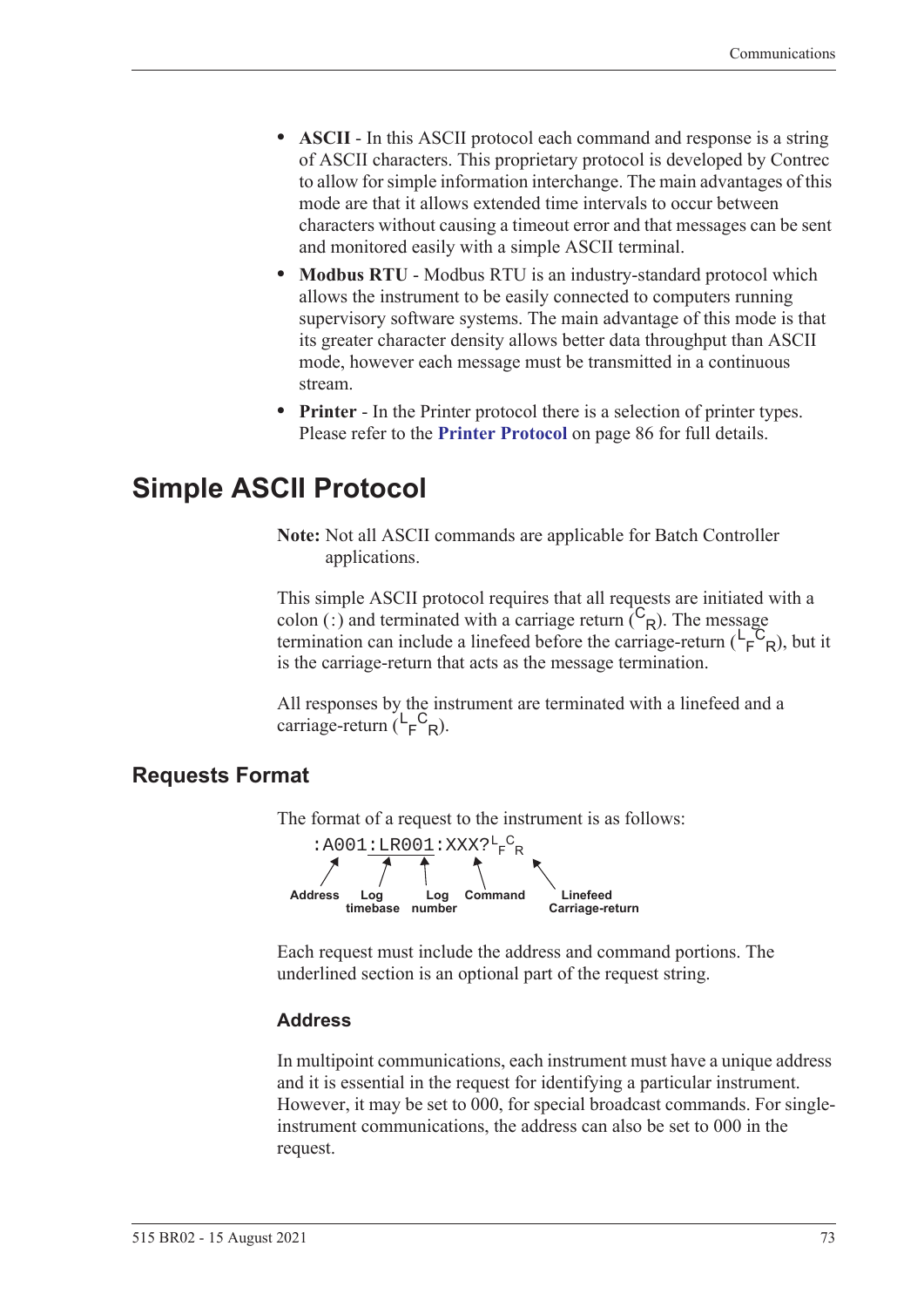- **ASCII** - In this ASCII protocol each command and response is a string of ASCII characters. This proprietary protocol is developed by Contrec to allow for simple information interchange. The main advantages of this mode are that it allows extended time intervals to occur between characters without causing a timeout error and that messages can be sent and monitored easily with a simple ASCII terminal.
- **Modbus RTU** - Modbus RTU is an industry-standard protocol which allows the instrument to be easily connected to computers running supervisory software systems. The main advantage of this mode is that its greater character density allows better data throughput than ASCII mode, however each message must be transmitted in a continuous stream.
- **Printer** - In the Printer protocol there is a selection of printer types. Please refer to the **Printer Protocol** on page 86 for full details.

# Simple ASCII Protocol

**Note:** Not all ASCII commands are applicable for Batch Controller applications.

This simple ASCII protocol requires that all requests are initiated with a colon (:) and terminated with a carriage return ($^{C}{}_{R}$). The message termination can include a linefeed before the carriage-return ($^{L}{}_{F}{}^{C}{}_{R}$), but it is the carriage-return that acts as the message termination.

All responses by the instrument are terminated with a linefeed and a carriage-return ($^{L}{}_{F}{}^{C}{}_{R}$).

## Requests Format

The format of a request to the instrument is as follows:

```
:A001:LR001:XXX?LFCR
```

Address — Log timebase — Log number — Command — Linefeed Carriage-return

Each request must include the address and command portions. The underlined section is an optional part of the request string.

### Address

In multipoint communications, each instrument must have a unique address and it is essential in the request for identifying a particular instrument. However, it may be set to 000, for special broadcast commands. For single-instrument communications, the address can also be set to 000 in the request.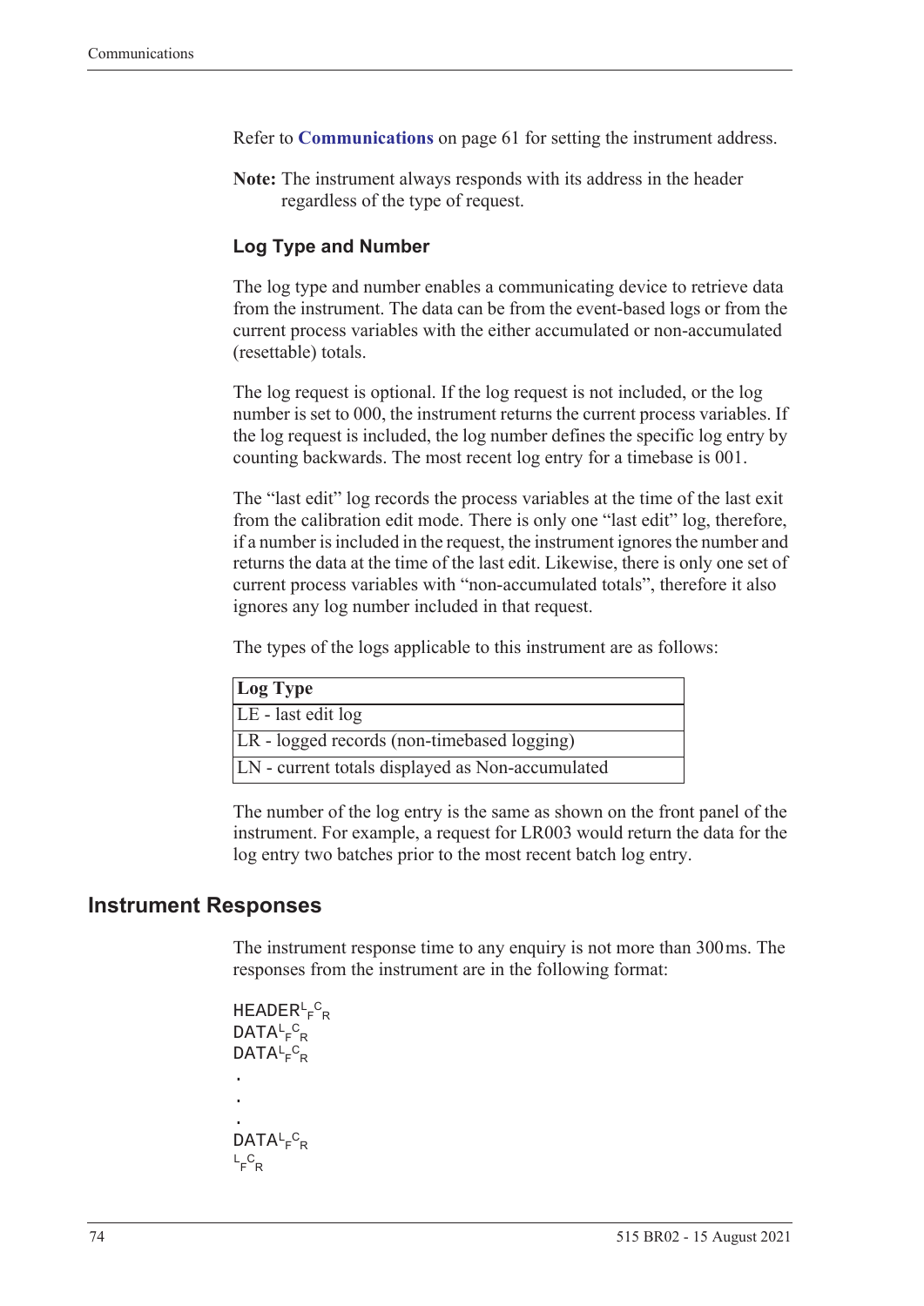Refer to **Communications** on page 61 for setting the instrument address.

**Note:** The instrument always responds with its address in the header regardless of the type of request.

### Log Type and Number

The log type and number enables a communicating device to retrieve data from the instrument. The data can be from the event-based logs or from the current process variables with the either accumulated or non-accumulated (resettable) totals.

The log request is optional. If the log request is not included, or the log number is set to 000, the instrument returns the current process variables. If the log request is included, the log number defines the specific log entry by counting backwards. The most recent log entry for a timebase is 001.

The "last edit" log records the process variables at the time of the last exit from the calibration edit mode. There is only one "last edit" log, therefore, if a number is included in the request, the instrument ignores the number and returns the data at the time of the last edit. Likewise, there is only one set of current process variables with "non-accumulated totals", therefore it also ignores any log number included in that request.

The types of the logs applicable to this instrument are as follows:

| Log Type |
|---|
| LE - last edit log |
| LR - logged records (non-timebased logging) |
| LN - current totals displayed as Non-accumulated |

The number of the log entry is the same as shown on the front panel of the instrument. For example, a request for LR003 would return the data for the log entry two batches prior to the most recent batch log entry.

## Instrument Responses

The instrument response time to any enquiry is not more than 300 ms. The responses from the instrument are in the following format:

```
HEADER LF CR
DATA LF CR
DATA LF CR
.
.
.
DATA LF CR
LF CR
```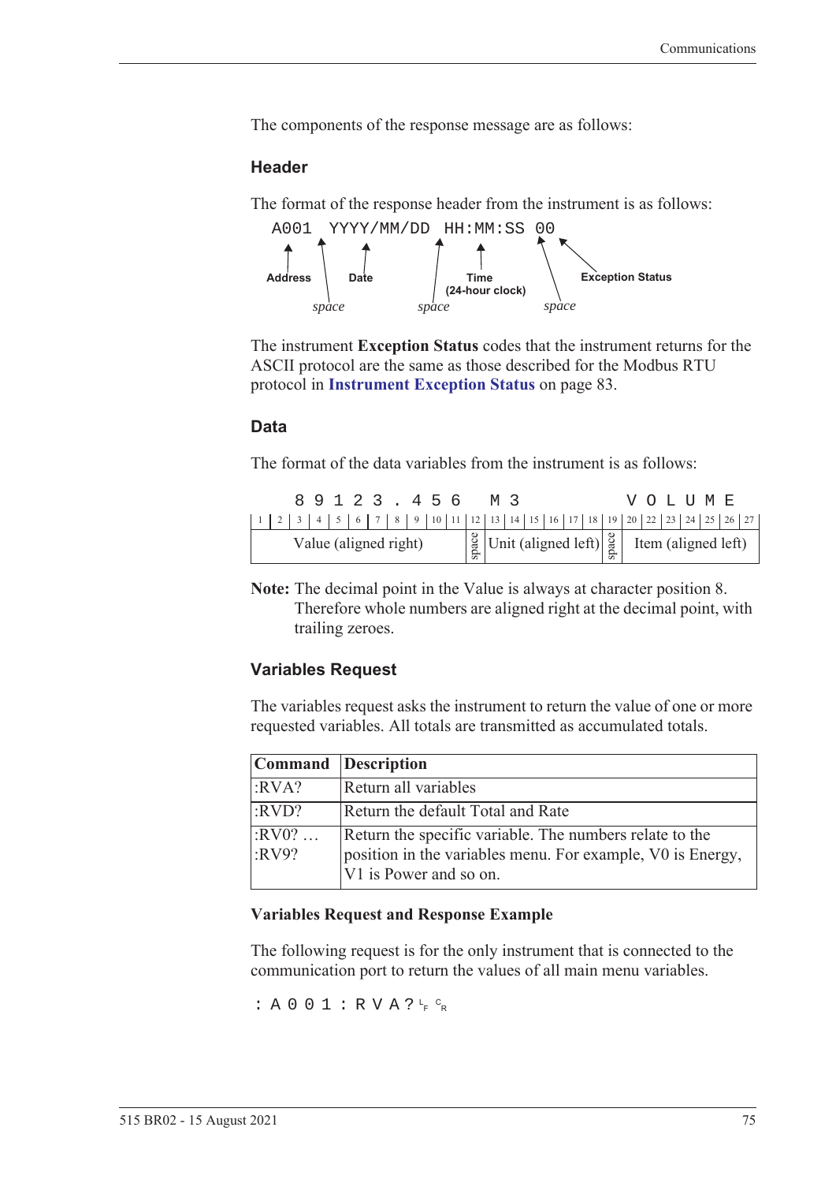The components of the response message are as follows:

### Header

The format of the response header from the instrument is as follows:

```
A001 YYYY/MM/DD HH:MM:SS 00
```

Address (A001), *space*, Date (YYYY/MM/DD), *space*, Time (24-hour clock) (HH:MM:SS), *space*, Exception Status (00)

The instrument **Exception Status** codes that the instrument returns for the ASCII protocol are the same as those described for the Modbus RTU protocol in **Instrument Exception Status** on page 83.

### Data

The format of the data variables from the instrument is as follows:

| 1 | 2 | 3 | 4 | 5 | 6 | 7 | 8 | 9 | 10 | 11 | 12 | 13 | 14 | 15 | 16 | 17 | 18 | 19 | 20 | 22 | 23 | 24 | 25 | 26 | 27 |
|---|---|---|---|---|---|---|---|---|---|---|---|---|---|---|---|---|---|---|---|---|---|---|---|---|---|
| | | 8 | 9 | 1 | 2 | 3 | . | 4 | 5 | 6 | | M | 3 | | | | | | V | O | L | U | M | E | |
| Value (aligned right) | | | | | | | | | | | space | Unit (aligned left) | | | | | | space | Item (aligned left) | | | | | | |

**Note:** The decimal point in the Value is always at character position 8. Therefore whole numbers are aligned right at the decimal point, with trailing zeroes.

### Variables Request

The variables request asks the instrument to return the value of one or more requested variables. All totals are transmitted as accumulated totals.

| Command | Description |
|---|---|
| :RVA? | Return all variables |
| :RVD? | Return the default Total and Rate |
| :RV0? … :RV9? | Return the specific variable. The numbers relate to the position in the variables menu. For example, V0 is Energy, V1 is Power and so on. |

#### Variables Request and Response Example

The following request is for the only instrument that is connected to the communication port to return the values of all main menu variables.

```
:A001:RVA?LF CR
```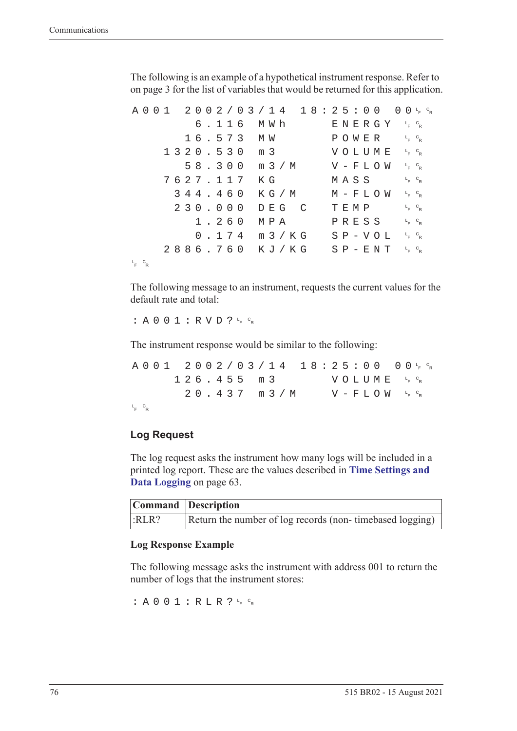The following is an example of a hypothetical instrument response. Refer to on page 3 for the list of variables that would be returned for this application.

```
A001  2002/03/14  18:25:00  00 LF CR
         6.116  MWh       ENERGY  LF CR
        16.573  MW        POWER   LF CR
      1320.530  m3        VOLUME  LF CR
        58.300  m3/M      V-FLOW  LF CR
      7627.117  KG        MASS    LF CR
       344.460  KG/M      M-FLOW  LF CR
       230.000  DEG C     TEMP    LF CR
         1.260  MPA       PRESS   LF CR
         0.174  m3/KG     SP-VOL  LF CR
      2886.760  KJ/KG     SP-ENT  LF CR
LF CR
```

The following message to an instrument, requests the current values for the default rate and total:

```
:A001:RVD? LF CR
```

The instrument response would be similar to the following:

```
A001  2002/03/14  18:25:00  00 LF CR
       126.455  m3        VOLUME  LF CR
        20.437  m3/M      V-FLOW  LF CR
LF CR
```

## Log Request

The log request asks the instrument how many logs will be included in a printed log report. These are the values described in **Time Settings and Data Logging** on page 63.

| Command | Description |
|---|---|
| :RLR? | Return the number of log records (non- timebased logging) |

### Log Response Example

The following message asks the instrument with address 001 to return the number of logs that the instrument stores:

```
:A001:RLR? LF CR
```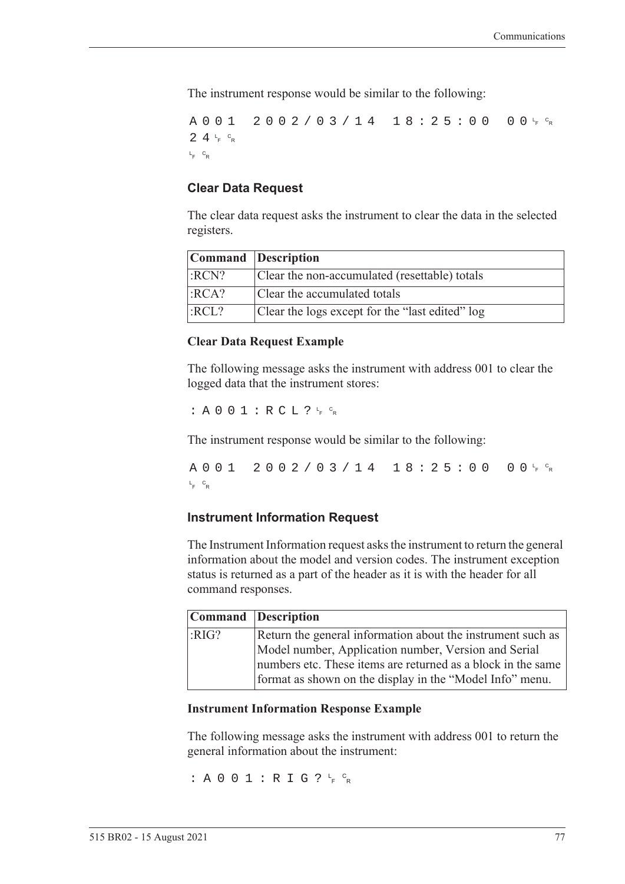The instrument response would be similar to the following:

```
A001  2002/03/14  18:25:00  00 LF CR
24 LF CR
LF CR
```

### Clear Data Request

The clear data request asks the instrument to clear the data in the selected registers.

| Command | Description |
| --- | --- |
| :RCN? | Clear the non-accumulated (resettable) totals |
| :RCA? | Clear the accumulated totals |
| :RCL? | Clear the logs except for the "last edited" log |

**Clear Data Request Example**

The following message asks the instrument with address 001 to clear the logged data that the instrument stores:

```
:A001:RCL? LF CR
```

The instrument response would be similar to the following:

```
A001  2002/03/14  18:25:00  00 LF CR
LF CR
```

### Instrument Information Request

The Instrument Information request asks the instrument to return the general information about the model and version codes. The instrument exception status is returned as a part of the header as it is with the header for all command responses.

| Command | Description |
| --- | --- |
| :RIG? | Return the general information about the instrument such as Model number, Application number, Version and Serial numbers etc. These items are returned as a block in the same format as shown on the display in the "Model Info" menu. |

**Instrument Information Response Example**

The following message asks the instrument with address 001 to return the general information about the instrument:

```
:A001:RIG? LF CR
```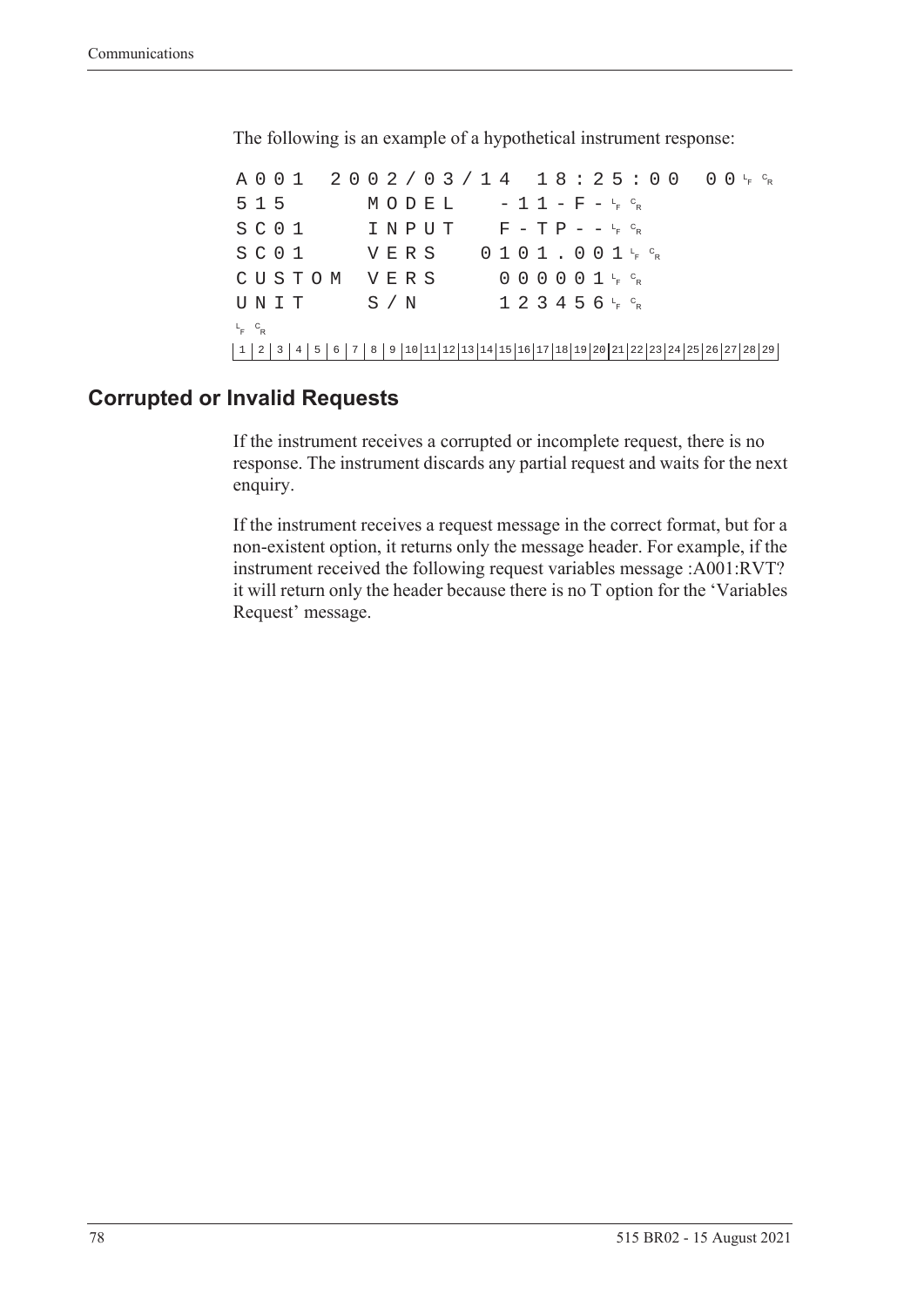The following is an example of a hypothetical instrument response:

```
A001  2002/03/14  18:25:00  00 LF CR
515     MODEL    -11-F- LF CR
SC01    INPUT    F-TP-- LF CR
SC01    VERS   0101.001 LF CR
CUSTOM  VERS     000001 LF CR
UNIT    S/N      123456 LF CR
LF CR
```

| 1 | 2 | 3 | 4 | 5 | 6 | 7 | 8 | 9 | 10 | 11 | 12 | 13 | 14 | 15 | 16 | 17 | 18 | 19 | 20 | 21 | 22 | 23 | 24 | 25 | 26 | 27 | 28 | 29 |
|---|---|---|---|---|---|---|---|---|---|---|---|---|---|---|---|---|---|---|---|---|---|---|---|---|---|---|---|---|

## Corrupted or Invalid Requests

If the instrument receives a corrupted or incomplete request, there is no response. The instrument discards any partial request and waits for the next enquiry.

If the instrument receives a request message in the correct format, but for a non-existent option, it returns only the message header. For example, if the instrument received the following request variables message :A001:RVT? it will return only the header because there is no T option for the 'Variables Request' message.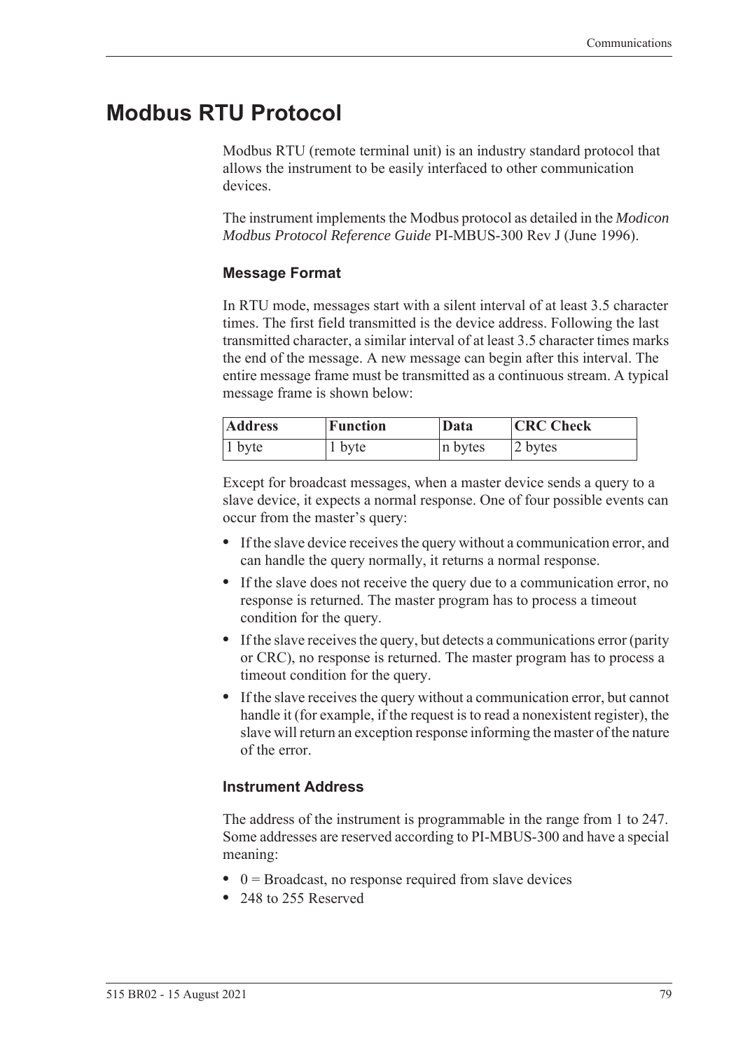# Modbus RTU Protocol

Modbus RTU (remote terminal unit) is an industry standard protocol that allows the instrument to be easily interfaced to other communication devices.

The instrument implements the Modbus protocol as detailed in the *Modicon Modbus Protocol Reference Guide* PI-MBUS-300 Rev J (June 1996).

### Message Format

In RTU mode, messages start with a silent interval of at least 3.5 character times. The first field transmitted is the device address. Following the last transmitted character, a similar interval of at least 3.5 character times marks the end of the message. A new message can begin after this interval. The entire message frame must be transmitted as a continuous stream. A typical message frame is shown below:

| Address | Function | Data | CRC Check |
|---|---|---|---|
| 1 byte | 1 byte | n bytes | 2 bytes |

Except for broadcast messages, when a master device sends a query to a slave device, it expects a normal response. One of four possible events can occur from the master's query:

- If the slave device receives the query without a communication error, and can handle the query normally, it returns a normal response.
- If the slave does not receive the query due to a communication error, no response is returned. The master program has to process a timeout condition for the query.
- If the slave receives the query, but detects a communications error (parity or CRC), no response is returned. The master program has to process a timeout condition for the query.
- If the slave receives the query without a communication error, but cannot handle it (for example, if the request is to read a nonexistent register), the slave will return an exception response informing the master of the nature of the error.

### Instrument Address

The address of the instrument is programmable in the range from 1 to 247. Some addresses are reserved according to PI-MBUS-300 and have a special meaning:

- 0 = Broadcast, no response required from slave devices
- 248 to 255 Reserved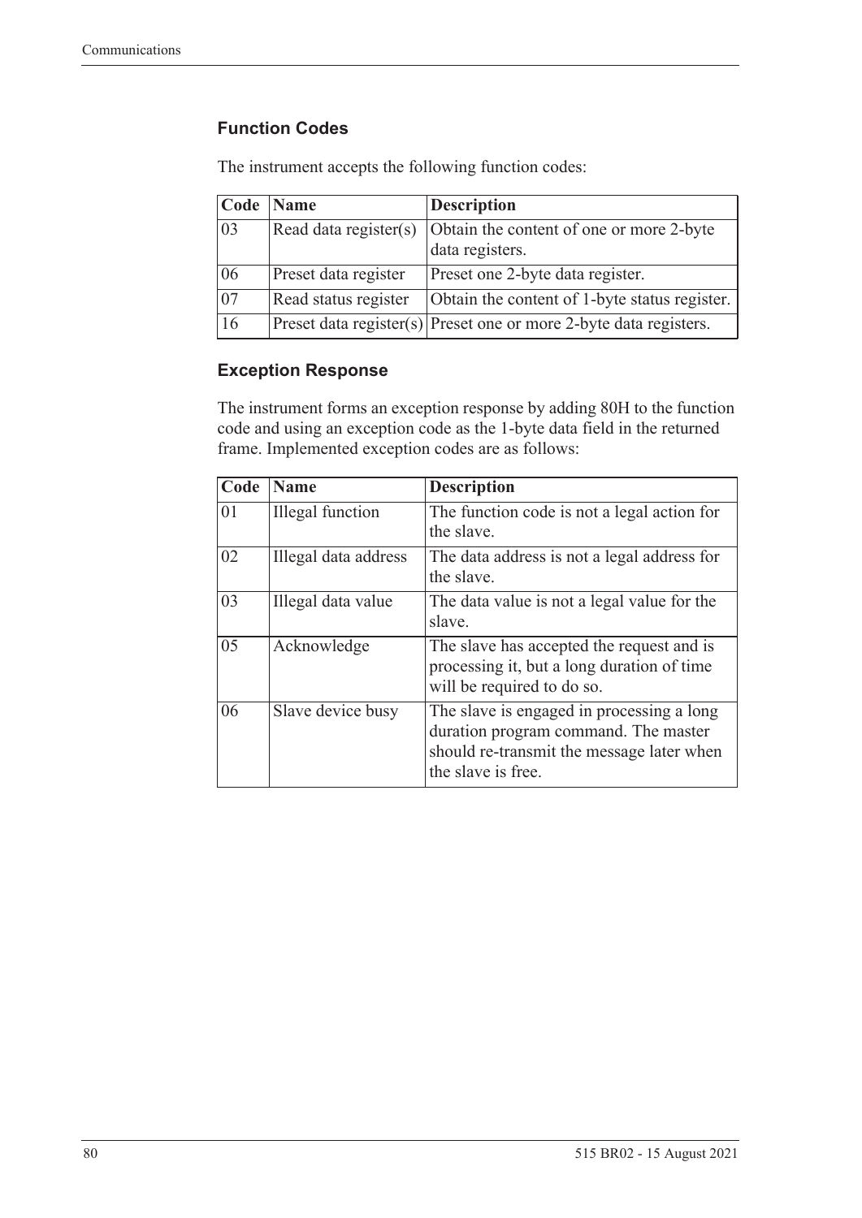### Function Codes

The instrument accepts the following function codes:

| Code | Name | Description |
|---|---|---|
| 03 | Read data register(s) | Obtain the content of one or more 2-byte data registers. |
| 06 | Preset data register | Preset one 2-byte data register. |
| 07 | Read status register | Obtain the content of 1-byte status register. |
| 16 | Preset data register(s) | Preset one or more 2-byte data registers. |

### Exception Response

The instrument forms an exception response by adding 80H to the function code and using an exception code as the 1-byte data field in the returned frame. Implemented exception codes are as follows:

| Code | Name | Description |
|---|---|---|
| 01 | Illegal function | The function code is not a legal action for the slave. |
| 02 | Illegal data address | The data address is not a legal address for the slave. |
| 03 | Illegal data value | The data value is not a legal value for the slave. |
| 05 | Acknowledge | The slave has accepted the request and is processing it, but a long duration of time will be required to do so. |
| 06 | Slave device busy | The slave is engaged in processing a long duration program command. The master should re-transmit the message later when the slave is free. |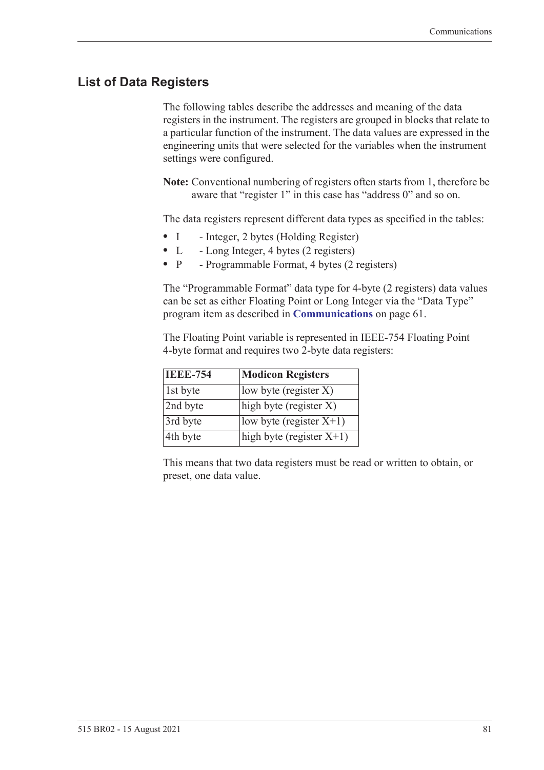## List of Data Registers

The following tables describe the addresses and meaning of the data registers in the instrument. The registers are grouped in blocks that relate to a particular function of the instrument. The data values are expressed in the engineering units that were selected for the variables when the instrument settings were configured.

**Note:** Conventional numbering of registers often starts from 1, therefore be aware that "register 1" in this case has "address 0" and so on.

The data registers represent different data types as specified in the tables:

- I - Integer, 2 bytes (Holding Register)
- L - Long Integer, 4 bytes (2 registers)
- P - Programmable Format, 4 bytes (2 registers)

The "Programmable Format" data type for 4-byte (2 registers) data values can be set as either Floating Point or Long Integer via the "Data Type" program item as described in **Communications** on page 61.

The Floating Point variable is represented in IEEE-754 Floating Point 4-byte format and requires two 2-byte data registers:

| IEEE-754 | Modicon Registers |
|---|---|
| 1st byte | low byte (register X) |
| 2nd byte | high byte (register X) |
| 3rd byte | low byte (register X+1) |
| 4th byte | high byte (register X+1) |

This means that two data registers must be read or written to obtain, or preset, one data value.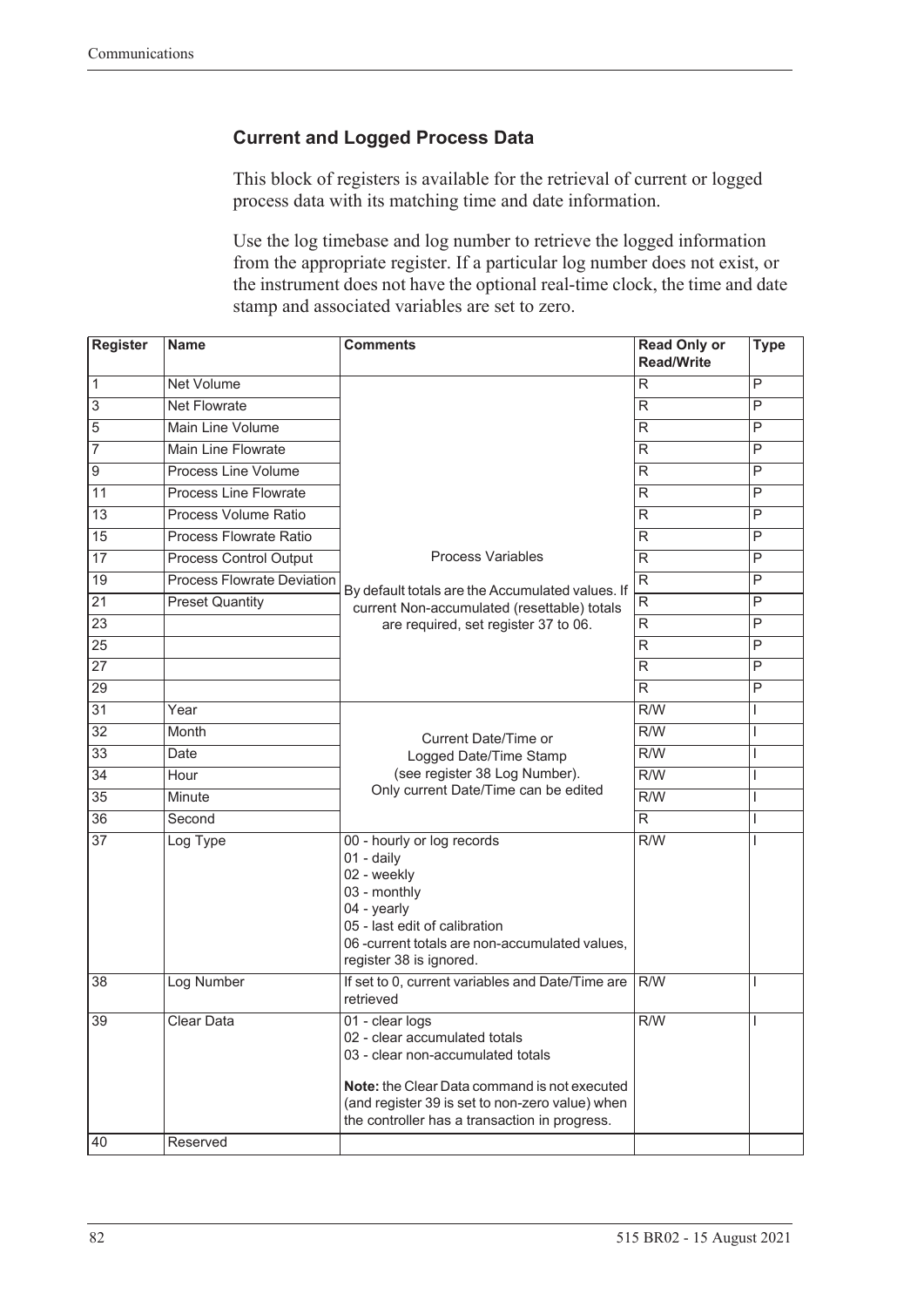## Current and Logged Process Data

This block of registers is available for the retrieval of current or logged process data with its matching time and date information.

Use the log timebase and log number to retrieve the logged information from the appropriate register. If a particular log number does not exist, or the instrument does not have the optional real-time clock, the time and date stamp and associated variables are set to zero.

| Register | Name | Comments | Read Only or Read/Write | Type |
|---|---|---|---|---|
| 1 | Net Volume | Process Variables<br><br>By default totals are the Accumulated values. If current Non-accumulated (resettable) totals are required, set register 37 to 06. | R | P |
| 3 | Net Flowrate | | R | P |
| 5 | Main Line Volume | | R | P |
| 7 | Main Line Flowrate | | R | P |
| 9 | Process Line Volume | | R | P |
| 11 | Process Line Flowrate | | R | P |
| 13 | Process Volume Ratio | | R | P |
| 15 | Process Flowrate Ratio | | R | P |
| 17 | Process Control Output | | R | P |
| 19 | Process Flowrate Deviation | | R | P |
| 21 | Preset Quantity | | R | P |
| 23 | | | R | P |
| 25 | | | R | P |
| 27 | | | R | P |
| 29 | | | R | P |
| 31 | Year | Current Date/Time or Logged Date/Time Stamp (see register 38 Log Number). Only current Date/Time can be edited | R/W | I |
| 32 | Month | | R/W | I |
| 33 | Date | | R/W | I |
| 34 | Hour | | R/W | I |
| 35 | Minute | | R/W | I |
| 36 | Second | | R | I |
| 37 | Log Type | 00 - hourly or log records<br>01 - daily<br>02 - weekly<br>03 - monthly<br>04 - yearly<br>05 - last edit of calibration<br>06 -current totals are non-accumulated values, register 38 is ignored. | R/W | I |
| 38 | Log Number | If set to 0, current variables and Date/Time are retrieved | R/W | I |
| 39 | Clear Data | 01 - clear logs<br>02 - clear accumulated totals<br>03 - clear non-accumulated totals<br><br>**Note:** the Clear Data command is not executed (and register 39 is set to non-zero value) when the controller has a transaction in progress. | R/W | I |
| 40 | Reserved | | | |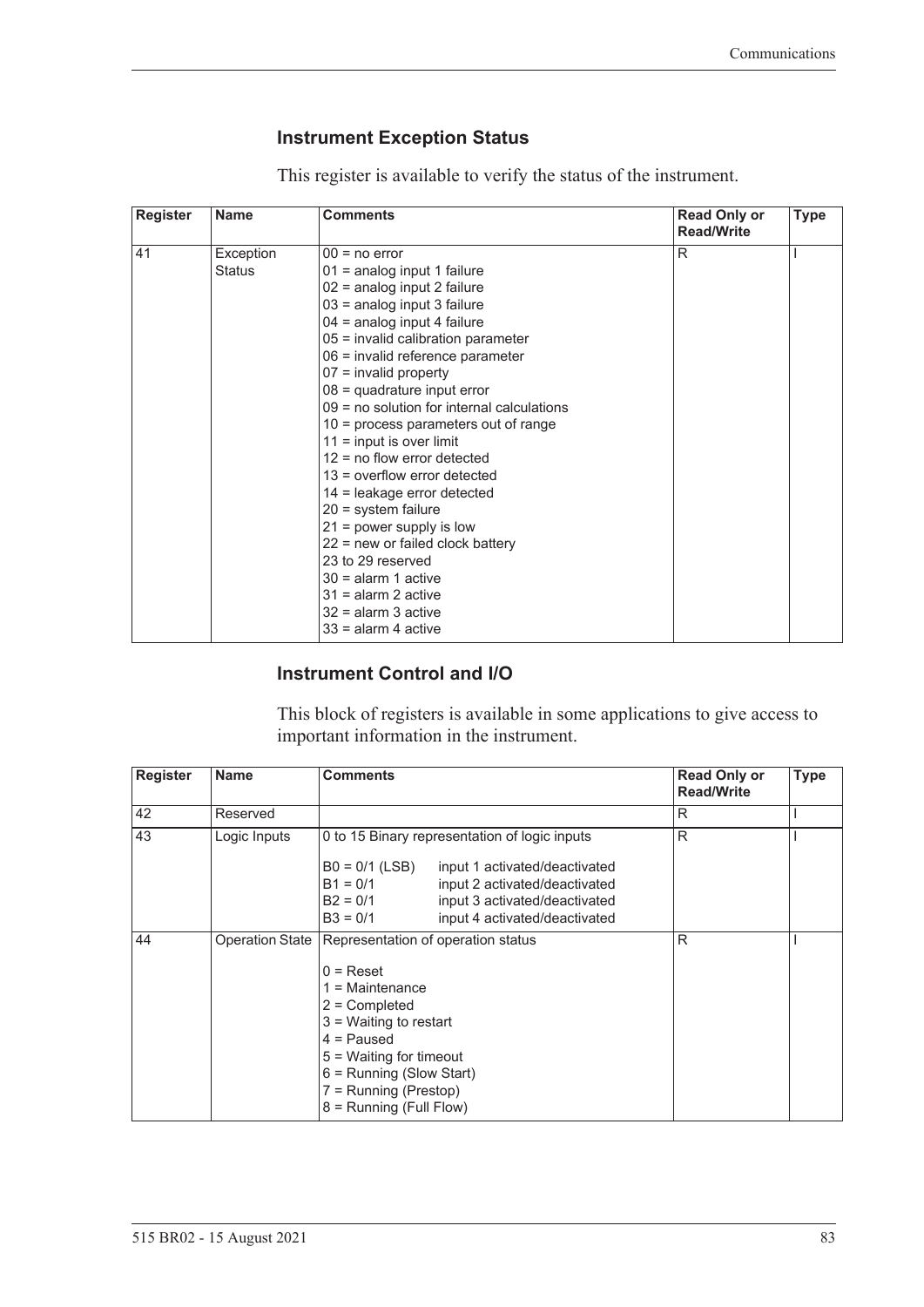### Instrument Exception Status

This register is available to verify the status of the instrument.

| Register | Name | Comments | Read Only or Read/Write | Type |
|---|---|---|---|---|
| 41 | Exception Status | 00 = no error<br>01 = analog input 1 failure<br>02 = analog input 2 failure<br>03 = analog input 3 failure<br>04 = analog input 4 failure<br>05 = invalid calibration parameter<br>06 = invalid reference parameter<br>07 = invalid property<br>08 = quadrature input error<br>09 = no solution for internal calculations<br>10 = process parameters out of range<br>11 = input is over limit<br>12 = no flow error detected<br>13 = overflow error detected<br>14 = leakage error detected<br>20 = system failure<br>21 = power supply is low<br>22 = new or failed clock battery<br>23 to 29 reserved<br>30 = alarm 1 active<br>31 = alarm 2 active<br>32 = alarm 3 active<br>33 = alarm 4 active | R | I |

### Instrument Control and I/O

This block of registers is available in some applications to give access to important information in the instrument.

| Register | Name | Comments | Read Only or Read/Write | Type |
|---|---|---|---|---|
| 42 | Reserved | | R | I |
| 43 | Logic Inputs | 0 to 15 Binary representation of logic inputs<br><br>B0 = 0/1 (LSB) input 1 activated/deactivated<br>B1 = 0/1 input 2 activated/deactivated<br>B2 = 0/1 input 3 activated/deactivated<br>B3 = 0/1 input 4 activated/deactivated | R | I |
| 44 | Operation State | Representation of operation status<br><br>0 = Reset<br>1 = Maintenance<br>2 = Completed<br>3 = Waiting to restart<br>4 = Paused<br>5 = Waiting for timeout<br>6 = Running (Slow Start)<br>7 = Running (Prestop)<br>8 = Running (Full Flow) | R | I |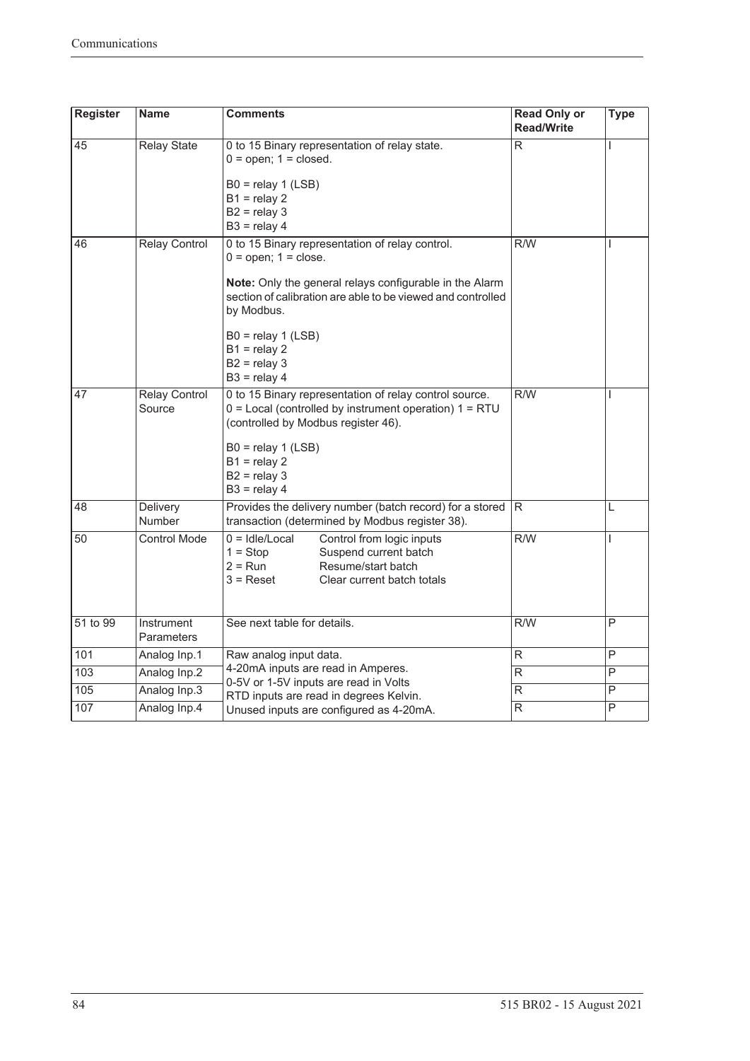| Register | Name | Comments | Read Only or Read/Write | Type |
|---|---|---|---|---|
| 45 | Relay State | 0 to 15 Binary representation of relay state.<br>0 = open; 1 = closed.<br><br>B0 = relay 1 (LSB)<br>B1 = relay 2<br>B2 = relay 3<br>B3 = relay 4 | R | I |
| 46 | Relay Control | 0 to 15 Binary representation of relay control.<br>0 = open; 1 = close.<br><br>**Note:** Only the general relays configurable in the Alarm section of calibration are able to be viewed and controlled by Modbus.<br><br>B0 = relay 1 (LSB)<br>B1 = relay 2<br>B2 = relay 3<br>B3 = relay 4 | R/W | I |
| 47 | Relay Control Source | 0 to 15 Binary representation of relay control source.<br>0 = Local (controlled by instrument operation) 1 = RTU (controlled by Modbus register 46).<br><br>B0 = relay 1 (LSB)<br>B1 = relay 2<br>B2 = relay 3<br>B3 = relay 4 | R/W | I |
| 48 | Delivery Number | Provides the delivery number (batch record) for a stored transaction (determined by Modbus register 38). | R | L |
| 50 | Control Mode | 0 = Idle/Local — Control from logic inputs<br>1 = Stop — Suspend current batch<br>2 = Run — Resume/start batch<br>3 = Reset — Clear current batch totals | R/W | I |
| 51 to 99 | Instrument Parameters | See next table for details. | R/W | P |
| 101 | Analog Inp.1 | Raw analog input data.<br>4-20mA inputs are read in Amperes.<br>0-5V or 1-5V inputs are read in Volts<br>RTD inputs are read in degrees Kelvin.<br>Unused inputs are configured as 4-20mA. | R | P |
| 103 | Analog Inp.2 | | R | P |
| 105 | Analog Inp.3 | | R | P |
| 107 | Analog Inp.4 | | R | P |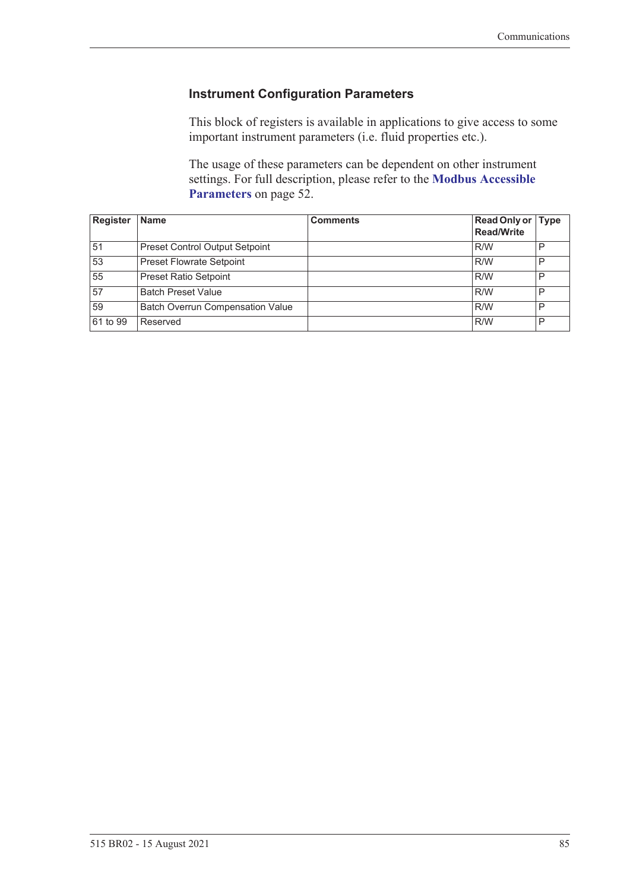### Instrument Configuration Parameters

This block of registers is available in applications to give access to some important instrument parameters (i.e. fluid properties etc.).

The usage of these parameters can be dependent on other instrument settings. For full description, please refer to the **Modbus Accessible Parameters** on page 52.

| Register | Name | Comments | Read Only or Read/Write | Type |
|---|---|---|---|---|
| 51 | Preset Control Output Setpoint | | R/W | P |
| 53 | Preset Flowrate Setpoint | | R/W | P |
| 55 | Preset Ratio Setpoint | | R/W | P |
| 57 | Batch Preset Value | | R/W | P |
| 59 | Batch Overrun Compensation Value | | R/W | P |
| 61 to 99 | Reserved | | R/W | P |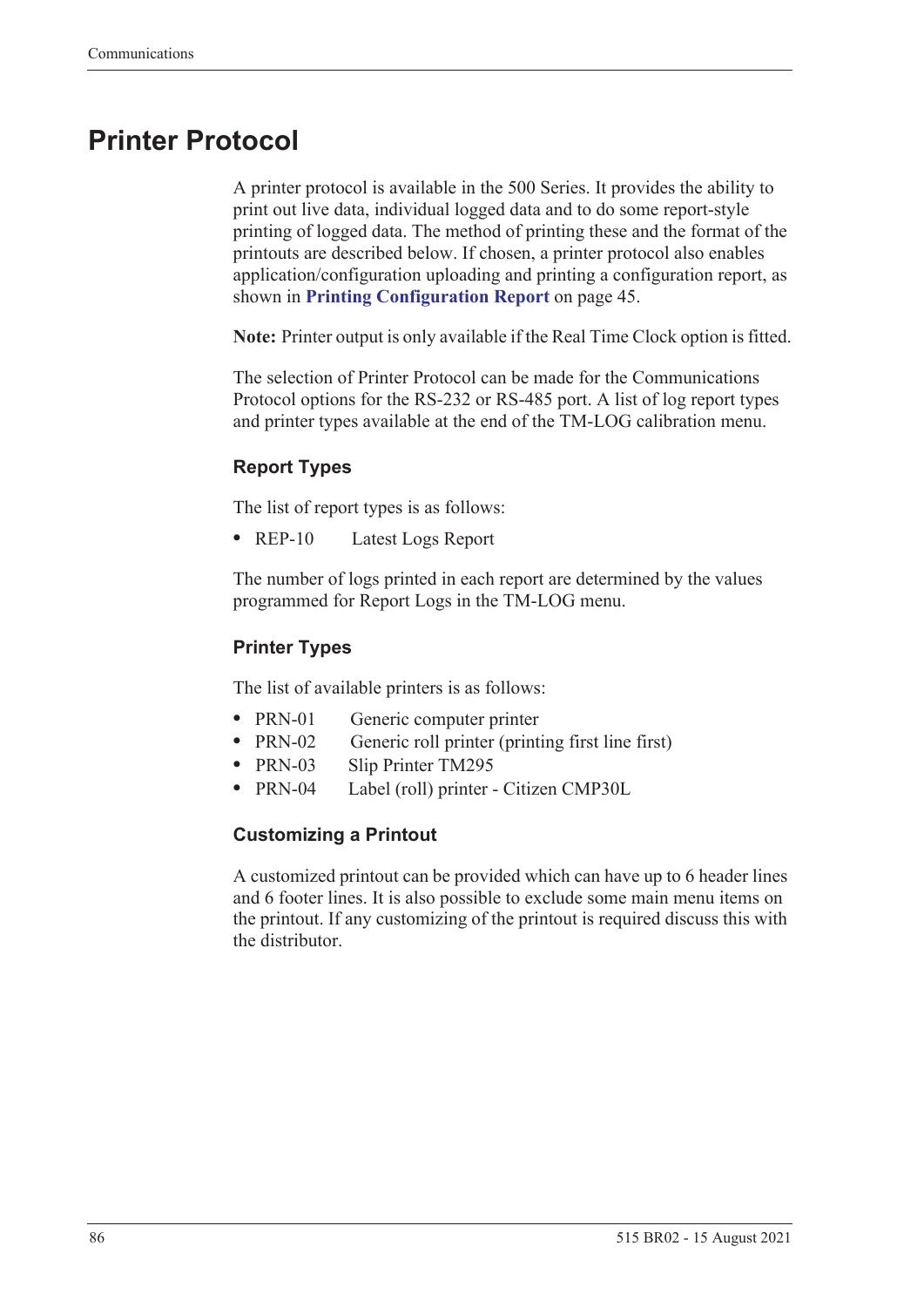# Printer Protocol

A printer protocol is available in the 500 Series. It provides the ability to print out live data, individual logged data and to do some report-style printing of logged data. The method of printing these and the format of the printouts are described below. If chosen, a printer protocol also enables application/configuration uploading and printing a configuration report, as shown in **Printing Configuration Report** on page 45.

**Note:** Printer output is only available if the Real Time Clock option is fitted.

The selection of Printer Protocol can be made for the Communications Protocol options for the RS-232 or RS-485 port. A list of log report types and printer types available at the end of the TM-LOG calibration menu.

## Report Types

The list of report types is as follows:

- REP-10 Latest Logs Report

The number of logs printed in each report are determined by the values programmed for Report Logs in the TM-LOG menu.

## Printer Types

The list of available printers is as follows:

- PRN-01 Generic computer printer
- PRN-02 Generic roll printer (printing first line first)
- PRN-03 Slip Printer TM295
- PRN-04 Label (roll) printer - Citizen CMP30L

## Customizing a Printout

A customized printout can be provided which can have up to 6 header lines and 6 footer lines. It is also possible to exclude some main menu items on the printout. If any customizing of the printout is required discuss this with the distributor.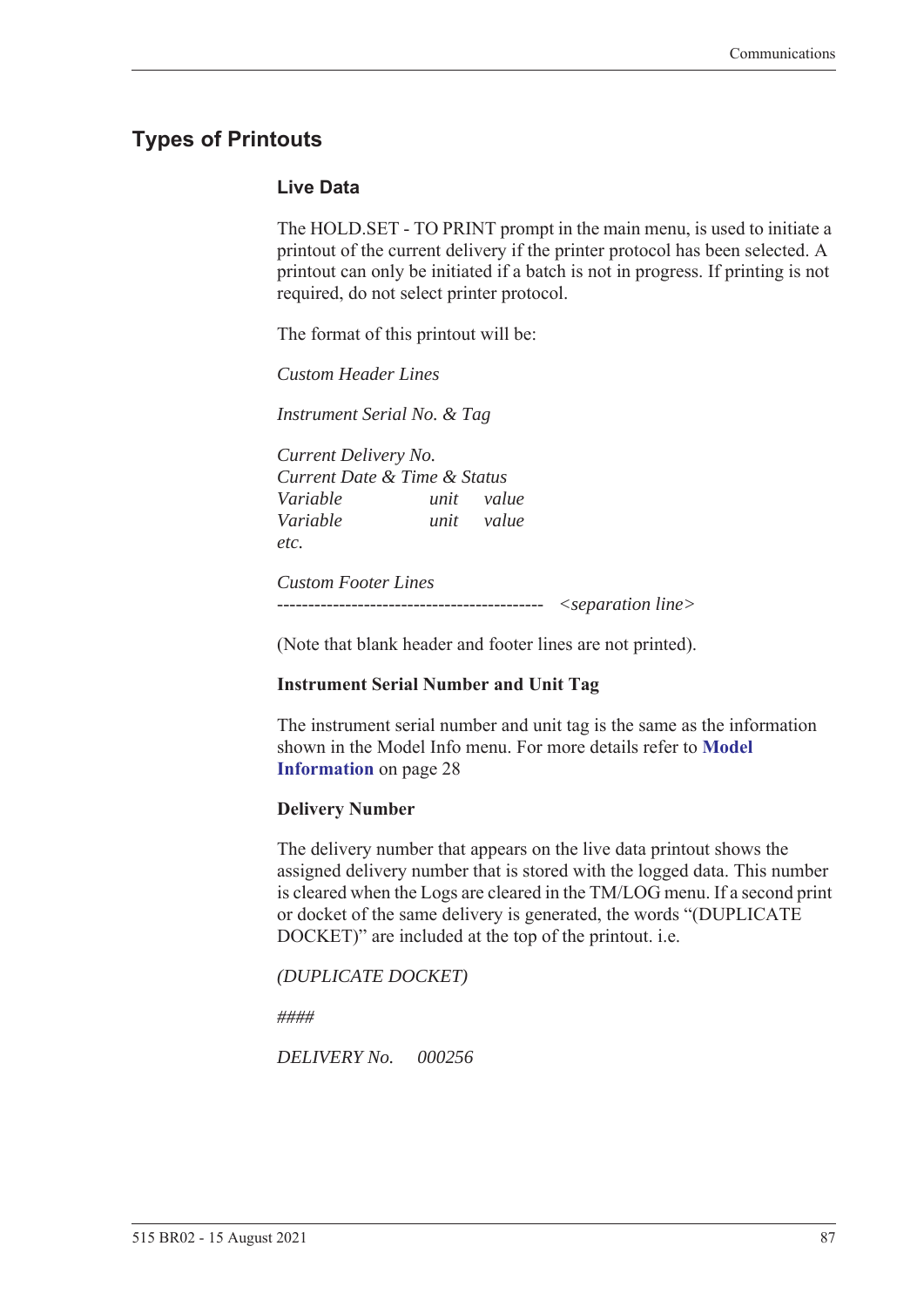# Types of Printouts

## Live Data

The HOLD.SET - TO PRINT prompt in the main menu, is used to initiate a printout of the current delivery if the printer protocol has been selected. A printout can only be initiated if a batch is not in progress. If printing is not required, do not select printer protocol.

The format of this printout will be:

*Custom Header Lines*

*Instrument Serial No. & Tag*

*Current Delivery No.*
*Current Date & Time & Status*
*Variable unit value*
*Variable unit value*
*etc.*

*Custom Footer Lines*
------------------------------------------- *<separation line>*

(Note that blank header and footer lines are not printed).

**Instrument Serial Number and Unit Tag**

The instrument serial number and unit tag is the same as the information shown in the Model Info menu. For more details refer to **Model Information** on page 28

**Delivery Number**

The delivery number that appears on the live data printout shows the assigned delivery number that is stored with the logged data. This number is cleared when the Logs are cleared in the TM/LOG menu. If a second print or docket of the same delivery is generated, the words "(DUPLICATE DOCKET)" are included at the top of the printout. i.e.

*(DUPLICATE DOCKET)*

*####*

*DELIVERY No. 000256*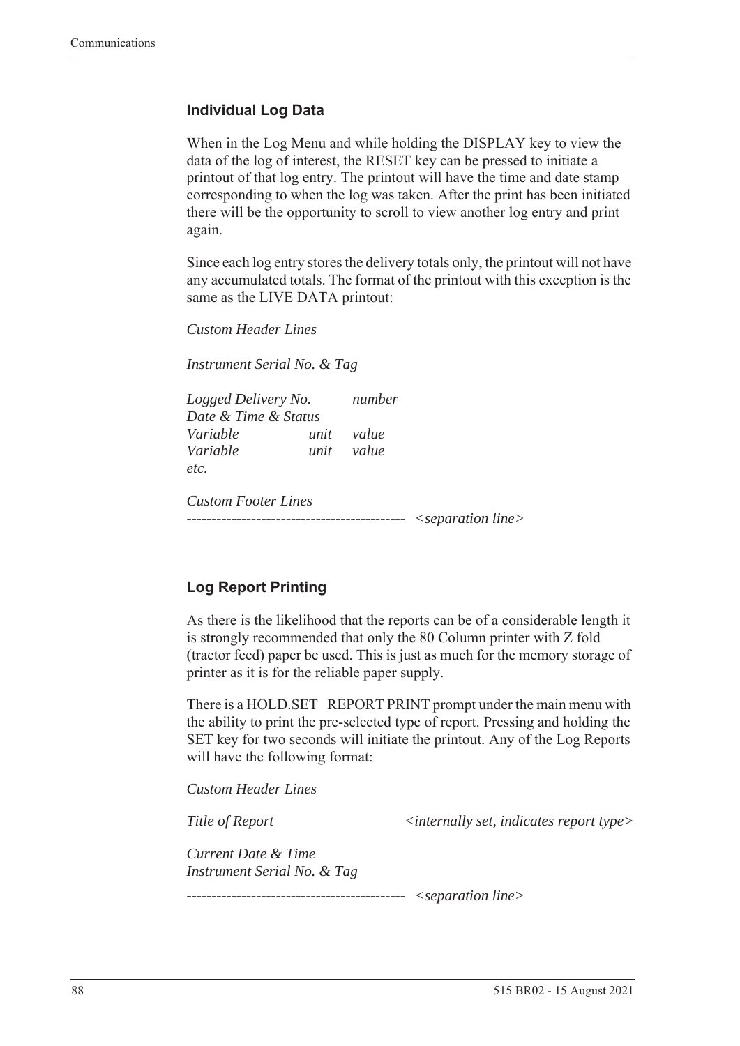### Individual Log Data

When in the Log Menu and while holding the DISPLAY key to view the data of the log of interest, the RESET key can be pressed to initiate a printout of that log entry. The printout will have the time and date stamp corresponding to when the log was taken. After the print has been initiated there will be the opportunity to scroll to view another log entry and print again.

Since each log entry stores the delivery totals only, the printout will not have any accumulated totals. The format of the printout with this exception is the same as the LIVE DATA printout:

*Custom Header Lines*

*Instrument Serial No. & Tag*

*Logged Delivery No.* *number*
*Date & Time & Status*
*Variable* *unit* *value*
*Variable* *unit* *value*
*etc.*

*Custom Footer Lines*
-------------------------------------------- *<separation line>*

### Log Report Printing

As there is the likelihood that the reports can be of a considerable length it is strongly recommended that only the 80 Column printer with Z fold (tractor feed) paper be used. This is just as much for the memory storage of printer as it is for the reliable paper supply.

There is a HOLD.SET REPORT PRINT prompt under the main menu with the ability to print the pre-selected type of report. Pressing and holding the SET key for two seconds will initiate the printout. Any of the Log Reports will have the following format:

*Custom Header Lines*

*Title of Report* *<internally set, indicates report type>*

*Current Date & Time*
*Instrument Serial No. & Tag*

-------------------------------------------- *<separation line>*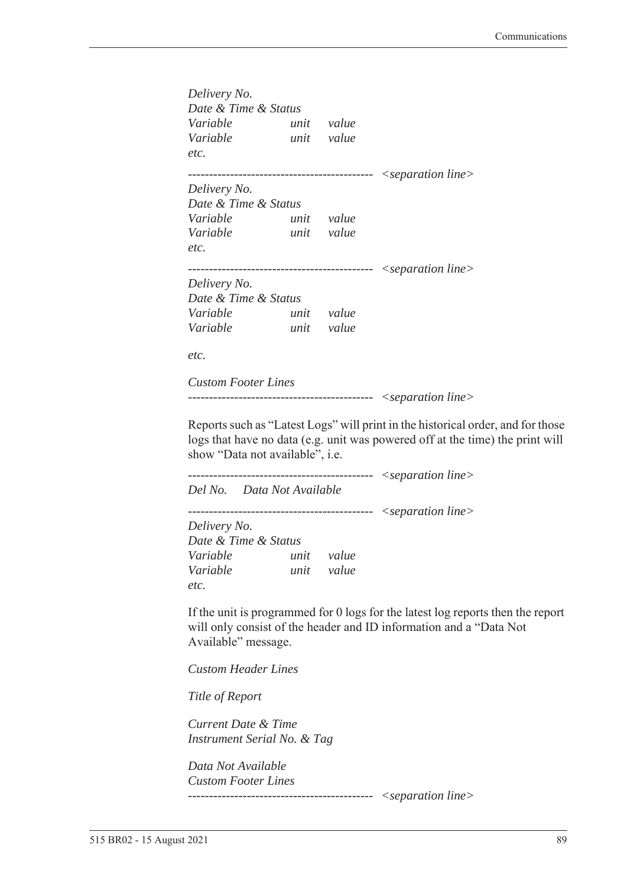*Delivery No.*
*Date & Time & Status*
*Variable unit value*
*Variable unit value*
*etc.*

------------------------------------------- *<separation line>*

*Delivery No.*
*Date & Time & Status*
*Variable unit value*
*Variable unit value*
*etc.*

------------------------------------------- *<separation line>*

*Delivery No.*
*Date & Time & Status*
*Variable unit value*
*Variable unit value*

*etc.*

*Custom Footer Lines*

------------------------------------------- *<separation line>*

Reports such as "Latest Logs" will print in the historical order, and for those logs that have no data (e.g. unit was powered off at the time) the print will show "Data not available", i.e.

------------------------------------------- *<separation line>*

*Del No. Data Not Available*

------------------------------------------- *<separation line>*

*Delivery No.*
*Date & Time & Status*
*Variable unit value*
*Variable unit value*
*etc.*

If the unit is programmed for 0 logs for the latest log reports then the report will only consist of the header and ID information and a "Data Not Available" message.

*Custom Header Lines*

*Title of Report*

*Current Date & Time*
*Instrument Serial No. & Tag*

*Data Not Available*
*Custom Footer Lines*

------------------------------------------- *<separation line>*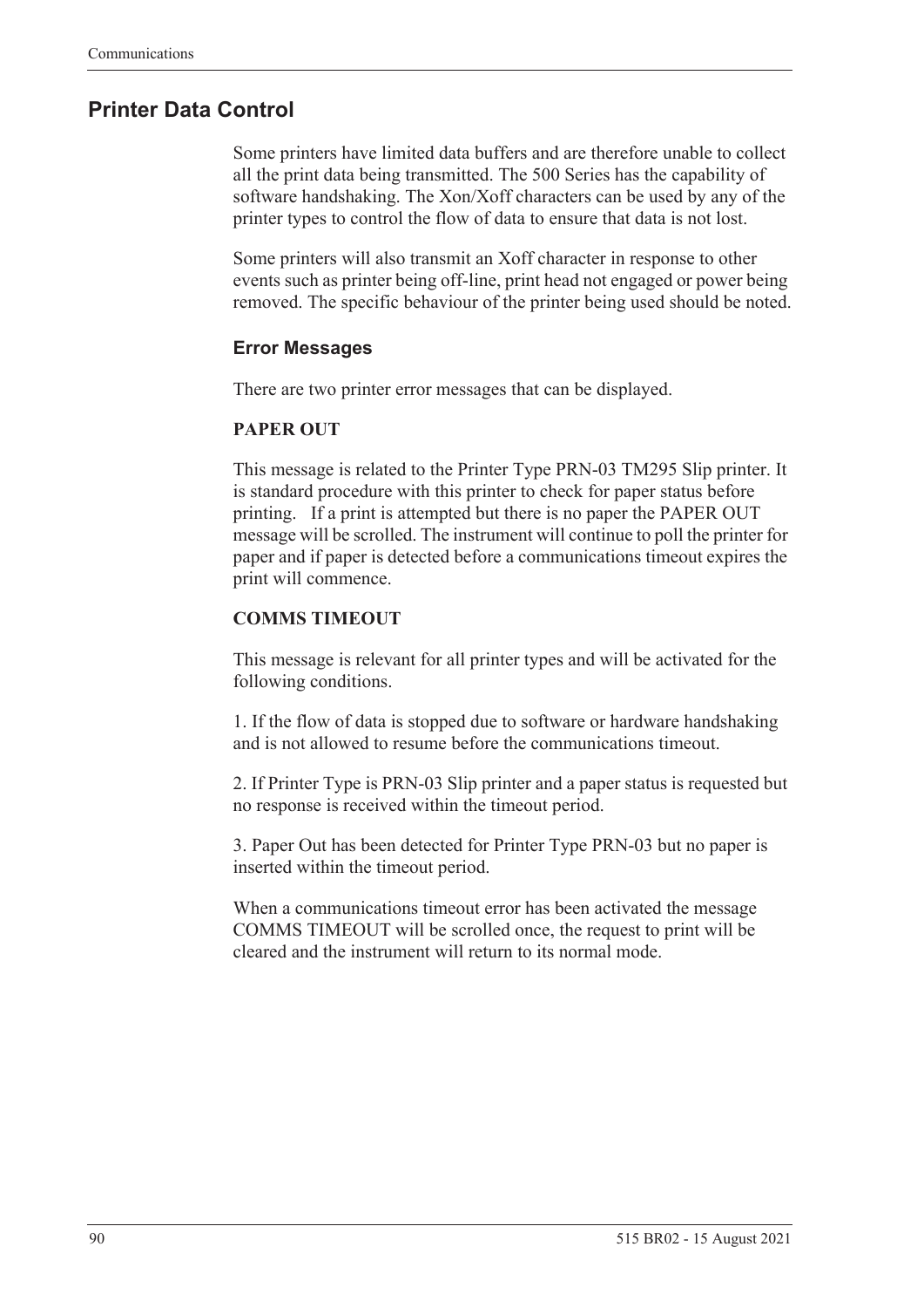## Printer Data Control

Some printers have limited data buffers and are therefore unable to collect all the print data being transmitted. The 500 Series has the capability of software handshaking. The Xon/Xoff characters can be used by any of the printer types to control the flow of data to ensure that data is not lost.

Some printers will also transmit an Xoff character in response to other events such as printer being off-line, print head not engaged or power being removed. The specific behaviour of the printer being used should be noted.

### Error Messages

There are two printer error messages that can be displayed.

**PAPER OUT**

This message is related to the Printer Type PRN-03 TM295 Slip printer. It is standard procedure with this printer to check for paper status before printing. If a print is attempted but there is no paper the PAPER OUT message will be scrolled. The instrument will continue to poll the printer for paper and if paper is detected before a communications timeout expires the print will commence.

**COMMS TIMEOUT**

This message is relevant for all printer types and will be activated for the following conditions.

1. If the flow of data is stopped due to software or hardware handshaking and is not allowed to resume before the communications timeout.

2. If Printer Type is PRN-03 Slip printer and a paper status is requested but no response is received within the timeout period.

3. Paper Out has been detected for Printer Type PRN-03 but no paper is inserted within the timeout period.

When a communications timeout error has been activated the message COMMS TIMEOUT will be scrolled once, the request to print will be cleared and the instrument will return to its normal mode.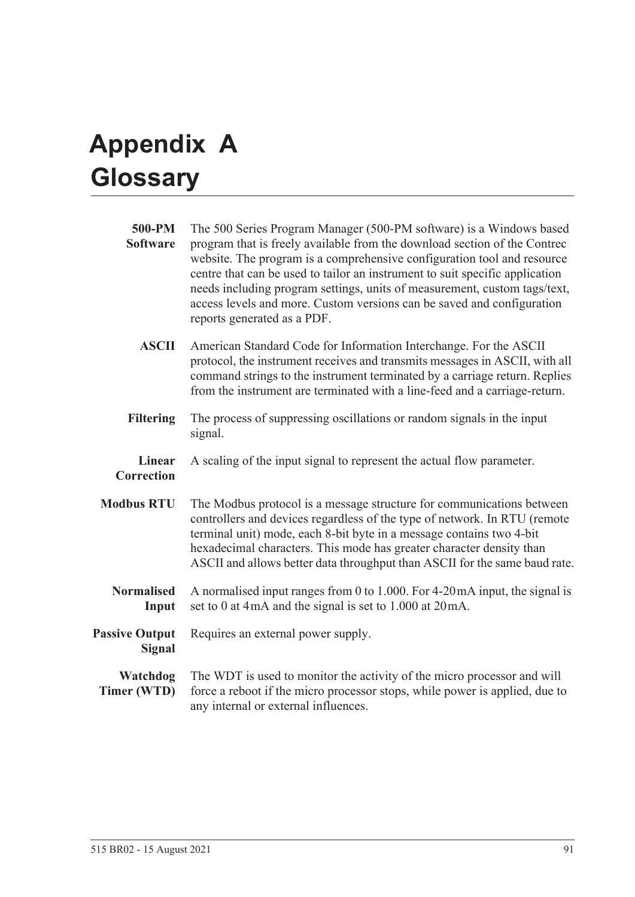# Appendix A Glossary

**500-PM Software**
The 500 Series Program Manager (500-PM software) is a Windows based program that is freely available from the download section of the Contrec website. The program is a comprehensive configuration tool and resource centre that can be used to tailor an instrument to suit specific application needs including program settings, units of measurement, custom tags/text, access levels and more. Custom versions can be saved and configuration reports generated as a PDF.

**ASCII**
American Standard Code for Information Interchange. For the ASCII protocol, the instrument receives and transmits messages in ASCII, with all command strings to the instrument terminated by a carriage return. Replies from the instrument are terminated with a line-feed and a carriage-return.

**Filtering**
The process of suppressing oscillations or random signals in the input signal.

**Linear Correction**
A scaling of the input signal to represent the actual flow parameter.

**Modbus RTU**
The Modbus protocol is a message structure for communications between controllers and devices regardless of the type of network. In RTU (remote terminal unit) mode, each 8-bit byte in a message contains two 4-bit hexadecimal characters. This mode has greater character density than ASCII and allows better data throughput than ASCII for the same baud rate.

**Normalised Input**
A normalised input ranges from 0 to 1.000. For 4-20 mA input, the signal is set to 0 at 4 mA and the signal is set to 1.000 at 20 mA.

**Passive Output Signal**
Requires an external power supply.

**Watchdog Timer (WTD)**
The WDT is used to monitor the activity of the micro processor and will force a reboot if the micro processor stops, while power is applied, due to any internal or external influences.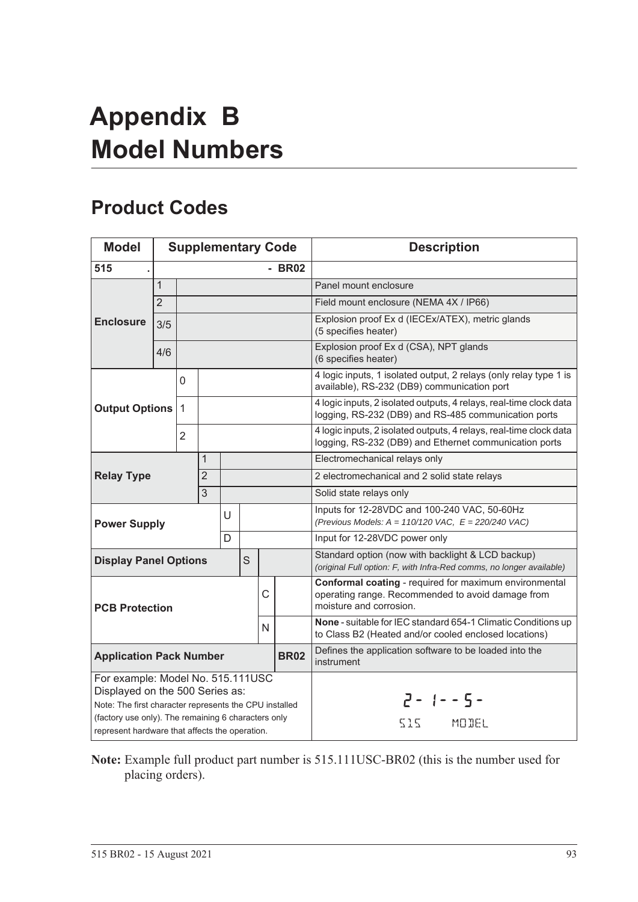# Appendix B
# Model Numbers

## Product Codes

| Model | Supplementary Code | | | | | | | Description |
|---|---|---|---|---|---|---|---|---|
| **515 .** | | | | | | | **- BR02** | |
| **Enclosure** | 1 | | | | | | | Panel mount enclosure |
| | 2 | | | | | | | Field mount enclosure (NEMA 4X / IP66) |
| | 3/5 | | | | | | | Explosion proof Ex d (IECEx/ATEX), metric glands (5 specifies heater) |
| | 4/6 | | | | | | | Explosion proof Ex d (CSA), NPT glands (6 specifies heater) |
| **Output Options** | | 0 | | | | | | 4 logic inputs, 1 isolated output, 2 relays (only relay type 1 is available), RS-232 (DB9) communication port |
| | | 1 | | | | | | 4 logic inputs, 2 isolated outputs, 4 relays, real-time clock data logging, RS-232 (DB9) and RS-485 communication ports |
| | | 2 | | | | | | 4 logic inputs, 2 isolated outputs, 4 relays, real-time clock data logging, RS-232 (DB9) and Ethernet communication ports |
| **Relay Type** | | | 1 | | | | | Electromechanical relays only |
| | | | 2 | | | | | 2 electromechanical and 2 solid state relays |
| | | | 3 | | | | | Solid state relays only |
| **Power Supply** | | | | U | | | | Inputs for 12-28VDC and 100-240 VAC, 50-60Hz *(Previous Models: A = 110/120 VAC, E = 220/240 VAC)* |
| | | | | D | | | | Input for 12-28VDC power only |
| **Display Panel Options** | | | | | S | | | Standard option (now with backlight & LCD backup) *(original Full option: F, with Infra-Red comms, no longer available)* |
| **PCB Protection** | | | | | | C | | **Conformal coating** - required for maximum environmental operating range. Recommended to avoid damage from moisture and corrosion. |
| | | | | | | N | | **None** - suitable for IEC standard 654-1 Climatic Conditions up to Class B2 (Heated and/or cooled enclosed locations) |
| **Application Pack Number** | | | | | | | **BR02** | Defines the application software to be loaded into the instrument |
| For example: Model No. 515.111USC Displayed on the 500 Series as: Note: The first character represents the CPU installed (factory use only). The remaining 6 characters only represent hardware that affects the operation. | | | | | | | | 2 - 1 - - 5 - 515 MODEL |

**Note:** Example full product part number is 515.111USC-BR02 (this is the number used for placing orders).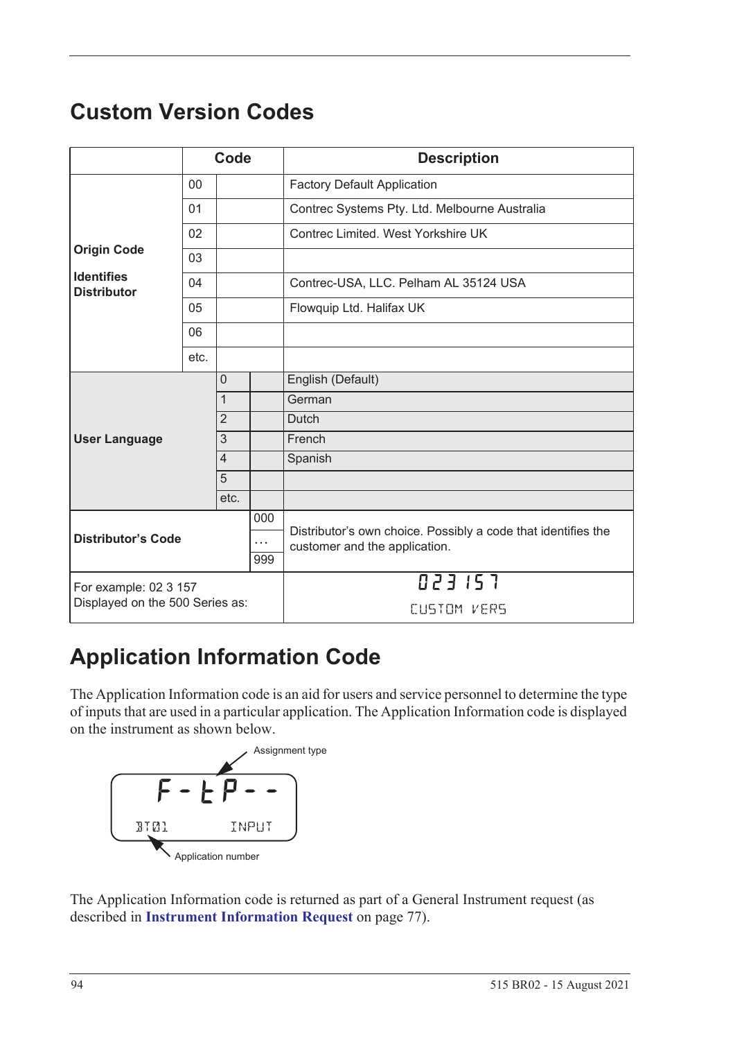## Custom Version Codes

| | Code | | | Description |
|---|---|---|---|---|
| **Origin Code** <br> **Identifies Distributor** | 00 | | | Factory Default Application |
| | 01 | | | Contrec Systems Pty. Ltd. Melbourne Australia |
| | 02 | | | Contrec Limited. West Yorkshire UK |
| | 03 | | | |
| | 04 | | | Contrec-USA, LLC. Pelham AL 35124 USA |
| | 05 | | | Flowquip Ltd. Halifax UK |
| | 06 | | | |
| | etc. | | | |
| **User Language** | | 0 | | English (Default) |
| | | 1 | | German |
| | | 2 | | Dutch |
| | | 3 | | French |
| | | 4 | | Spanish |
| | | 5 | | |
| | | etc. | | |
| **Distributor's Code** | | | 000 <br> … <br> 999 | Distributor's own choice. Possibly a code that identifies the customer and the application. |
| For example: 02 3 157 <br> Displayed on the 500 Series as: | | | | 023 157 <br> CUSTOM VERS |

## Application Information Code

The Application Information code is an aid for users and service personnel to determine the type of inputs that are used in a particular application. The Application Information code is displayed on the instrument as shown below.

F-tP--

BT01 INPUT

Assignment type

Application number

The Application Information code is returned as part of a General Instrument request (as described in **Instrument Information Request** on page 77).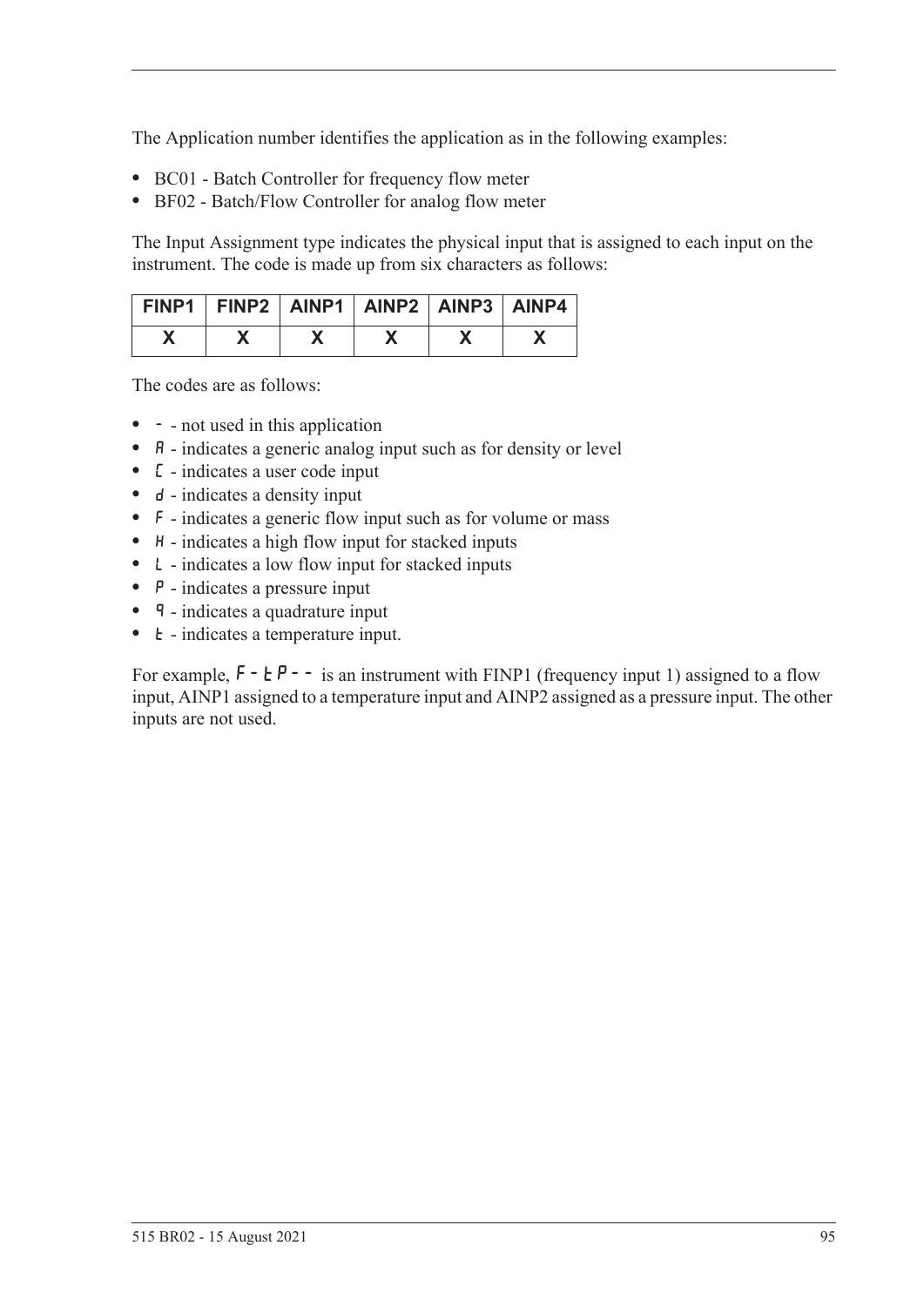The Application number identifies the application as in the following examples:

- BC01 - Batch Controller for frequency flow meter
- BF02 - Batch/Flow Controller for analog flow meter

The Input Assignment type indicates the physical input that is assigned to each input on the instrument. The code is made up from six characters as follows:

| FINP1 | FINP2 | AINP1 | AINP2 | AINP3 | AINP4 |
|---|---|---|---|---|---|
| X | X | X | X | X | X |

The codes are as follows:

- - - not used in this application
- A - indicates a generic analog input such as for density or level
- C - indicates a user code input
- d - indicates a density input
- F - indicates a generic flow input such as for volume or mass
- H - indicates a high flow input for stacked inputs
- L - indicates a low flow input for stacked inputs
- P - indicates a pressure input
- q - indicates a quadrature input
- t - indicates a temperature input.

For example, F-tP-- is an instrument with FINP1 (frequency input 1) assigned to a flow input, AINP1 assigned to a temperature input and AINP2 assigned as a pressure input. The other inputs are not used.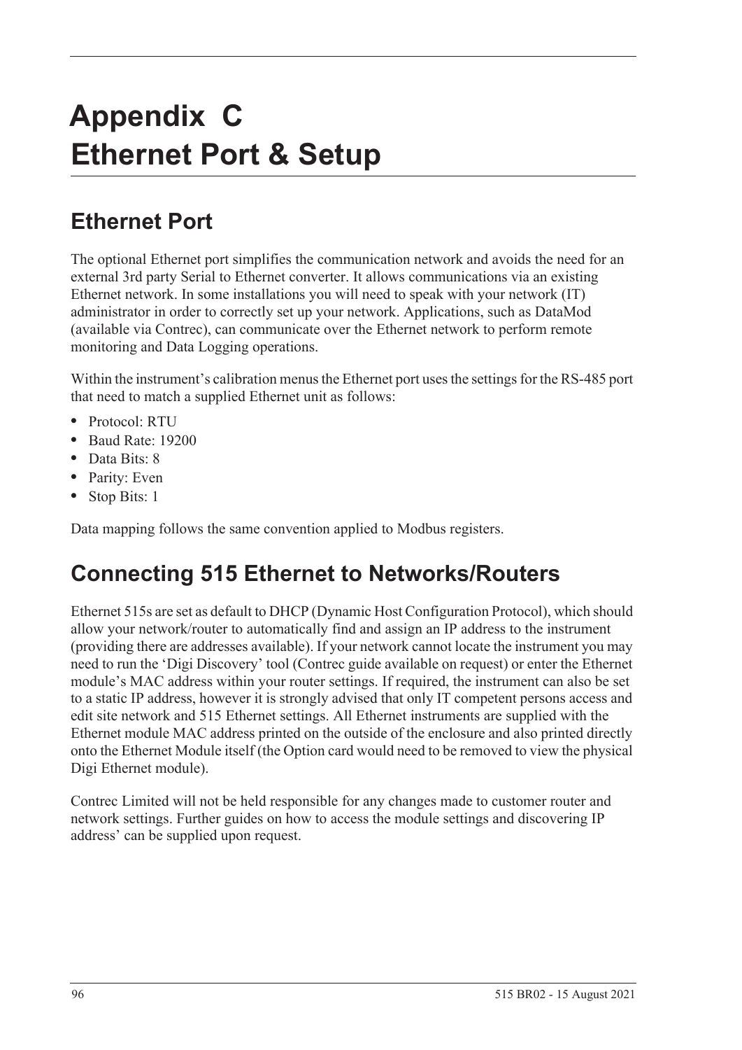# Appendix C
# Ethernet Port & Setup

## Ethernet Port

The optional Ethernet port simplifies the communication network and avoids the need for an external 3rd party Serial to Ethernet converter. It allows communications via an existing Ethernet network. In some installations you will need to speak with your network (IT) administrator in order to correctly set up your network. Applications, such as DataMod (available via Contrec), can communicate over the Ethernet network to perform remote monitoring and Data Logging operations.

Within the instrument's calibration menus the Ethernet port uses the settings for the RS-485 port that need to match a supplied Ethernet unit as follows:

- Protocol: RTU
- Baud Rate: 19200
- Data Bits: 8
- Parity: Even
- Stop Bits: 1

Data mapping follows the same convention applied to Modbus registers.

## Connecting 515 Ethernet to Networks/Routers

Ethernet 515s are set as default to DHCP (Dynamic Host Configuration Protocol), which should allow your network/router to automatically find and assign an IP address to the instrument (providing there are addresses available). If your network cannot locate the instrument you may need to run the 'Digi Discovery' tool (Contrec guide available on request) or enter the Ethernet module's MAC address within your router settings. If required, the instrument can also be set to a static IP address, however it is strongly advised that only IT competent persons access and edit site network and 515 Ethernet settings. All Ethernet instruments are supplied with the Ethernet module MAC address printed on the outside of the enclosure and also printed directly onto the Ethernet Module itself (the Option card would need to be removed to view the physical Digi Ethernet module).

Contrec Limited will not be held responsible for any changes made to customer router and network settings. Further guides on how to access the module settings and discovering IP address' can be supplied upon request.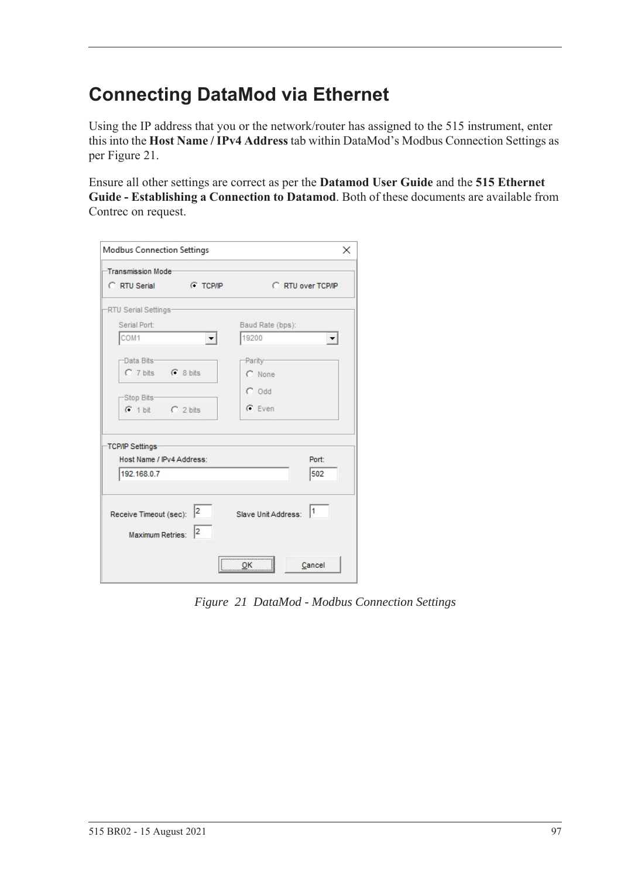# Connecting DataMod via Ethernet

Using the IP address that you or the network/router has assigned to the 515 instrument, enter this into the **Host Name / IPv4 Address** tab within DataMod's Modbus Connection Settings as per Figure 21.

Ensure all other settings are correct as per the **Datamod User Guide** and the **515 Ethernet Guide - Establishing a Connection to Datamod**. Both of these documents are available from Contrec on request.

*Figure 21 DataMod - Modbus Connection Settings*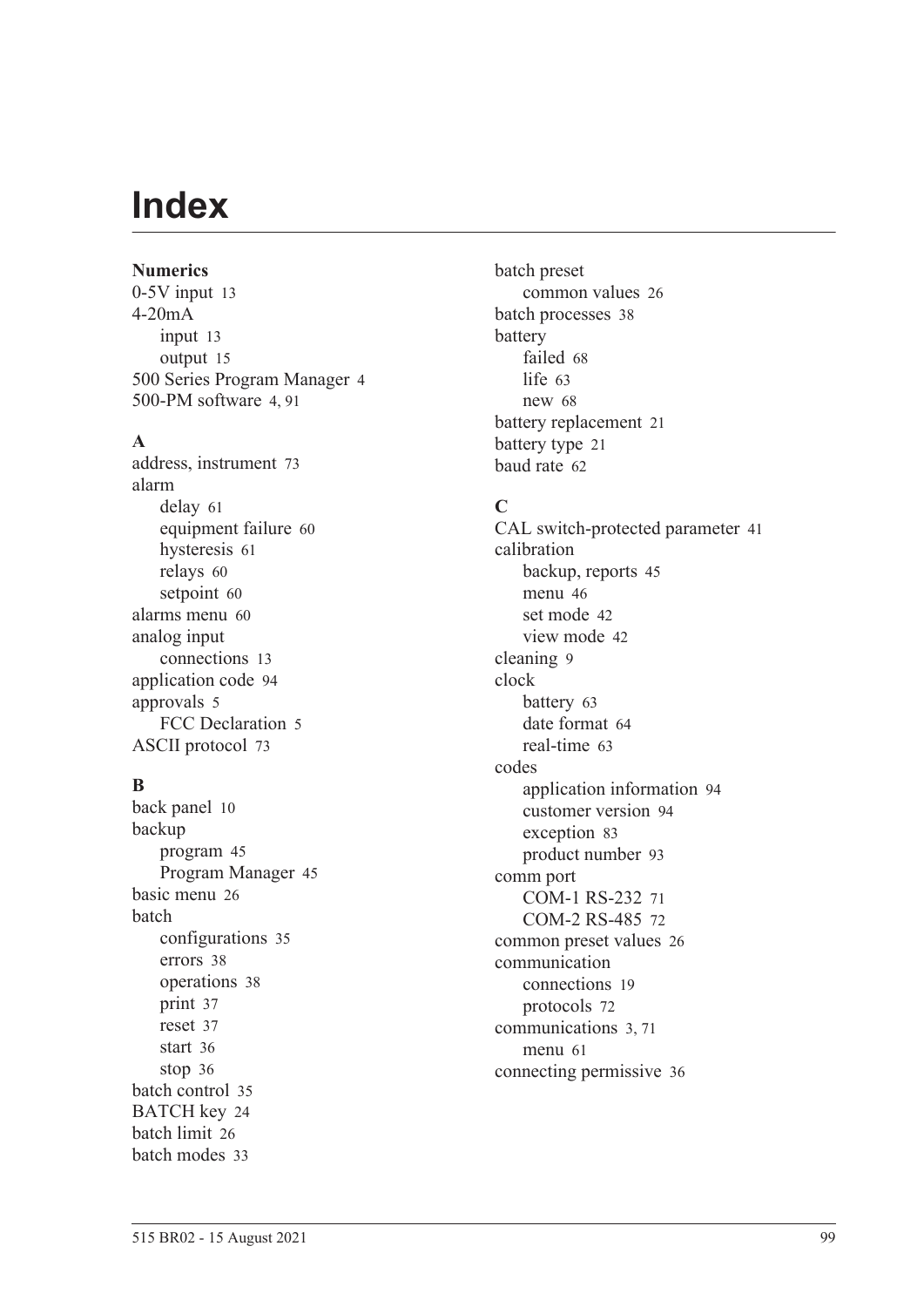# Index

**Numerics**

0-5V input 13
4-20mA
  input 13
  output 15
500 Series Program Manager 4
500-PM software 4, 91

**A**

address, instrument 73
alarm
  delay 61
  equipment failure 60
  hysteresis 61
  relays 60
  setpoint 60
alarms menu 60
analog input
  connections 13
application code 94
approvals 5
  FCC Declaration 5
ASCII protocol 73

**B**

back panel 10
backup
  program 45
  Program Manager 45
basic menu 26
batch
  configurations 35
  errors 38
  operations 38
  print 37
  reset 37
  start 36
  stop 36
batch control 35
BATCH key 24
batch limit 26
batch modes 33
batch preset
  common values 26
batch processes 38
battery
  failed 68
  life 63
  new 68
battery replacement 21
battery type 21
baud rate 62

**C**

CAL switch-protected parameter 41
calibration
  backup, reports 45
  menu 46
  set mode 42
  view mode 42
cleaning 9
clock
  battery 63
  date format 64
  real-time 63
codes
  application information 94
  customer version 94
  exception 83
  product number 93
comm port
  COM-1 RS-232 71
  COM-2 RS-485 72
common preset values 26
communication
  connections 19
  protocols 72
communications 3, 71
  menu 61
connecting permissive 36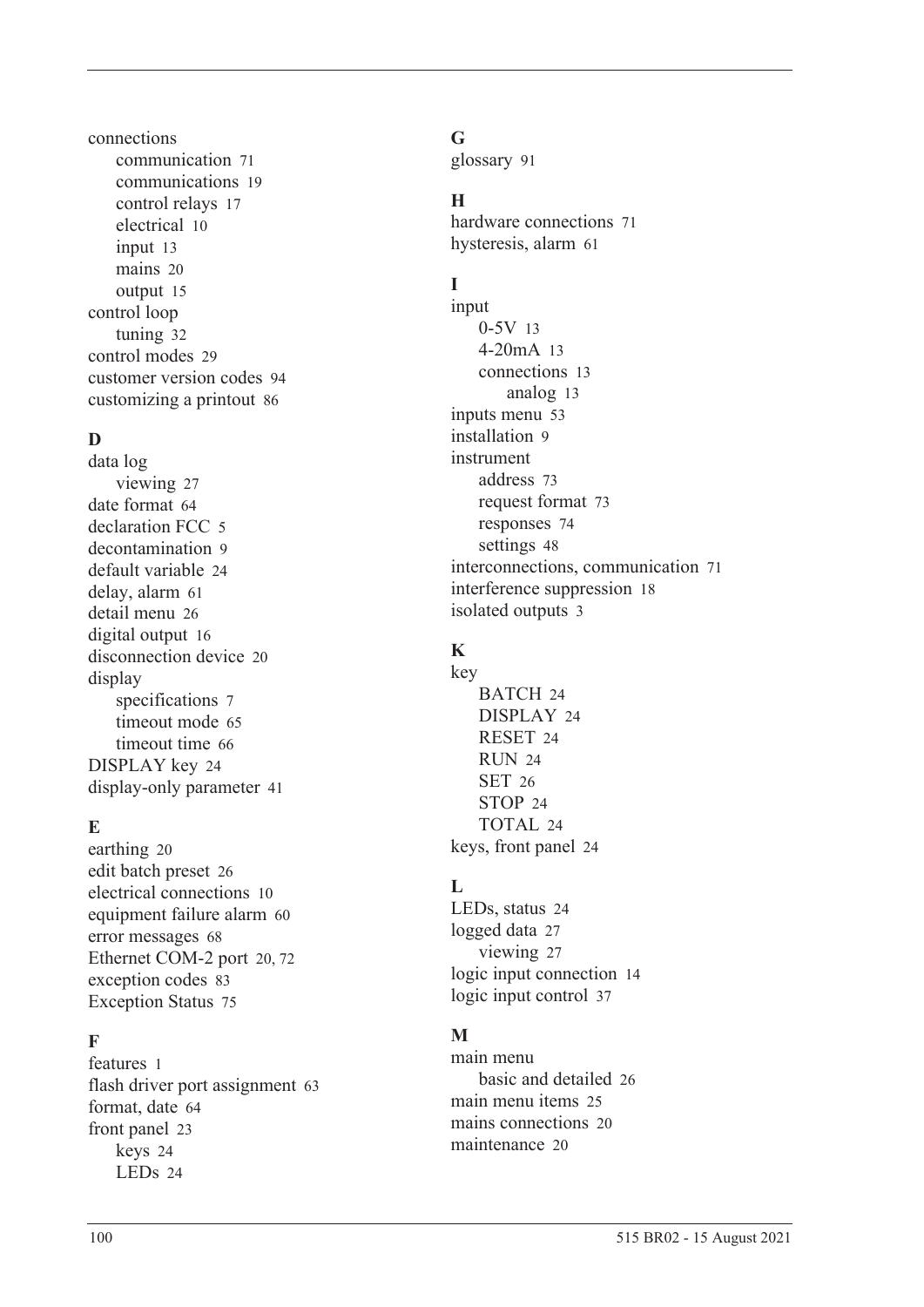connections
- communication 71
- communications 19
- control relays 17
- electrical 10
- input 13
- mains 20
- output 15

control loop
- tuning 32

control modes 29
customer version codes 94
customizing a printout 86

**D**

data log
- viewing 27

date format 64
declaration FCC 5
decontamination 9
default variable 24
delay, alarm 61
detail menu 26
digital output 16
disconnection device 20
display
- specifications 7
- timeout mode 65
- timeout time 66

DISPLAY key 24
display-only parameter 41

**E**

earthing 20
edit batch preset 26
electrical connections 10
equipment failure alarm 60
error messages 68
Ethernet COM-2 port 20, 72
exception codes 83
Exception Status 75

**F**

features 1
flash driver port assignment 63
format, date 64
front panel 23
- keys 24
- LEDs 24

**G**

glossary 91

**H**

hardware connections 71
hysteresis, alarm 61

**I**

input
- 0-5V 13
- 4-20mA 13
- connections 13
  - analog 13

inputs menu 53
installation 9
instrument
- address 73
- request format 73
- responses 74
- settings 48

interconnections, communication 71
interference suppression 18
isolated outputs 3

**K**

key
- BATCH 24
- DISPLAY 24
- RESET 24
- RUN 24
- SET 26
- STOP 24
- TOTAL 24

keys, front panel 24

**L**

LEDs, status 24
logged data 27
- viewing 27

logic input connection 14
logic input control 37

**M**

main menu
- basic and detailed 26

main menu items 25
mains connections 20
maintenance 20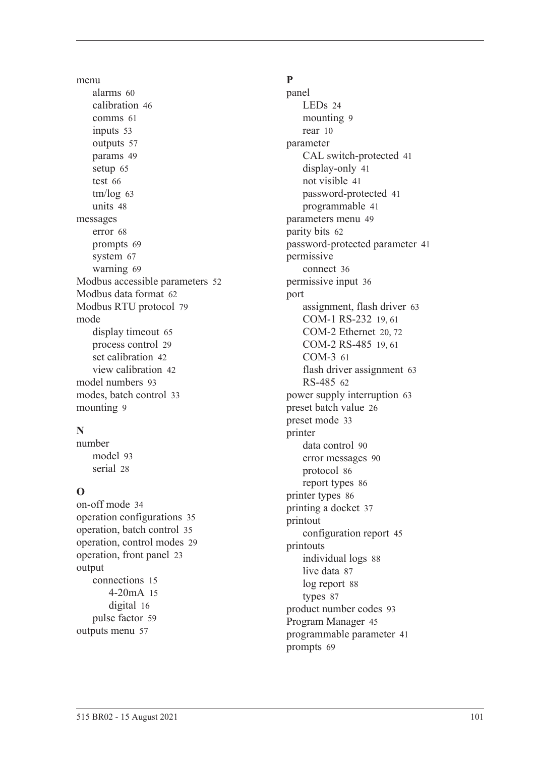menu
- alarms 60
- calibration 46
- comms 61
- inputs 53
- outputs 57
- params 49
- setup 65
- test 66
- tm/log 63
- units 48

messages
- error 68
- prompts 69
- system 67
- warning 69

Modbus accessible parameters 52
Modbus data format 62
Modbus RTU protocol 79
mode
- display timeout 65
- process control 29
- set calibration 42
- view calibration 42

model numbers 93
modes, batch control 33
mounting 9

**N**

number
- model 93
- serial 28

**O**

on-off mode 34
operation configurations 35
operation, batch control 35
operation, control modes 29
operation, front panel 23
output
- connections 15
    - 4-20mA 15
    - digital 16
- pulse factor 59

outputs menu 57

**P**

panel
- LEDs 24
- mounting 9
- rear 10

parameter
- CAL switch-protected 41
- display-only 41
- not visible 41
- password-protected 41
- programmable 41

parameters menu 49
parity bits 62
password-protected parameter 41
permissive
- connect 36

permissive input 36
port
- assignment, flash driver 63
- COM-1 RS-232 19, 61
- COM-2 Ethernet 20, 72
- COM-2 RS-485 19, 61
- COM-3 61
- flash driver assignment 63
- RS-485 62

power supply interruption 63
preset batch value 26
preset mode 33
printer
- data control 90
- error messages 90
- protocol 86
- report types 86

printer types 86
printing a docket 37
printout
- configuration report 45

printouts
- individual logs 88
- live data 87
- log report 88
- types 87

product number codes 93
Program Manager 45
programmable parameter 41
prompts 69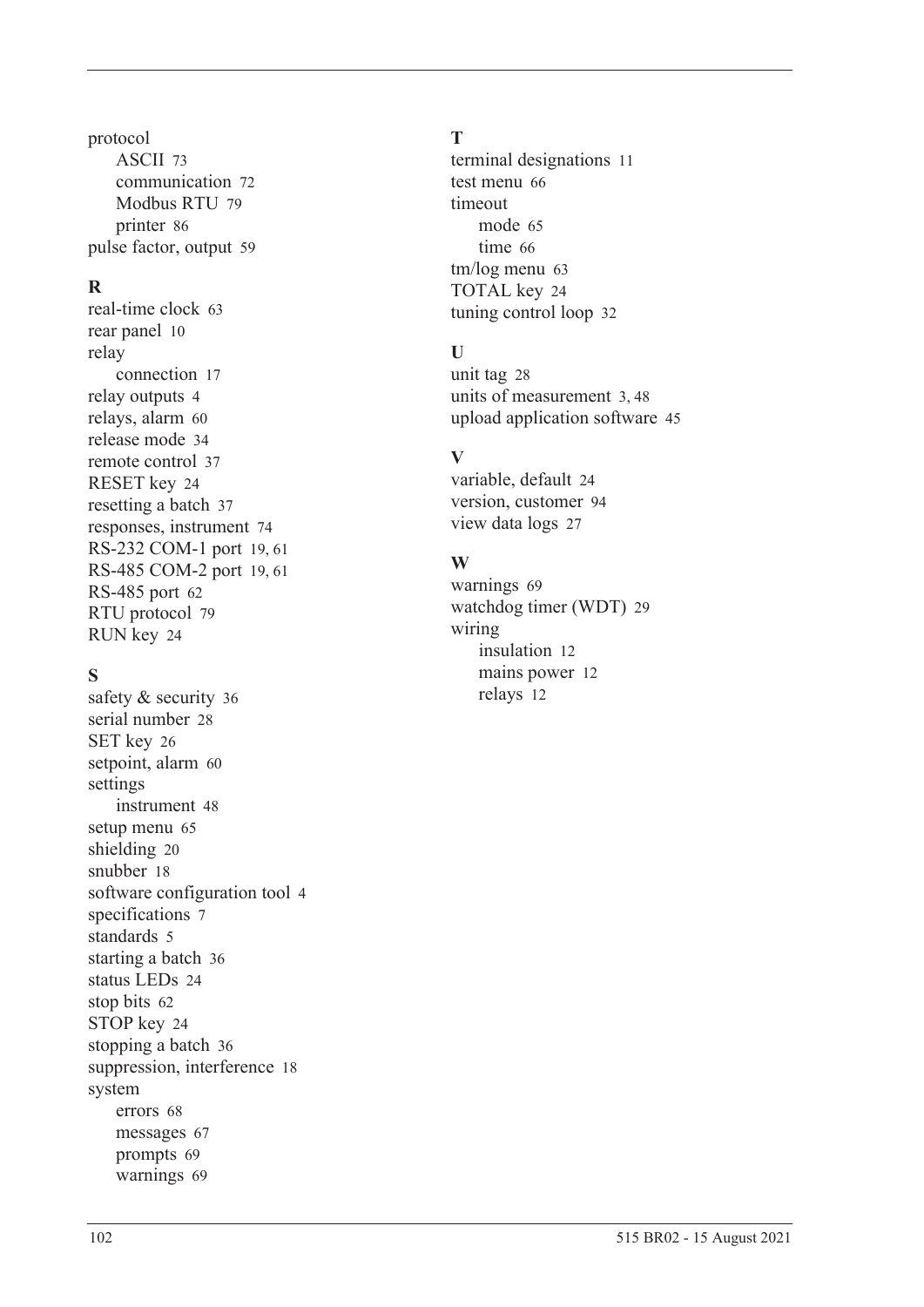protocol
- ASCII 73
- communication 72
- Modbus RTU 79
- printer 86

pulse factor, output 59

**R**

real-time clock 63
rear panel 10
relay
- connection 17

relay outputs 4
relays, alarm 60
release mode 34
remote control 37
RESET key 24
resetting a batch 37
responses, instrument 74
RS-232 COM-1 port 19, 61
RS-485 COM-2 port 19, 61
RS-485 port 62
RTU protocol 79
RUN key 24

**S**

safety & security 36
serial number 28
SET key 26
setpoint, alarm 60
settings
- instrument 48

setup menu 65
shielding 20
snubber 18
software configuration tool 4
specifications 7
standards 5
starting a batch 36
status LEDs 24
stop bits 62
STOP key 24
stopping a batch 36
suppression, interference 18
system
- errors 68
- messages 67
- prompts 69
- warnings 69

**T**

terminal designations 11
test menu 66
timeout
- mode 65
- time 66

tm/log menu 63
TOTAL key 24
tuning control loop 32

**U**

unit tag 28
units of measurement 3, 48
upload application software 45

**V**

variable, default 24
version, customer 94
view data logs 27

**W**

warnings 69
watchdog timer (WDT) 29
wiring
- insulation 12
- mains power 12
- relays 12